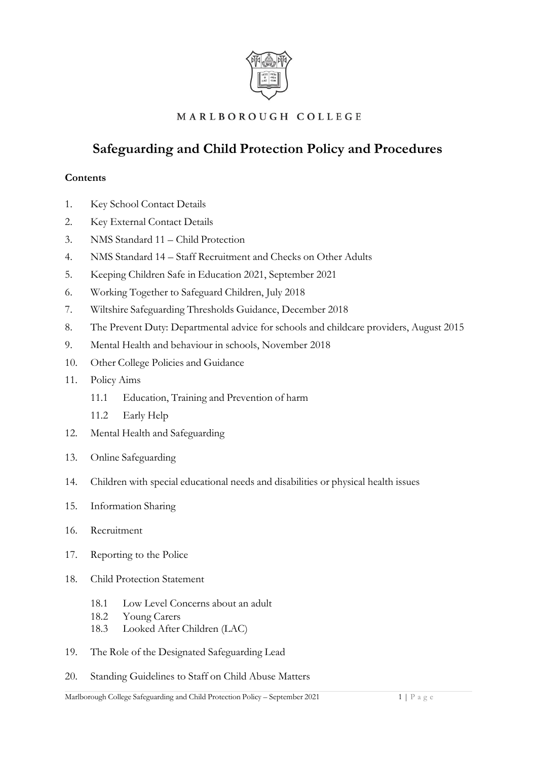MARLBOROUGH COLLEGE

# Safeguarding and Child Protection Policy and Procedures

**Contents**

1. Key School Contact Details
2. Key External Contact Details
3. NMS Standard 11 – Child Protection
4. NMS Standard 14 – Staff Recruitment and Checks on Other Adults
5. Keeping Children Safe in Education 2021, September 2021
6. Working Together to Safeguard Children, July 2018
7. Wiltshire Safeguarding Thresholds Guidance, December 2018
8. The Prevent Duty: Departmental advice for schools and childcare providers, August 2015
9. Mental Health and behaviour in schools, November 2018
10. Other College Policies and Guidance
11. Policy Aims
    - 11.1 Education, Training and Prevention of harm
    - 11.2 Early Help
12. Mental Health and Safeguarding
13. Online Safeguarding
14. Children with special educational needs and disabilities or physical health issues
15. Information Sharing
16. Recruitment
17. Reporting to the Police
18. Child Protection Statement
    - 18.1 Low Level Concerns about an adult
    - 18.2 Young Carers
    - 18.3 Looked After Children (LAC)
19. The Role of the Designated Safeguarding Lead
20. Standing Guidelines to Staff on Child Abuse Matters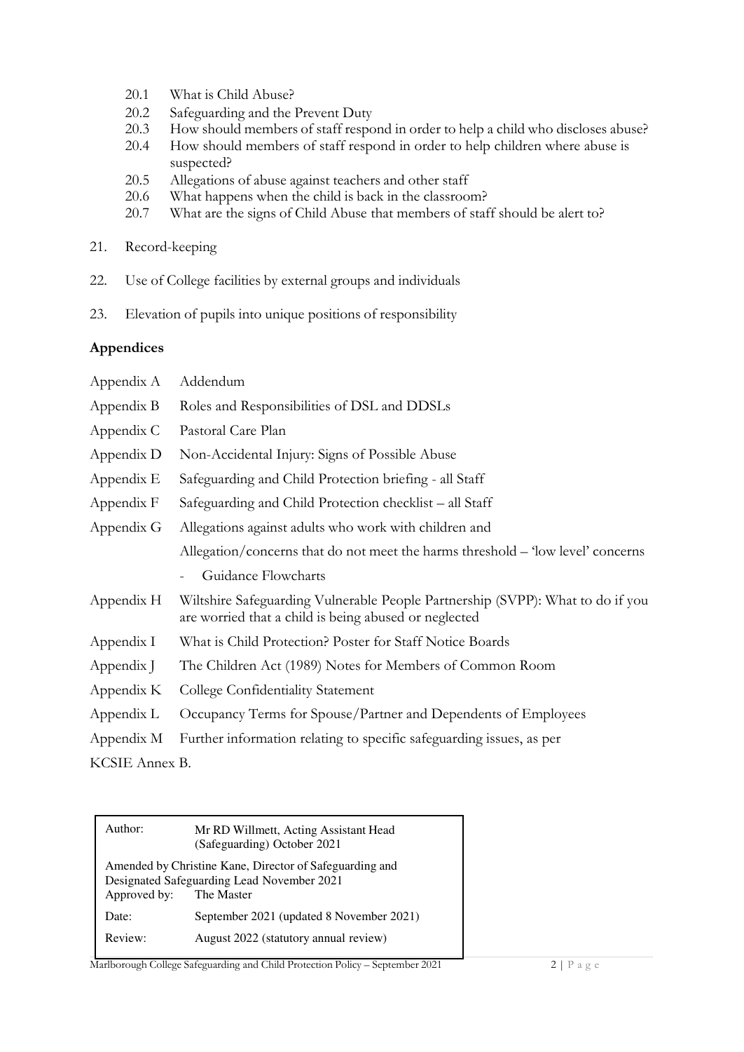- 20.1 What is Child Abuse?
- 20.2 Safeguarding and the Prevent Duty
- 20.3 How should members of staff respond in order to help a child who discloses abuse?
- 20.4 How should members of staff respond in order to help children where abuse is suspected?
- 20.5 Allegations of abuse against teachers and other staff
- 20.6 What happens when the child is back in the classroom?
- 20.7 What are the signs of Child Abuse that members of staff should be alert to?

21. Record-keeping

22. Use of College facilities by external groups and individuals

23. Elevation of pupils into unique positions of responsibility

**Appendices**

| | |
|---|---|
| Appendix A | Addendum |
| Appendix B | Roles and Responsibilities of DSL and DDSLs |
| Appendix C | Pastoral Care Plan |
| Appendix D | Non-Accidental Injury: Signs of Possible Abuse |
| Appendix E | Safeguarding and Child Protection briefing - all Staff |
| Appendix F | Safeguarding and Child Protection checklist – all Staff |
| Appendix G | Allegations against adults who work with children and Allegation/concerns that do not meet the harms threshold – 'low level' concerns - Guidance Flowcharts |
| Appendix H | Wiltshire Safeguarding Vulnerable People Partnership (SVPP): What to do if you are worried that a child is being abused or neglected |
| Appendix I | What is Child Protection? Poster for Staff Notice Boards |
| Appendix J | The Children Act (1989) Notes for Members of Common Room |
| Appendix K | College Confidentiality Statement |
| Appendix L | Occupancy Terms for Spouse/Partner and Dependents of Employees |
| Appendix M | Further information relating to specific safeguarding issues, as per KCSIE Annex B. |

| | |
|---|---|
| Author: | Mr RD Willmett, Acting Assistant Head (Safeguarding) October 2021 |
| Amended by Christine Kane, Director of Safeguarding and Designated Safeguarding Lead November 2021 | |
| Approved by: | The Master |
| Date: | September 2021 (updated 8 November 2021) |
| Review: | August 2022 (statutory annual review) |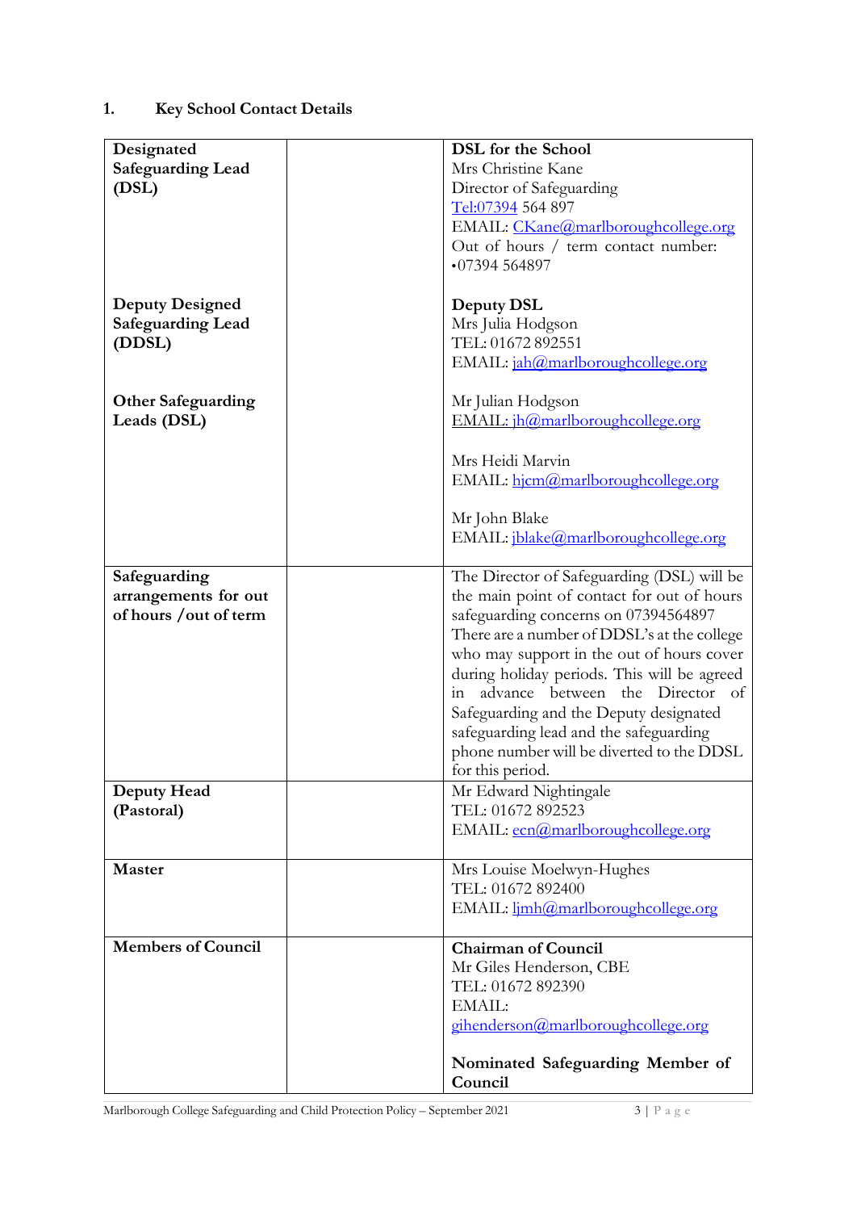## 1. Key School Contact Details

| | | |
|---|---|---|
| **Designated Safeguarding Lead (DSL)** | | **DSL for the School**<br>Mrs Christine Kane<br>Director of Safeguarding<br>Tel:07394 564 897<br>EMAIL: CKane@marlboroughcollege.org<br>Out of hours / term contact number: •07394 564897 |
| **Deputy Designed Safeguarding Lead (DDSL)** | | **Deputy DSL**<br>Mrs Julia Hodgson<br>TEL: 01672 892551<br>EMAIL: jah@marlboroughcollege.org |
| **Other Safeguarding Leads (DSL)** | | Mr Julian Hodgson<br>EMAIL: jh@marlboroughcollege.org<br><br>Mrs Heidi Marvin<br>EMAIL: hjcm@marlboroughcollege.org<br><br>Mr John Blake<br>EMAIL: jblake@marlboroughcollege.org |
| **Safeguarding arrangements for out of hours /out of term** | | The Director of Safeguarding (DSL) will be the main point of contact for out of hours safeguarding concerns on 07394564897 There are a number of DDSL's at the college who may support in the out of hours cover during holiday periods. This will be agreed in advance between the Director of Safeguarding and the Deputy designated safeguarding lead and the safeguarding phone number will be diverted to the DDSL for this period. |
| **Deputy Head (Pastoral)** | | Mr Edward Nightingale<br>TEL: 01672 892523<br>EMAIL: ecn@marlboroughcollege.org |
| **Master** | | Mrs Louise Moelwyn-Hughes<br>TEL: 01672 892400<br>EMAIL: ljmh@marlboroughcollege.org |
| **Members of Council** | | **Chairman of Council**<br>Mr Giles Henderson, CBE<br>TEL: 01672 892390<br>EMAIL: gihenderson@marlboroughcollege.org<br><br>**Nominated Safeguarding Member of Council** |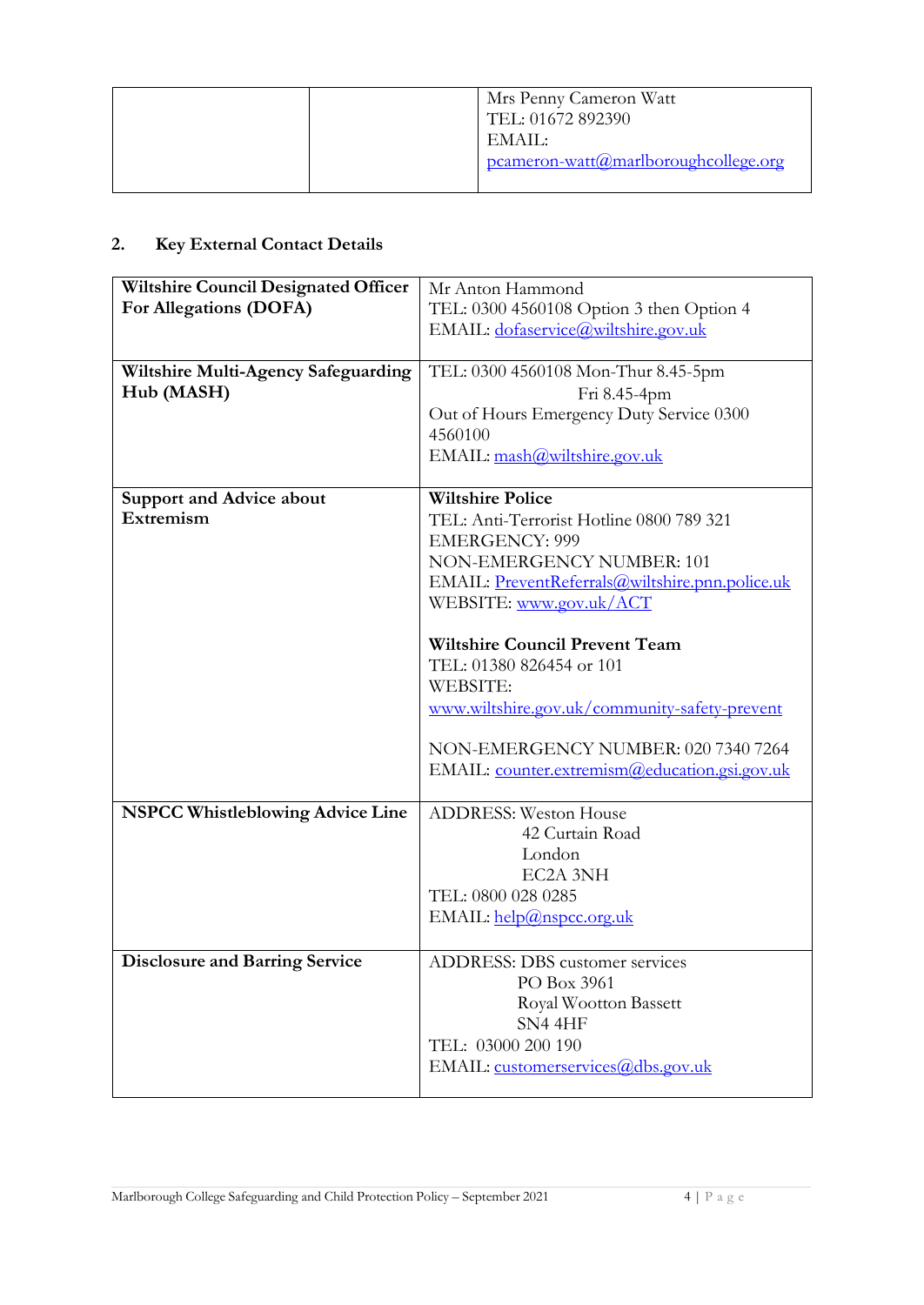|  |  | Mrs Penny Cameron Watt<br>TEL: 01672 892390<br>EMAIL:<br>pcameron-watt@marlboroughcollege.org |
|---|---|---|

## 2. Key External Contact Details

| **Wiltshire Council Designated Officer For Allegations (DOFA)** | Mr Anton Hammond<br>TEL: 0300 4560108 Option 3 then Option 4<br>EMAIL: dofaservice@wiltshire.gov.uk |
|---|---|
| **Wiltshire Multi-Agency Safeguarding Hub (MASH)** | TEL: 0300 4560108 Mon-Thur 8.45-5pm<br>Fri 8.45-4pm<br>Out of Hours Emergency Duty Service 0300 4560100<br>EMAIL: mash@wiltshire.gov.uk |
| **Support and Advice about Extremism** | **Wiltshire Police**<br>TEL: Anti-Terrorist Hotline 0800 789 321<br>EMERGENCY: 999<br>NON-EMERGENCY NUMBER: 101<br>EMAIL: PreventReferrals@wiltshire.pnn.police.uk<br>WEBSITE: www.gov.uk/ACT<br><br>**Wiltshire Council Prevent Team**<br>TEL: 01380 826454 or 101<br>WEBSITE:<br>www.wiltshire.gov.uk/community-safety-prevent<br><br>NON-EMERGENCY NUMBER: 020 7340 7264<br>EMAIL: counter.extremism@education.gsi.gov.uk |
| **NSPCC Whistleblowing Advice Line** | ADDRESS: Weston House<br>42 Curtain Road<br>London<br>EC2A 3NH<br>TEL: 0800 028 0285<br>EMAIL: help@nspcc.org.uk |
| **Disclosure and Barring Service** | ADDRESS: DBS customer services<br>PO Box 3961<br>Royal Wootton Bassett<br>SN4 4HF<br>TEL: 03000 200 190<br>EMAIL: customerservices@dbs.gov.uk |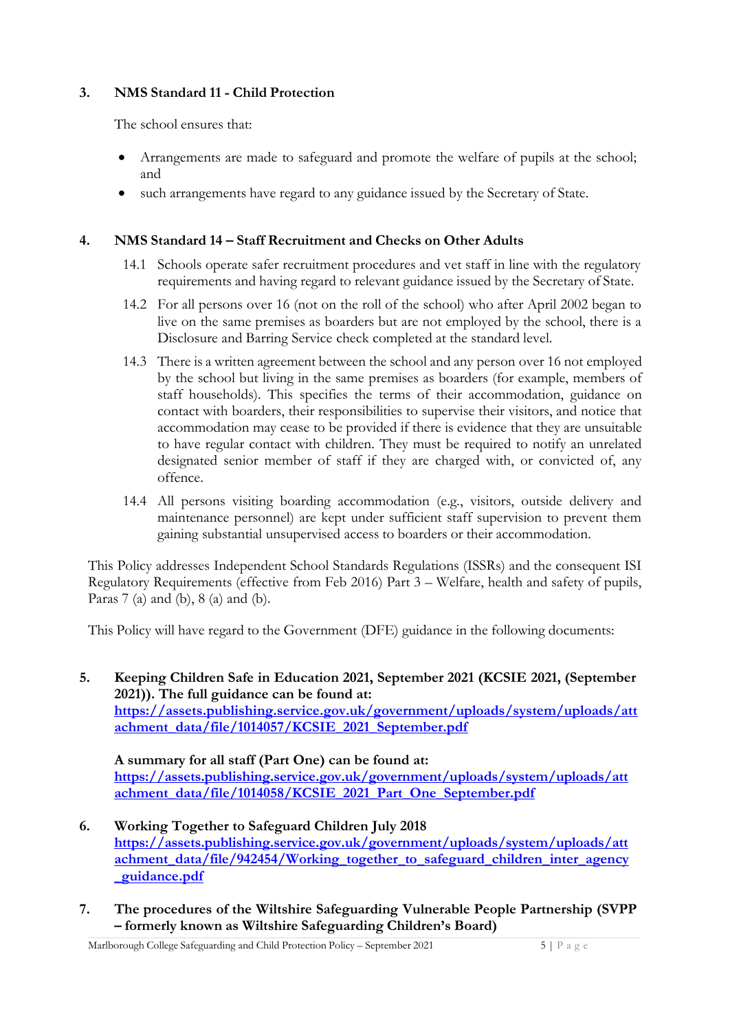## 3. NMS Standard 11 - Child Protection

The school ensures that:

- Arrangements are made to safeguard and promote the welfare of pupils at the school; and
- such arrangements have regard to any guidance issued by the Secretary of State.

## 4. NMS Standard 14 – Staff Recruitment and Checks on Other Adults

14.1 Schools operate safer recruitment procedures and vet staff in line with the regulatory requirements and having regard to relevant guidance issued by the Secretary of State.

14.2 For all persons over 16 (not on the roll of the school) who after April 2002 began to live on the same premises as boarders but are not employed by the school, there is a Disclosure and Barring Service check completed at the standard level.

14.3 There is a written agreement between the school and any person over 16 not employed by the school but living in the same premises as boarders (for example, members of staff households). This specifies the terms of their accommodation, guidance on contact with boarders, their responsibilities to supervise their visitors, and notice that accommodation may cease to be provided if there is evidence that they are unsuitable to have regular contact with children. They must be required to notify an unrelated designated senior member of staff if they are charged with, or convicted of, any offence.

14.4 All persons visiting boarding accommodation (e.g., visitors, outside delivery and maintenance personnel) are kept under sufficient staff supervision to prevent them gaining substantial unsupervised access to boarders or their accommodation.

This Policy addresses Independent School Standards Regulations (ISSRs) and the consequent ISI Regulatory Requirements (effective from Feb 2016) Part 3 – Welfare, health and safety of pupils, Paras 7 (a) and (b), 8 (a) and (b).

This Policy will have regard to the Government (DFE) guidance in the following documents:

## 5. Keeping Children Safe in Education 2021, September 2021 (KCSIE 2021, (September 2021)). The full guidance can be found at:

**https://assets.publishing.service.gov.uk/government/uploads/system/uploads/attachment_data/file/1014057/KCSIE_2021_September.pdf**

**A summary for all staff (Part One) can be found at:**
**https://assets.publishing.service.gov.uk/government/uploads/system/uploads/attachment_data/file/1014058/KCSIE_2021_Part_One_September.pdf**

## 6. Working Together to Safeguard Children July 2018

**https://assets.publishing.service.gov.uk/government/uploads/system/uploads/attachment_data/file/942454/Working_together_to_safeguard_children_inter_agency_guidance.pdf**

## 7. The procedures of the Wiltshire Safeguarding Vulnerable People Partnership (SVPP – formerly known as Wiltshire Safeguarding Children's Board)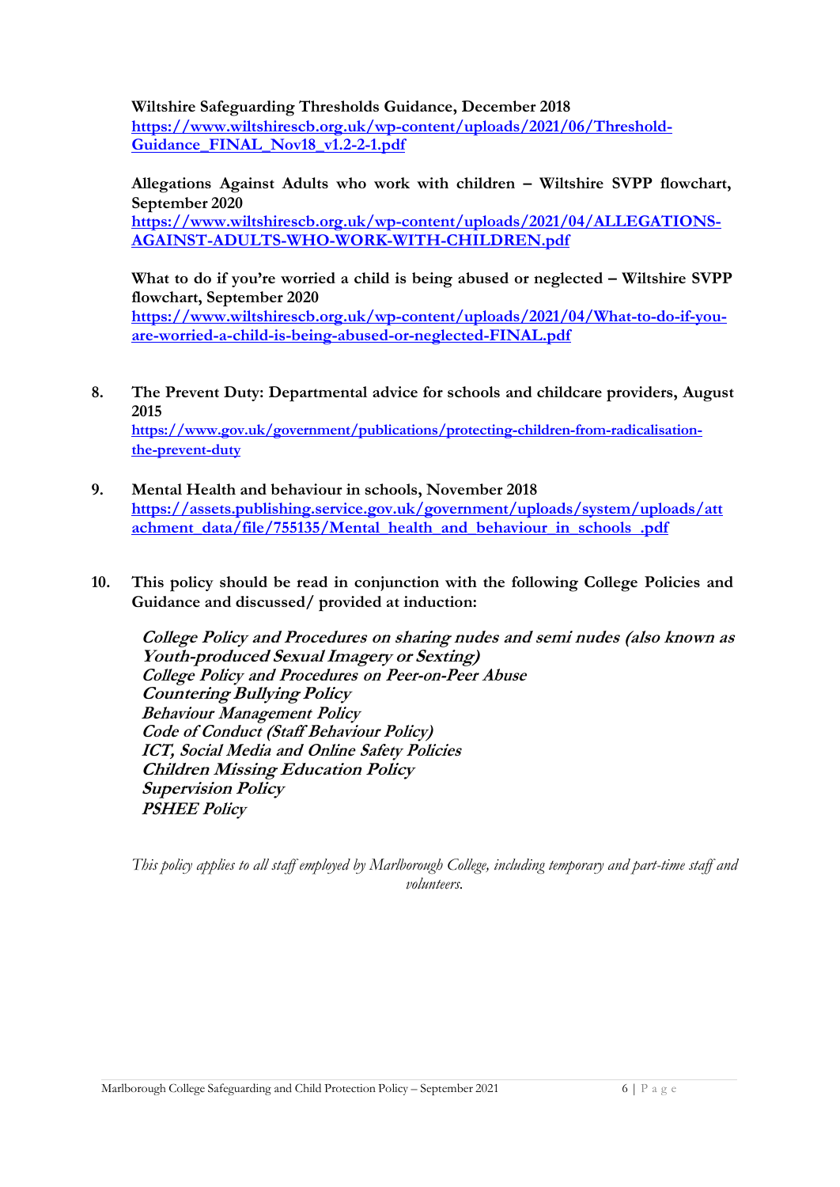**Wiltshire Safeguarding Thresholds Guidance, December 2018**
[https://www.wiltshirescb.org.uk/wp-content/uploads/2021/06/Threshold-Guidance_FINAL_Nov18_v1.2-2-1.pdf](https://www.wiltshirescb.org.uk/wp-content/uploads/2021/06/Threshold-Guidance_FINAL_Nov18_v1.2-2-1.pdf)

**Allegations Against Adults who work with children – Wiltshire SVPP flowchart, September 2020**
[https://www.wiltshirescb.org.uk/wp-content/uploads/2021/04/ALLEGATIONS-AGAINST-ADULTS-WHO-WORK-WITH-CHILDREN.pdf](https://www.wiltshirescb.org.uk/wp-content/uploads/2021/04/ALLEGATIONS-AGAINST-ADULTS-WHO-WORK-WITH-CHILDREN.pdf)

**What to do if you're worried a child is being abused or neglected – Wiltshire SVPP flowchart, September 2020**
[https://www.wiltshirescb.org.uk/wp-content/uploads/2021/04/What-to-do-if-you-are-worried-a-child-is-being-abused-or-neglected-FINAL.pdf](https://www.wiltshirescb.org.uk/wp-content/uploads/2021/04/What-to-do-if-you-are-worried-a-child-is-being-abused-or-neglected-FINAL.pdf)

8. **The Prevent Duty: Departmental advice for schools and childcare providers, August 2015**
[https://www.gov.uk/government/publications/protecting-children-from-radicalisation-the-prevent-duty](https://www.gov.uk/government/publications/protecting-children-from-radicalisation-the-prevent-duty)

9. **Mental Health and behaviour in schools, November 2018**
[https://assets.publishing.service.gov.uk/government/uploads/system/uploads/attachment_data/file/755135/Mental_health_and_behaviour_in_schools_.pdf](https://assets.publishing.service.gov.uk/government/uploads/system/uploads/attachment_data/file/755135/Mental_health_and_behaviour_in_schools_.pdf)

10. **This policy should be read in conjunction with the following College Policies and Guidance and discussed/ provided at induction:**

    ***College Policy and Procedures on sharing nudes and semi nudes (also known as Youth-produced Sexual Imagery or Sexting)***
    ***College Policy and Procedures on Peer-on-Peer Abuse***
    ***Countering Bullying Policy***
    ***Behaviour Management Policy***
    ***Code of Conduct (Staff Behaviour Policy)***
    ***ICT, Social Media and Online Safety Policies***
    ***Children Missing Education Policy***
    ***Supervision Policy***
    ***PSHEE Policy***

*This policy applies to all staff employed by Marlborough College, including temporary and part-time staff and volunteers.*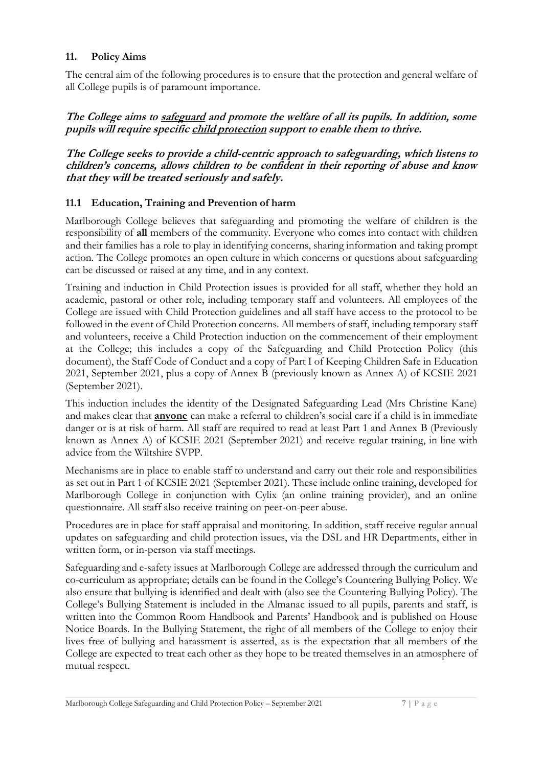## 11. Policy Aims

The central aim of the following procedures is to ensure that the protection and general welfare of all College pupils is of paramount importance.

***The College aims to <u>safeguard</u> and promote the welfare of all its pupils. In addition, some pupils will require specific <u>child protection</u> support to enable them to thrive.***

***The College seeks to provide a child-centric approach to safeguarding, which listens to children's concerns, allows children to be confident in their reporting of abuse and know that they will be treated seriously and safely.***

### 11.1 Education, Training and Prevention of harm

Marlborough College believes that safeguarding and promoting the welfare of children is the responsibility of **all** members of the community. Everyone who comes into contact with children and their families has a role to play in identifying concerns, sharing information and taking prompt action. The College promotes an open culture in which concerns or questions about safeguarding can be discussed or raised at any time, and in any context.

Training and induction in Child Protection issues is provided for all staff, whether they hold an academic, pastoral or other role, including temporary staff and volunteers. All employees of the College are issued with Child Protection guidelines and all staff have access to the protocol to be followed in the event of Child Protection concerns. All members of staff, including temporary staff and volunteers, receive a Child Protection induction on the commencement of their employment at the College; this includes a copy of the Safeguarding and Child Protection Policy (this document), the Staff Code of Conduct and a copy of Part I of Keeping Children Safe in Education 2021, September 2021, plus a copy of Annex B (previously known as Annex A) of KCSIE 2021 (September 2021).

This induction includes the identity of the Designated Safeguarding Lead (Mrs Christine Kane) and makes clear that <u>**anyone**</u> can make a referral to children's social care if a child is in immediate danger or is at risk of harm. All staff are required to read at least Part 1 and Annex B (Previously known as Annex A) of KCSIE 2021 (September 2021) and receive regular training, in line with advice from the Wiltshire SVPP.

Mechanisms are in place to enable staff to understand and carry out their role and responsibilities as set out in Part 1 of KCSIE 2021 (September 2021). These include online training, developed for Marlborough College in conjunction with Cylix (an online training provider), and an online questionnaire. All staff also receive training on peer-on-peer abuse.

Procedures are in place for staff appraisal and monitoring. In addition, staff receive regular annual updates on safeguarding and child protection issues, via the DSL and HR Departments, either in written form, or in-person via staff meetings.

Safeguarding and e-safety issues at Marlborough College are addressed through the curriculum and co-curriculum as appropriate; details can be found in the College's Countering Bullying Policy. We also ensure that bullying is identified and dealt with (also see the Countering Bullying Policy). The College's Bullying Statement is included in the Almanac issued to all pupils, parents and staff, is written into the Common Room Handbook and Parents' Handbook and is published on House Notice Boards. In the Bullying Statement, the right of all members of the College to enjoy their lives free of bullying and harassment is asserted, as is the expectation that all members of the College are expected to treat each other as they hope to be treated themselves in an atmosphere of mutual respect.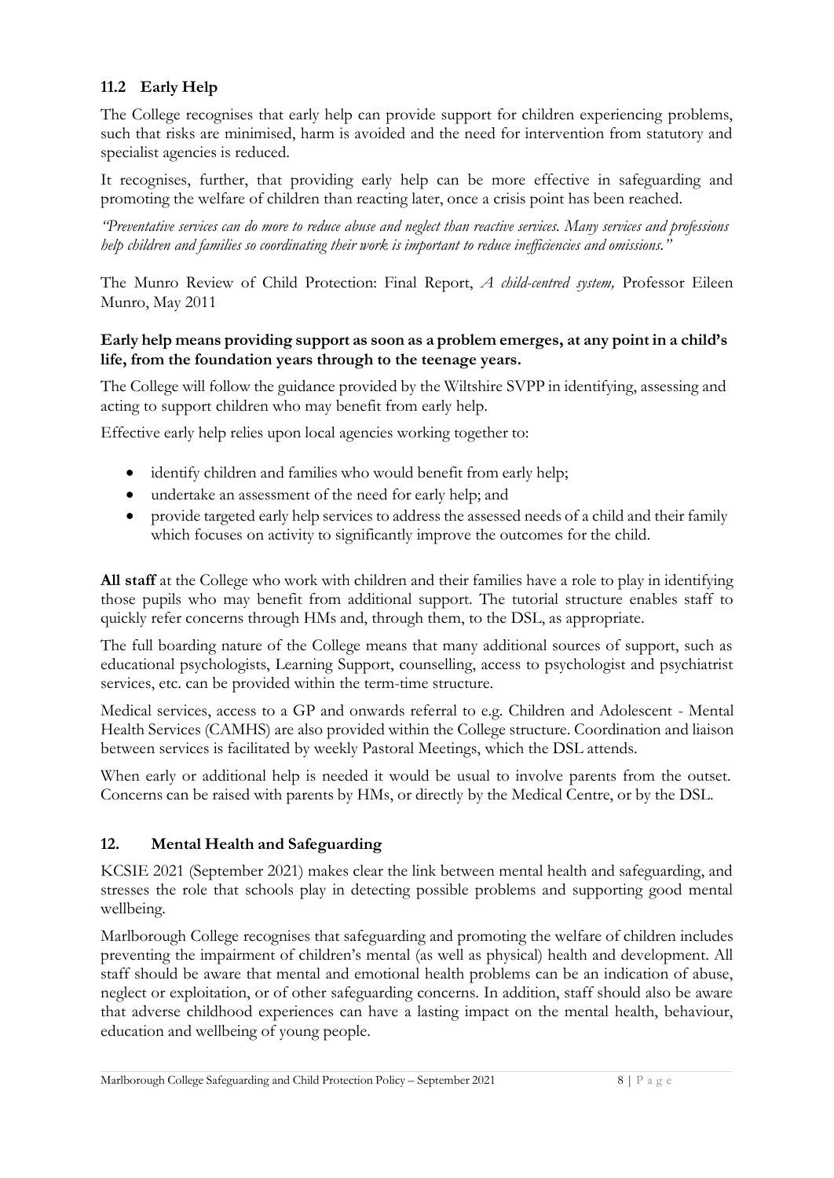### 11.2 Early Help

The College recognises that early help can provide support for children experiencing problems, such that risks are minimised, harm is avoided and the need for intervention from statutory and specialist agencies is reduced.

It recognises, further, that providing early help can be more effective in safeguarding and promoting the welfare of children than reacting later, once a crisis point has been reached.

*"Preventative services can do more to reduce abuse and neglect than reactive services. Many services and professions help children and families so coordinating their work is important to reduce inefficiencies and omissions."*

The Munro Review of Child Protection: Final Report, *A child-centred system,* Professor Eileen Munro, May 2011

**Early help means providing support as soon as a problem emerges, at any point in a child's life, from the foundation years through to the teenage years.**

The College will follow the guidance provided by the Wiltshire SVPP in identifying, assessing and acting to support children who may benefit from early help.

Effective early help relies upon local agencies working together to:

- identify children and families who would benefit from early help;
- undertake an assessment of the need for early help; and
- provide targeted early help services to address the assessed needs of a child and their family which focuses on activity to significantly improve the outcomes for the child.

**All staff** at the College who work with children and their families have a role to play in identifying those pupils who may benefit from additional support. The tutorial structure enables staff to quickly refer concerns through HMs and, through them, to the DSL, as appropriate.

The full boarding nature of the College means that many additional sources of support, such as educational psychologists, Learning Support, counselling, access to psychologist and psychiatrist services, etc. can be provided within the term-time structure.

Medical services, access to a GP and onwards referral to e.g. Children and Adolescent - Mental Health Services (CAMHS) are also provided within the College structure. Coordination and liaison between services is facilitated by weekly Pastoral Meetings, which the DSL attends.

When early or additional help is needed it would be usual to involve parents from the outset. Concerns can be raised with parents by HMs, or directly by the Medical Centre, or by the DSL.

## 12. Mental Health and Safeguarding

KCSIE 2021 (September 2021) makes clear the link between mental health and safeguarding, and stresses the role that schools play in detecting possible problems and supporting good mental wellbeing.

Marlborough College recognises that safeguarding and promoting the welfare of children includes preventing the impairment of children's mental (as well as physical) health and development. All staff should be aware that mental and emotional health problems can be an indication of abuse, neglect or exploitation, or of other safeguarding concerns. In addition, staff should also be aware that adverse childhood experiences can have a lasting impact on the mental health, behaviour, education and wellbeing of young people.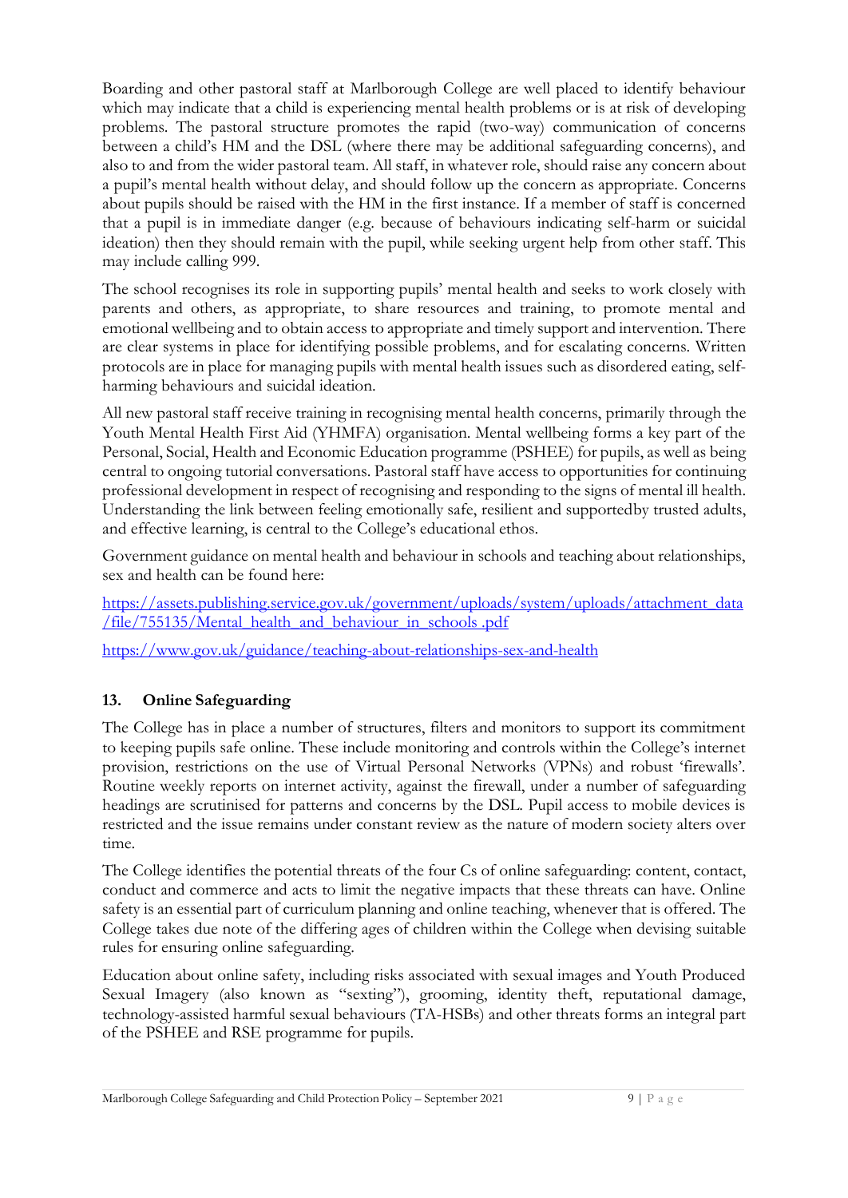Boarding and other pastoral staff at Marlborough College are well placed to identify behaviour which may indicate that a child is experiencing mental health problems or is at risk of developing problems. The pastoral structure promotes the rapid (two-way) communication of concerns between a child's HM and the DSL (where there may be additional safeguarding concerns), and also to and from the wider pastoral team. All staff, in whatever role, should raise any concern about a pupil's mental health without delay, and should follow up the concern as appropriate. Concerns about pupils should be raised with the HM in the first instance. If a member of staff is concerned that a pupil is in immediate danger (e.g. because of behaviours indicating self-harm or suicidal ideation) then they should remain with the pupil, while seeking urgent help from other staff. This may include calling 999.

The school recognises its role in supporting pupils' mental health and seeks to work closely with parents and others, as appropriate, to share resources and training, to promote mental and emotional wellbeing and to obtain access to appropriate and timely support and intervention. There are clear systems in place for identifying possible problems, and for escalating concerns. Written protocols are in place for managing pupils with mental health issues such as disordered eating, self-harming behaviours and suicidal ideation.

All new pastoral staff receive training in recognising mental health concerns, primarily through the Youth Mental Health First Aid (YHMFA) organisation. Mental wellbeing forms a key part of the Personal, Social, Health and Economic Education programme (PSHEE) for pupils, as well as being central to ongoing tutorial conversations. Pastoral staff have access to opportunities for continuing professional development in respect of recognising and responding to the signs of mental ill health. Understanding the link between feeling emotionally safe, resilient and supportedby trusted adults, and effective learning, is central to the College's educational ethos.

Government guidance on mental health and behaviour in schools and teaching about relationships, sex and health can be found here:

https://assets.publishing.service.gov.uk/government/uploads/system/uploads/attachment_data/file/755135/Mental_health_and_behaviour_in_schools_.pdf

https://www.gov.uk/guidance/teaching-about-relationships-sex-and-health

## 13. Online Safeguarding

The College has in place a number of structures, filters and monitors to support its commitment to keeping pupils safe online. These include monitoring and controls within the College's internet provision, restrictions on the use of Virtual Personal Networks (VPNs) and robust 'firewalls'. Routine weekly reports on internet activity, against the firewall, under a number of safeguarding headings are scrutinised for patterns and concerns by the DSL. Pupil access to mobile devices is restricted and the issue remains under constant review as the nature of modern society alters over time.

The College identifies the potential threats of the four Cs of online safeguarding: content, contact, conduct and commerce and acts to limit the negative impacts that these threats can have. Online safety is an essential part of curriculum planning and online teaching, whenever that is offered. The College takes due note of the differing ages of children within the College when devising suitable rules for ensuring online safeguarding.

Education about online safety, including risks associated with sexual images and Youth Produced Sexual Imagery (also known as "sexting"), grooming, identity theft, reputational damage, technology-assisted harmful sexual behaviours (TA-HSBs) and other threats forms an integral part of the PSHEE and RSE programme for pupils.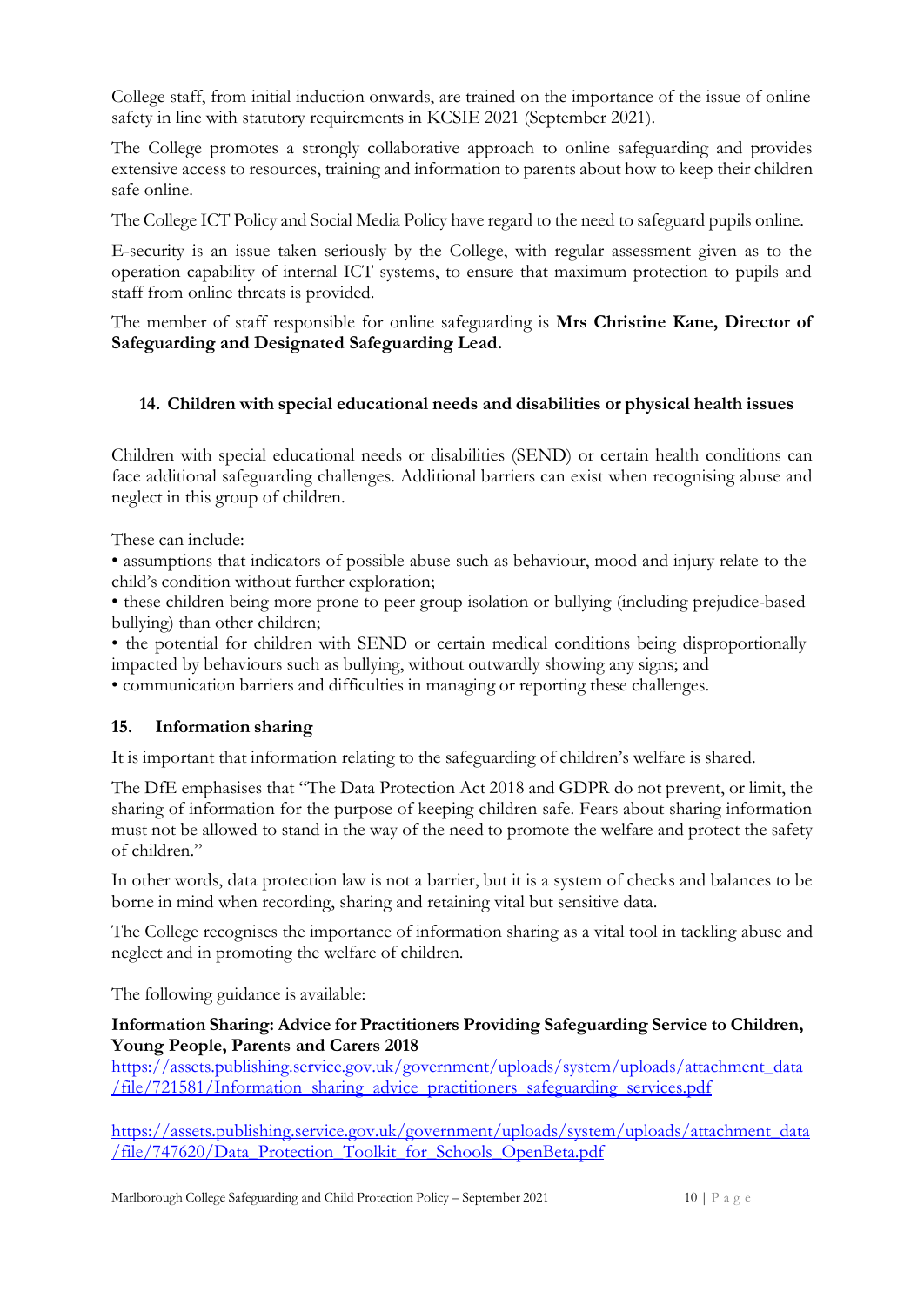College staff, from initial induction onwards, are trained on the importance of the issue of online safety in line with statutory requirements in KCSIE 2021 (September 2021).

The College promotes a strongly collaborative approach to online safeguarding and provides extensive access to resources, training and information to parents about how to keep their children safe online.

The College ICT Policy and Social Media Policy have regard to the need to safeguard pupils online.

E-security is an issue taken seriously by the College, with regular assessment given as to the operation capability of internal ICT systems, to ensure that maximum protection to pupils and staff from online threats is provided.

The member of staff responsible for online safeguarding is **Mrs Christine Kane, Director of Safeguarding and Designated Safeguarding Lead.**

## 14. Children with special educational needs and disabilities or physical health issues

Children with special educational needs or disabilities (SEND) or certain health conditions can face additional safeguarding challenges. Additional barriers can exist when recognising abuse and neglect in this group of children.

These can include:

- assumptions that indicators of possible abuse such as behaviour, mood and injury relate to the child's condition without further exploration;
- these children being more prone to peer group isolation or bullying (including prejudice-based bullying) than other children;
- the potential for children with SEND or certain medical conditions being disproportionally impacted by behaviours such as bullying, without outwardly showing any signs; and
- communication barriers and difficulties in managing or reporting these challenges.

## 15. Information sharing

It is important that information relating to the safeguarding of children's welfare is shared.

The DfE emphasises that "The Data Protection Act 2018 and GDPR do not prevent, or limit, the sharing of information for the purpose of keeping children safe. Fears about sharing information must not be allowed to stand in the way of the need to promote the welfare and protect the safety of children."

In other words, data protection law is not a barrier, but it is a system of checks and balances to be borne in mind when recording, sharing and retaining vital but sensitive data.

The College recognises the importance of information sharing as a vital tool in tackling abuse and neglect and in promoting the welfare of children.

The following guidance is available:

**Information Sharing: Advice for Practitioners Providing Safeguarding Service to Children, Young People, Parents and Carers 2018**
https://assets.publishing.service.gov.uk/government/uploads/system/uploads/attachment_data/file/721581/Information_sharing_advice_practitioners_safeguarding_services.pdf

https://assets.publishing.service.gov.uk/government/uploads/system/uploads/attachment_data/file/747620/Data_Protection_Toolkit_for_Schools_OpenBeta.pdf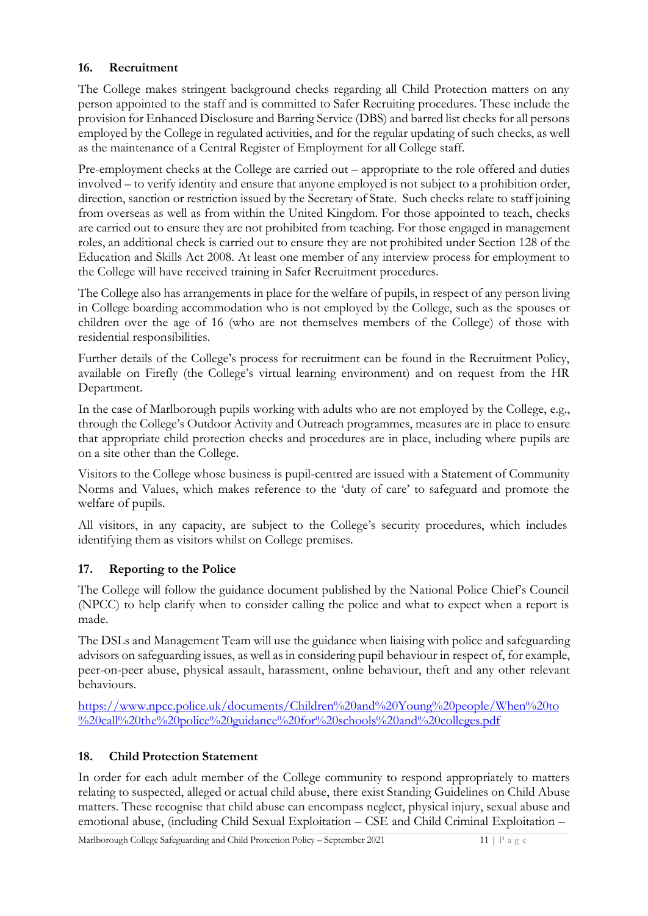## 16. Recruitment

The College makes stringent background checks regarding all Child Protection matters on any person appointed to the staff and is committed to Safer Recruiting procedures. These include the provision for Enhanced Disclosure and Barring Service (DBS) and barred list checks for all persons employed by the College in regulated activities, and for the regular updating of such checks, as well as the maintenance of a Central Register of Employment for all College staff.

Pre-employment checks at the College are carried out – appropriate to the role offered and duties involved – to verify identity and ensure that anyone employed is not subject to a prohibition order, direction, sanction or restriction issued by the Secretary of State. Such checks relate to staff joining from overseas as well as from within the United Kingdom. For those appointed to teach, checks are carried out to ensure they are not prohibited from teaching. For those engaged in management roles, an additional check is carried out to ensure they are not prohibited under Section 128 of the Education and Skills Act 2008. At least one member of any interview process for employment to the College will have received training in Safer Recruitment procedures.

The College also has arrangements in place for the welfare of pupils, in respect of any person living in College boarding accommodation who is not employed by the College, such as the spouses or children over the age of 16 (who are not themselves members of the College) of those with residential responsibilities.

Further details of the College's process for recruitment can be found in the Recruitment Policy, available on Firefly (the College's virtual learning environment) and on request from the HR Department.

In the case of Marlborough pupils working with adults who are not employed by the College, e.g., through the College's Outdoor Activity and Outreach programmes, measures are in place to ensure that appropriate child protection checks and procedures are in place, including where pupils are on a site other than the College.

Visitors to the College whose business is pupil-centred are issued with a Statement of Community Norms and Values, which makes reference to the 'duty of care' to safeguard and promote the welfare of pupils.

All visitors, in any capacity, are subject to the College's security procedures, which includes identifying them as visitors whilst on College premises.

## 17. Reporting to the Police

The College will follow the guidance document published by the National Police Chief's Council (NPCC) to help clarify when to consider calling the police and what to expect when a report is made.

The DSLs and Management Team will use the guidance when liaising with police and safeguarding advisors on safeguarding issues, as well as in considering pupil behaviour in respect of, for example, peer-on-peer abuse, physical assault, harassment, online behaviour, theft and any other relevant behaviours.

https://www.npcc.police.uk/documents/Children%20and%20Young%20people/When%20to%20call%20the%20police%20guidance%20for%20schools%20and%20colleges.pdf

## 18. Child Protection Statement

In order for each adult member of the College community to respond appropriately to matters relating to suspected, alleged or actual child abuse, there exist Standing Guidelines on Child Abuse matters. These recognise that child abuse can encompass neglect, physical injury, sexual abuse and emotional abuse, (including Child Sexual Exploitation – CSE and Child Criminal Exploitation –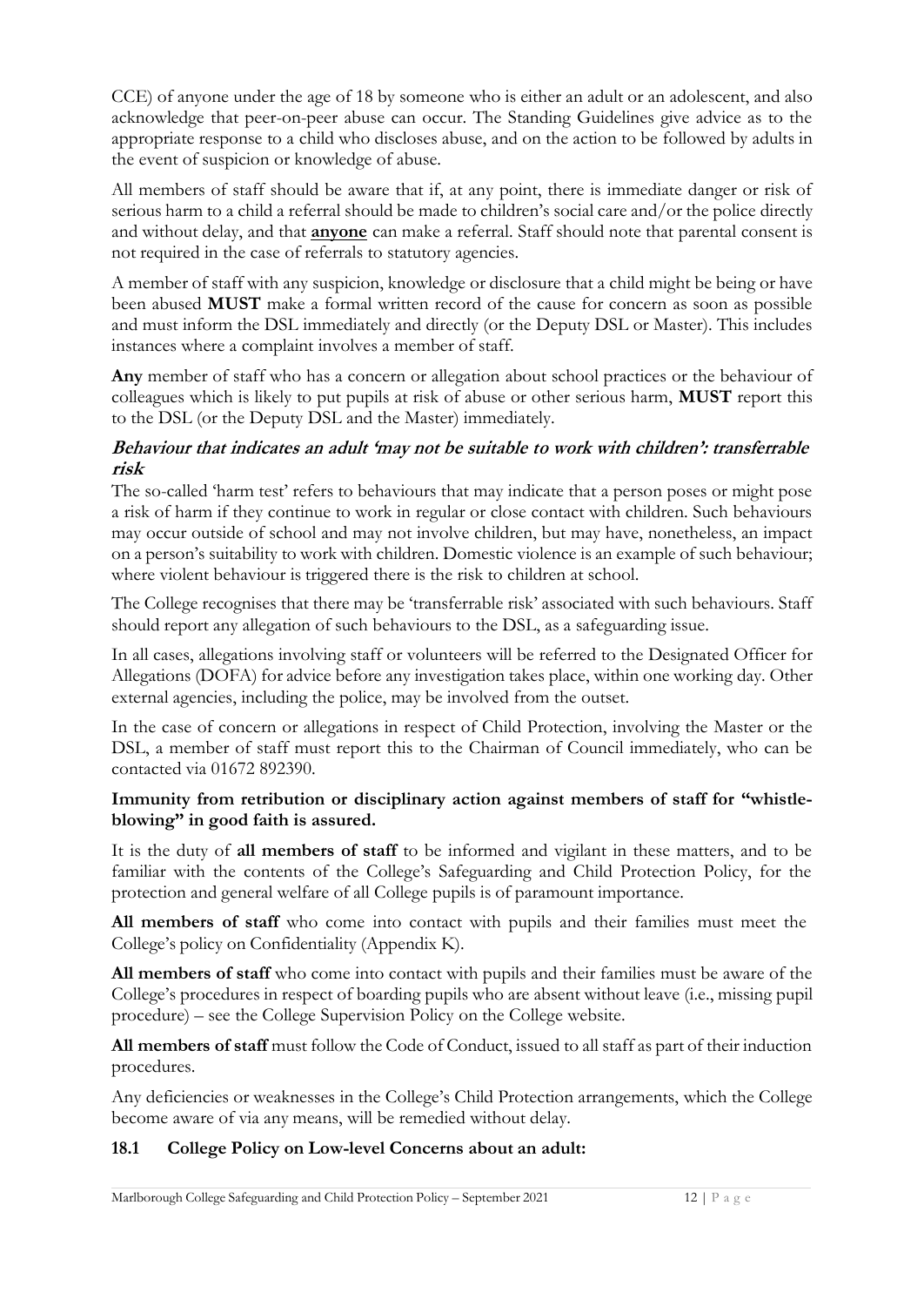CCE) of anyone under the age of 18 by someone who is either an adult or an adolescent, and also acknowledge that peer-on-peer abuse can occur. The Standing Guidelines give advice as to the appropriate response to a child who discloses abuse, and on the action to be followed by adults in the event of suspicion or knowledge of abuse.

All members of staff should be aware that if, at any point, there is immediate danger or risk of serious harm to a child a referral should be made to children's social care and/or the police directly and without delay, and that **anyone** can make a referral. Staff should note that parental consent is not required in the case of referrals to statutory agencies.

A member of staff with any suspicion, knowledge or disclosure that a child might be being or have been abused **MUST** make a formal written record of the cause for concern as soon as possible and must inform the DSL immediately and directly (or the Deputy DSL or Master). This includes instances where a complaint involves a member of staff.

**Any** member of staff who has a concern or allegation about school practices or the behaviour of colleagues which is likely to put pupils at risk of abuse or other serious harm, **MUST** report this to the DSL (or the Deputy DSL and the Master) immediately.

### *Behaviour that indicates an adult 'may not be suitable to work with children': transferrable risk*

The so-called 'harm test' refers to behaviours that may indicate that a person poses or might pose a risk of harm if they continue to work in regular or close contact with children. Such behaviours may occur outside of school and may not involve children, but may have, nonetheless, an impact on a person's suitability to work with children. Domestic violence is an example of such behaviour; where violent behaviour is triggered there is the risk to children at school.

The College recognises that there may be 'transferrable risk' associated with such behaviours. Staff should report any allegation of such behaviours to the DSL, as a safeguarding issue.

In all cases, allegations involving staff or volunteers will be referred to the Designated Officer for Allegations (DOFA) for advice before any investigation takes place, within one working day. Other external agencies, including the police, may be involved from the outset.

In the case of concern or allegations in respect of Child Protection, involving the Master or the DSL, a member of staff must report this to the Chairman of Council immediately, who can be contacted via 01672 892390.

**Immunity from retribution or disciplinary action against members of staff for "whistle-blowing" in good faith is assured.**

It is the duty of **all members of staff** to be informed and vigilant in these matters, and to be familiar with the contents of the College's Safeguarding and Child Protection Policy, for the protection and general welfare of all College pupils is of paramount importance.

**All members of staff** who come into contact with pupils and their families must meet the College's policy on Confidentiality (Appendix K).

**All members of staff** who come into contact with pupils and their families must be aware of the College's procedures in respect of boarding pupils who are absent without leave (i.e., missing pupil procedure) – see the College Supervision Policy on the College website.

**All members of staff** must follow the Code of Conduct, issued to all staff as part of their induction procedures.

Any deficiencies or weaknesses in the College's Child Protection arrangements, which the College become aware of via any means, will be remedied without delay.

### 18.1 College Policy on Low-level Concerns about an adult: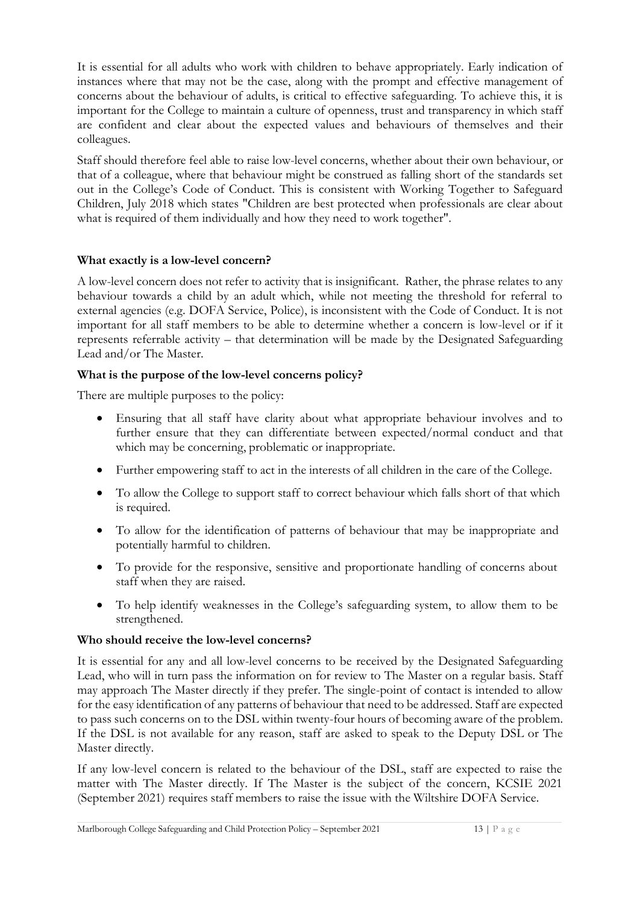It is essential for all adults who work with children to behave appropriately. Early indication of instances where that may not be the case, along with the prompt and effective management of concerns about the behaviour of adults, is critical to effective safeguarding. To achieve this, it is important for the College to maintain a culture of openness, trust and transparency in which staff are confident and clear about the expected values and behaviours of themselves and their colleagues.

Staff should therefore feel able to raise low-level concerns, whether about their own behaviour, or that of a colleague, where that behaviour might be construed as falling short of the standards set out in the College's Code of Conduct. This is consistent with Working Together to Safeguard Children, July 2018 which states "Children are best protected when professionals are clear about what is required of them individually and how they need to work together".

**What exactly is a low-level concern?**

A low-level concern does not refer to activity that is insignificant. Rather, the phrase relates to any behaviour towards a child by an adult which, while not meeting the threshold for referral to external agencies (e.g. DOFA Service, Police), is inconsistent with the Code of Conduct. It is not important for all staff members to be able to determine whether a concern is low-level or if it represents referrable activity – that determination will be made by the Designated Safeguarding Lead and/or The Master.

**What is the purpose of the low-level concerns policy?**

There are multiple purposes to the policy:

- Ensuring that all staff have clarity about what appropriate behaviour involves and to further ensure that they can differentiate between expected/normal conduct and that which may be concerning, problematic or inappropriate.
- Further empowering staff to act in the interests of all children in the care of the College.
- To allow the College to support staff to correct behaviour which falls short of that which is required.
- To allow for the identification of patterns of behaviour that may be inappropriate and potentially harmful to children.
- To provide for the responsive, sensitive and proportionate handling of concerns about staff when they are raised.
- To help identify weaknesses in the College's safeguarding system, to allow them to be strengthened.

**Who should receive the low-level concerns?**

It is essential for any and all low-level concerns to be received by the Designated Safeguarding Lead, who will in turn pass the information on for review to The Master on a regular basis. Staff may approach The Master directly if they prefer. The single-point of contact is intended to allow for the easy identification of any patterns of behaviour that need to be addressed. Staff are expected to pass such concerns on to the DSL within twenty-four hours of becoming aware of the problem. If the DSL is not available for any reason, staff are asked to speak to the Deputy DSL or The Master directly.

If any low-level concern is related to the behaviour of the DSL, staff are expected to raise the matter with The Master directly. If The Master is the subject of the concern, KCSIE 2021 (September 2021) requires staff members to raise the issue with the Wiltshire DOFA Service.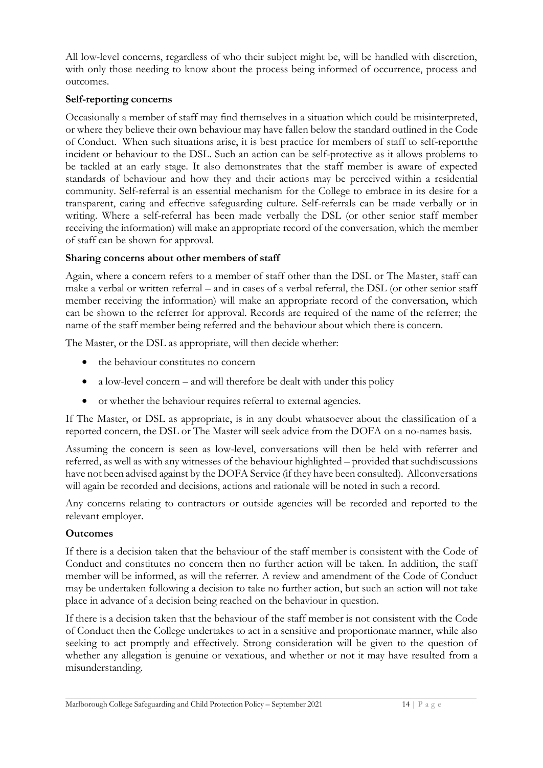All low-level concerns, regardless of who their subject might be, will be handled with discretion, with only those needing to know about the process being informed of occurrence, process and outcomes.

**Self-reporting concerns**

Occasionally a member of staff may find themselves in a situation which could be misinterpreted, or where they believe their own behaviour may have fallen below the standard outlined in the Code of Conduct. When such situations arise, it is best practice for members of staff to self-reportthe incident or behaviour to the DSL. Such an action can be self-protective as it allows problems to be tackled at an early stage. It also demonstrates that the staff member is aware of expected standards of behaviour and how they and their actions may be perceived within a residential community. Self-referral is an essential mechanism for the College to embrace in its desire for a transparent, caring and effective safeguarding culture. Self-referrals can be made verbally or in writing. Where a self-referral has been made verbally the DSL (or other senior staff member receiving the information) will make an appropriate record of the conversation, which the member of staff can be shown for approval.

**Sharing concerns about other members of staff**

Again, where a concern refers to a member of staff other than the DSL or The Master, staff can make a verbal or written referral – and in cases of a verbal referral, the DSL (or other senior staff member receiving the information) will make an appropriate record of the conversation, which can be shown to the referrer for approval. Records are required of the name of the referrer; the name of the staff member being referred and the behaviour about which there is concern.

The Master, or the DSL as appropriate, will then decide whether:

- the behaviour constitutes no concern
- a low-level concern – and will therefore be dealt with under this policy
- or whether the behaviour requires referral to external agencies.

If The Master, or DSL as appropriate, is in any doubt whatsoever about the classification of a reported concern, the DSL or The Master will seek advice from the DOFA on a no-names basis.

Assuming the concern is seen as low-level, conversations will then be held with referrer and referred, as well as with any witnesses of the behaviour highlighted – provided that suchdiscussions have not been advised against by the DOFA Service (if they have been consulted). Allconversations will again be recorded and decisions, actions and rationale will be noted in such a record.

Any concerns relating to contractors or outside agencies will be recorded and reported to the relevant employer.

**Outcomes**

If there is a decision taken that the behaviour of the staff member is consistent with the Code of Conduct and constitutes no concern then no further action will be taken. In addition, the staff member will be informed, as will the referrer. A review and amendment of the Code of Conduct may be undertaken following a decision to take no further action, but such an action will not take place in advance of a decision being reached on the behaviour in question.

If there is a decision taken that the behaviour of the staff member is not consistent with the Code of Conduct then the College undertakes to act in a sensitive and proportionate manner, while also seeking to act promptly and effectively. Strong consideration will be given to the question of whether any allegation is genuine or vexatious, and whether or not it may have resulted from a misunderstanding.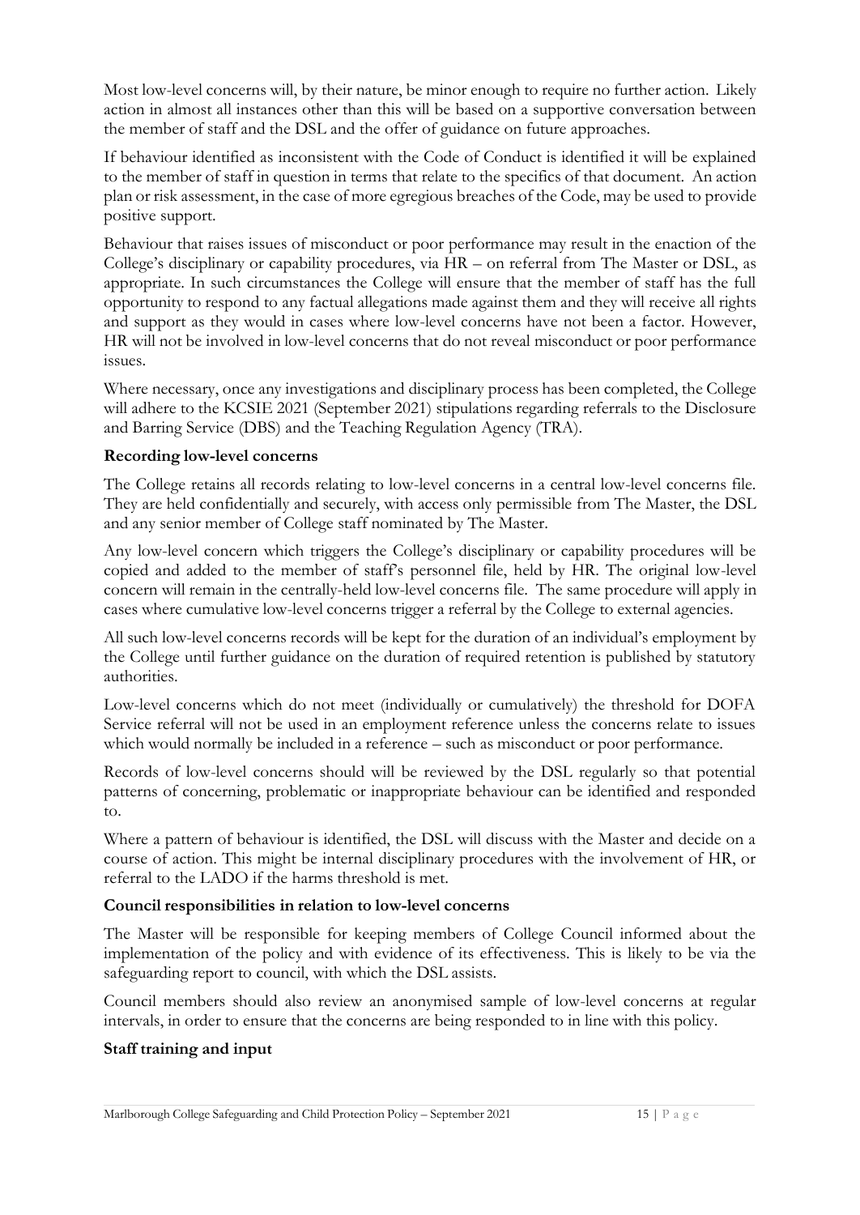Most low-level concerns will, by their nature, be minor enough to require no further action. Likely action in almost all instances other than this will be based on a supportive conversation between the member of staff and the DSL and the offer of guidance on future approaches.

If behaviour identified as inconsistent with the Code of Conduct is identified it will be explained to the member of staff in question in terms that relate to the specifics of that document. An action plan or risk assessment, in the case of more egregious breaches of the Code, may be used to provide positive support.

Behaviour that raises issues of misconduct or poor performance may result in the enaction of the College's disciplinary or capability procedures, via HR – on referral from The Master or DSL, as appropriate. In such circumstances the College will ensure that the member of staff has the full opportunity to respond to any factual allegations made against them and they will receive all rights and support as they would in cases where low-level concerns have not been a factor. However, HR will not be involved in low-level concerns that do not reveal misconduct or poor performance issues.

Where necessary, once any investigations and disciplinary process has been completed, the College will adhere to the KCSIE 2021 (September 2021) stipulations regarding referrals to the Disclosure and Barring Service (DBS) and the Teaching Regulation Agency (TRA).

**Recording low-level concerns**

The College retains all records relating to low-level concerns in a central low-level concerns file. They are held confidentially and securely, with access only permissible from The Master, the DSL and any senior member of College staff nominated by The Master.

Any low-level concern which triggers the College's disciplinary or capability procedures will be copied and added to the member of staff's personnel file, held by HR. The original low-level concern will remain in the centrally-held low-level concerns file. The same procedure will apply in cases where cumulative low-level concerns trigger a referral by the College to external agencies.

All such low-level concerns records will be kept for the duration of an individual's employment by the College until further guidance on the duration of required retention is published by statutory authorities.

Low-level concerns which do not meet (individually or cumulatively) the threshold for DOFA Service referral will not be used in an employment reference unless the concerns relate to issues which would normally be included in a reference – such as misconduct or poor performance.

Records of low-level concerns should will be reviewed by the DSL regularly so that potential patterns of concerning, problematic or inappropriate behaviour can be identified and responded to.

Where a pattern of behaviour is identified, the DSL will discuss with the Master and decide on a course of action. This might be internal disciplinary procedures with the involvement of HR, or referral to the LADO if the harms threshold is met.

**Council responsibilities in relation to low-level concerns**

The Master will be responsible for keeping members of College Council informed about the implementation of the policy and with evidence of its effectiveness. This is likely to be via the safeguarding report to council, with which the DSL assists.

Council members should also review an anonymised sample of low-level concerns at regular intervals, in order to ensure that the concerns are being responded to in line with this policy.

**Staff training and input**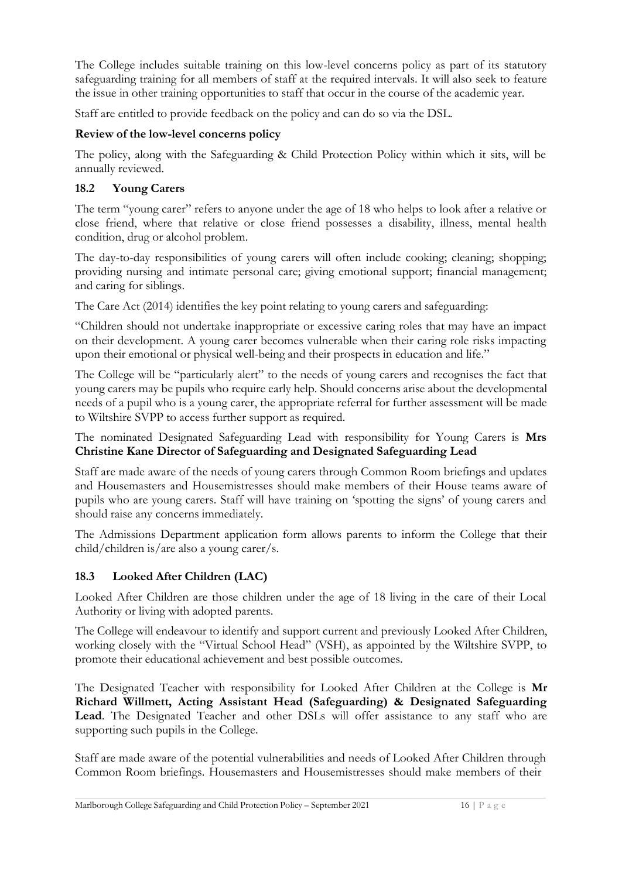The College includes suitable training on this low-level concerns policy as part of its statutory safeguarding training for all members of staff at the required intervals. It will also seek to feature the issue in other training opportunities to staff that occur in the course of the academic year.

Staff are entitled to provide feedback on the policy and can do so via the DSL.

**Review of the low-level concerns policy**

The policy, along with the Safeguarding & Child Protection Policy within which it sits, will be annually reviewed.

### 18.2 Young Carers

The term "young carer" refers to anyone under the age of 18 who helps to look after a relative or close friend, where that relative or close friend possesses a disability, illness, mental health condition, drug or alcohol problem.

The day-to-day responsibilities of young carers will often include cooking; cleaning; shopping; providing nursing and intimate personal care; giving emotional support; financial management; and caring for siblings.

The Care Act (2014) identifies the key point relating to young carers and safeguarding:

"Children should not undertake inappropriate or excessive caring roles that may have an impact on their development. A young carer becomes vulnerable when their caring role risks impacting upon their emotional or physical well-being and their prospects in education and life."

The College will be "particularly alert" to the needs of young carers and recognises the fact that young carers may be pupils who require early help. Should concerns arise about the developmental needs of a pupil who is a young carer, the appropriate referral for further assessment will be made to Wiltshire SVPP to access further support as required.

The nominated Designated Safeguarding Lead with responsibility for Young Carers is **Mrs Christine Kane Director of Safeguarding and Designated Safeguarding Lead**

Staff are made aware of the needs of young carers through Common Room briefings and updates and Housemasters and Housemistresses should make members of their House teams aware of pupils who are young carers. Staff will have training on 'spotting the signs' of young carers and should raise any concerns immediately.

The Admissions Department application form allows parents to inform the College that their child/children is/are also a young carer/s.

### 18.3 Looked After Children (LAC)

Looked After Children are those children under the age of 18 living in the care of their Local Authority or living with adopted parents.

The College will endeavour to identify and support current and previously Looked After Children, working closely with the "Virtual School Head" (VSH), as appointed by the Wiltshire SVPP, to promote their educational achievement and best possible outcomes.

The Designated Teacher with responsibility for Looked After Children at the College is **Mr Richard Willmett, Acting Assistant Head (Safeguarding) & Designated Safeguarding Lead**. The Designated Teacher and other DSLs will offer assistance to any staff who are supporting such pupils in the College.

Staff are made aware of the potential vulnerabilities and needs of Looked After Children through Common Room briefings. Housemasters and Housemistresses should make members of their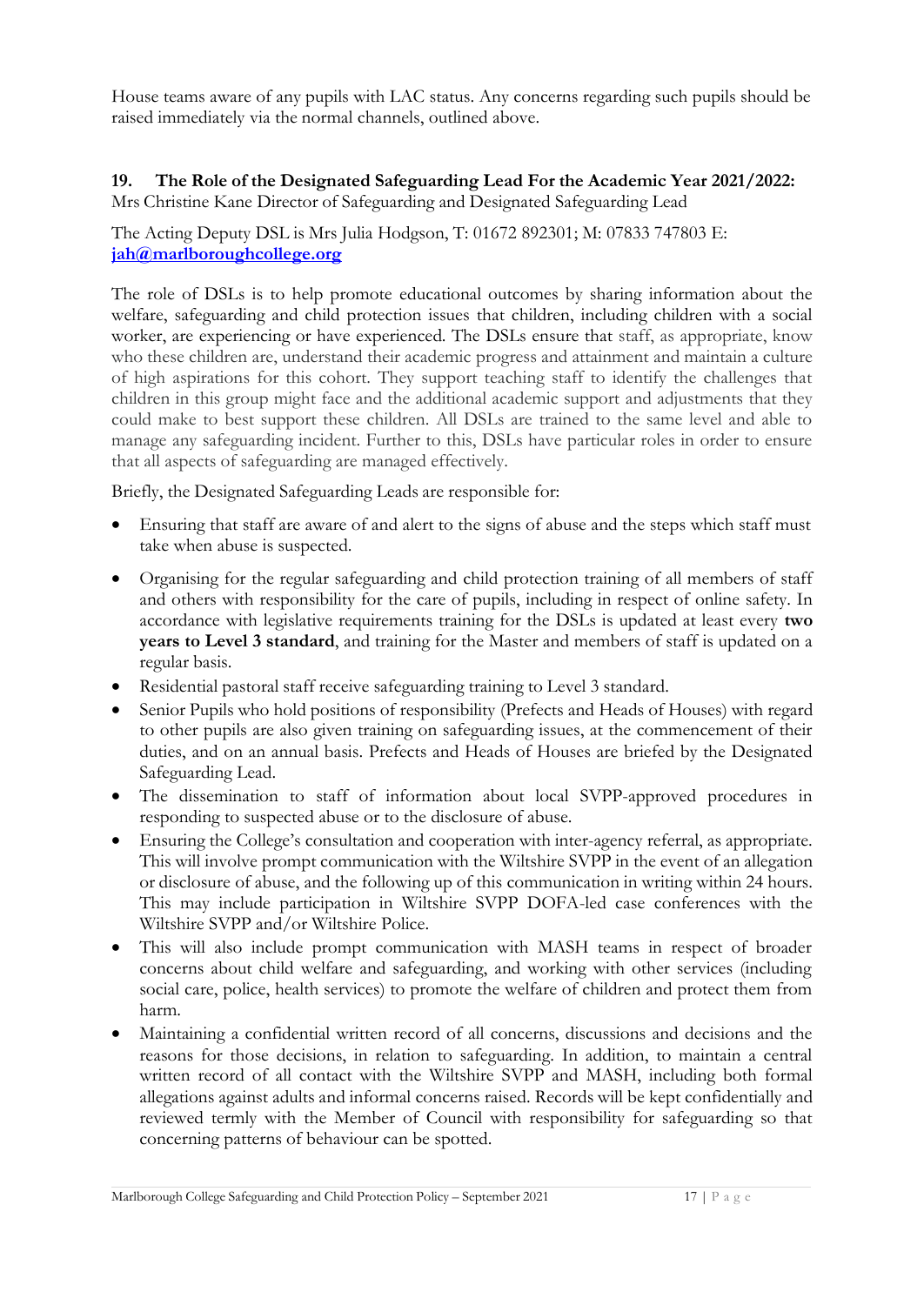House teams aware of any pupils with LAC status. Any concerns regarding such pupils should be raised immediately via the normal channels, outlined above.

## 19. The Role of the Designated Safeguarding Lead For the Academic Year 2021/2022:

Mrs Christine Kane Director of Safeguarding and Designated Safeguarding Lead

The Acting Deputy DSL is Mrs Julia Hodgson, T: 01672 892301; M: 07833 747803 E: **jah@marlboroughcollege.org**

The role of DSLs is to help promote educational outcomes by sharing information about the welfare, safeguarding and child protection issues that children, including children with a social worker, are experiencing or have experienced. The DSLs ensure that staff, as appropriate, know who these children are, understand their academic progress and attainment and maintain a culture of high aspirations for this cohort. They support teaching staff to identify the challenges that children in this group might face and the additional academic support and adjustments that they could make to best support these children. All DSLs are trained to the same level and able to manage any safeguarding incident. Further to this, DSLs have particular roles in order to ensure that all aspects of safeguarding are managed effectively.

Briefly, the Designated Safeguarding Leads are responsible for:

- Ensuring that staff are aware of and alert to the signs of abuse and the steps which staff must take when abuse is suspected.
- Organising for the regular safeguarding and child protection training of all members of staff and others with responsibility for the care of pupils, including in respect of online safety. In accordance with legislative requirements training for the DSLs is updated at least every **two years to Level 3 standard**, and training for the Master and members of staff is updated on a regular basis.
- Residential pastoral staff receive safeguarding training to Level 3 standard.
- Senior Pupils who hold positions of responsibility (Prefects and Heads of Houses) with regard to other pupils are also given training on safeguarding issues, at the commencement of their duties, and on an annual basis. Prefects and Heads of Houses are briefed by the Designated Safeguarding Lead.
- The dissemination to staff of information about local SVPP-approved procedures in responding to suspected abuse or to the disclosure of abuse.
- Ensuring the College's consultation and cooperation with inter-agency referral, as appropriate. This will involve prompt communication with the Wiltshire SVPP in the event of an allegation or disclosure of abuse, and the following up of this communication in writing within 24 hours. This may include participation in Wiltshire SVPP DOFA-led case conferences with the Wiltshire SVPP and/or Wiltshire Police.
- This will also include prompt communication with MASH teams in respect of broader concerns about child welfare and safeguarding, and working with other services (including social care, police, health services) to promote the welfare of children and protect them from harm.
- Maintaining a confidential written record of all concerns, discussions and decisions and the reasons for those decisions, in relation to safeguarding. In addition, to maintain a central written record of all contact with the Wiltshire SVPP and MASH, including both formal allegations against adults and informal concerns raised. Records will be kept confidentially and reviewed termly with the Member of Council with responsibility for safeguarding so that concerning patterns of behaviour can be spotted.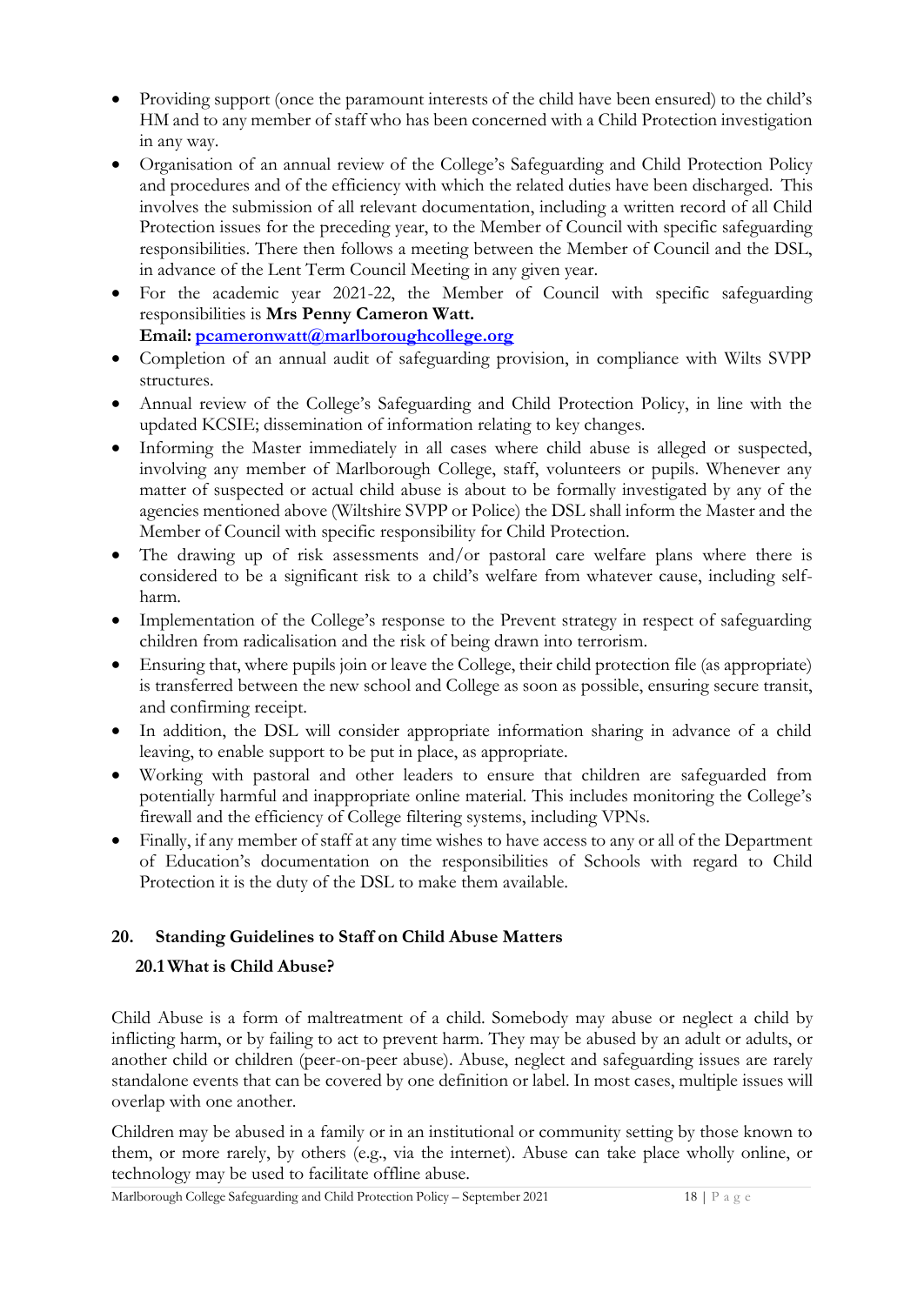- Providing support (once the paramount interests of the child have been ensured) to the child's HM and to any member of staff who has been concerned with a Child Protection investigation in any way.
- Organisation of an annual review of the College's Safeguarding and Child Protection Policy and procedures and of the efficiency with which the related duties have been discharged. This involves the submission of all relevant documentation, including a written record of all Child Protection issues for the preceding year, to the Member of Council with specific safeguarding responsibilities. There then follows a meeting between the Member of Council and the DSL, in advance of the Lent Term Council Meeting in any given year.
- For the academic year 2021-22, the Member of Council with specific safeguarding responsibilities is **Mrs Penny Cameron Watt.**
  **Email: pcameronwatt@marlboroughcollege.org**
- Completion of an annual audit of safeguarding provision, in compliance with Wilts SVPP structures.
- Annual review of the College's Safeguarding and Child Protection Policy, in line with the updated KCSIE; dissemination of information relating to key changes.
- Informing the Master immediately in all cases where child abuse is alleged or suspected, involving any member of Marlborough College, staff, volunteers or pupils. Whenever any matter of suspected or actual child abuse is about to be formally investigated by any of the agencies mentioned above (Wiltshire SVPP or Police) the DSL shall inform the Master and the Member of Council with specific responsibility for Child Protection.
- The drawing up of risk assessments and/or pastoral care welfare plans where there is considered to be a significant risk to a child's welfare from whatever cause, including self-harm.
- Implementation of the College's response to the Prevent strategy in respect of safeguarding children from radicalisation and the risk of being drawn into terrorism.
- Ensuring that, where pupils join or leave the College, their child protection file (as appropriate) is transferred between the new school and College as soon as possible, ensuring secure transit, and confirming receipt.
- In addition, the DSL will consider appropriate information sharing in advance of a child leaving, to enable support to be put in place, as appropriate.
- Working with pastoral and other leaders to ensure that children are safeguarded from potentially harmful and inappropriate online material. This includes monitoring the College's firewall and the efficiency of College filtering systems, including VPNs.
- Finally, if any member of staff at any time wishes to have access to any or all of the Department of Education's documentation on the responsibilities of Schools with regard to Child Protection it is the duty of the DSL to make them available.

## 20. Standing Guidelines to Staff on Child Abuse Matters

### 20.1 What is Child Abuse?

Child Abuse is a form of maltreatment of a child. Somebody may abuse or neglect a child by inflicting harm, or by failing to act to prevent harm. They may be abused by an adult or adults, or another child or children (peer-on-peer abuse). Abuse, neglect and safeguarding issues are rarely standalone events that can be covered by one definition or label. In most cases, multiple issues will overlap with one another.

Children may be abused in a family or in an institutional or community setting by those known to them, or more rarely, by others (e.g., via the internet). Abuse can take place wholly online, or technology may be used to facilitate offline abuse.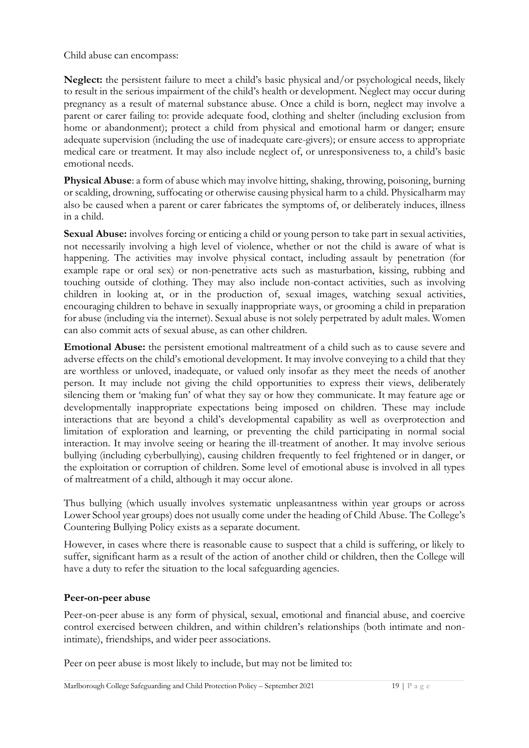Child abuse can encompass:

**Neglect:** the persistent failure to meet a child's basic physical and/or psychological needs, likely to result in the serious impairment of the child's health or development. Neglect may occur during pregnancy as a result of maternal substance abuse. Once a child is born, neglect may involve a parent or carer failing to: provide adequate food, clothing and shelter (including exclusion from home or abandonment); protect a child from physical and emotional harm or danger; ensure adequate supervision (including the use of inadequate care-givers); or ensure access to appropriate medical care or treatment. It may also include neglect of, or unresponsiveness to, a child's basic emotional needs.

**Physical Abuse**: a form of abuse which may involve hitting, shaking, throwing, poisoning, burning or scalding, drowning, suffocating or otherwise causing physical harm to a child. Physicalharm may also be caused when a parent or carer fabricates the symptoms of, or deliberately induces, illness in a child.

**Sexual Abuse:** involves forcing or enticing a child or young person to take part in sexual activities, not necessarily involving a high level of violence, whether or not the child is aware of what is happening. The activities may involve physical contact, including assault by penetration (for example rape or oral sex) or non-penetrative acts such as masturbation, kissing, rubbing and touching outside of clothing. They may also include non-contact activities, such as involving children in looking at, or in the production of, sexual images, watching sexual activities, encouraging children to behave in sexually inappropriate ways, or grooming a child in preparation for abuse (including via the internet). Sexual abuse is not solely perpetrated by adult males. Women can also commit acts of sexual abuse, as can other children.

**Emotional Abuse:** the persistent emotional maltreatment of a child such as to cause severe and adverse effects on the child's emotional development. It may involve conveying to a child that they are worthless or unloved, inadequate, or valued only insofar as they meet the needs of another person. It may include not giving the child opportunities to express their views, deliberately silencing them or 'making fun' of what they say or how they communicate. It may feature age or developmentally inappropriate expectations being imposed on children. These may include interactions that are beyond a child's developmental capability as well as overprotection and limitation of exploration and learning, or preventing the child participating in normal social interaction. It may involve seeing or hearing the ill-treatment of another. It may involve serious bullying (including cyberbullying), causing children frequently to feel frightened or in danger, or the exploitation or corruption of children. Some level of emotional abuse is involved in all types of maltreatment of a child, although it may occur alone.

Thus bullying (which usually involves systematic unpleasantness within year groups or across Lower School year groups) does not usually come under the heading of Child Abuse. The College's Countering Bullying Policy exists as a separate document.

However, in cases where there is reasonable cause to suspect that a child is suffering, or likely to suffer, significant harm as a result of the action of another child or children, then the College will have a duty to refer the situation to the local safeguarding agencies.

**Peer-on-peer abuse**

Peer-on-peer abuse is any form of physical, sexual, emotional and financial abuse, and coercive control exercised between children, and within children's relationships (both intimate and non-intimate), friendships, and wider peer associations.

Peer on peer abuse is most likely to include, but may not be limited to: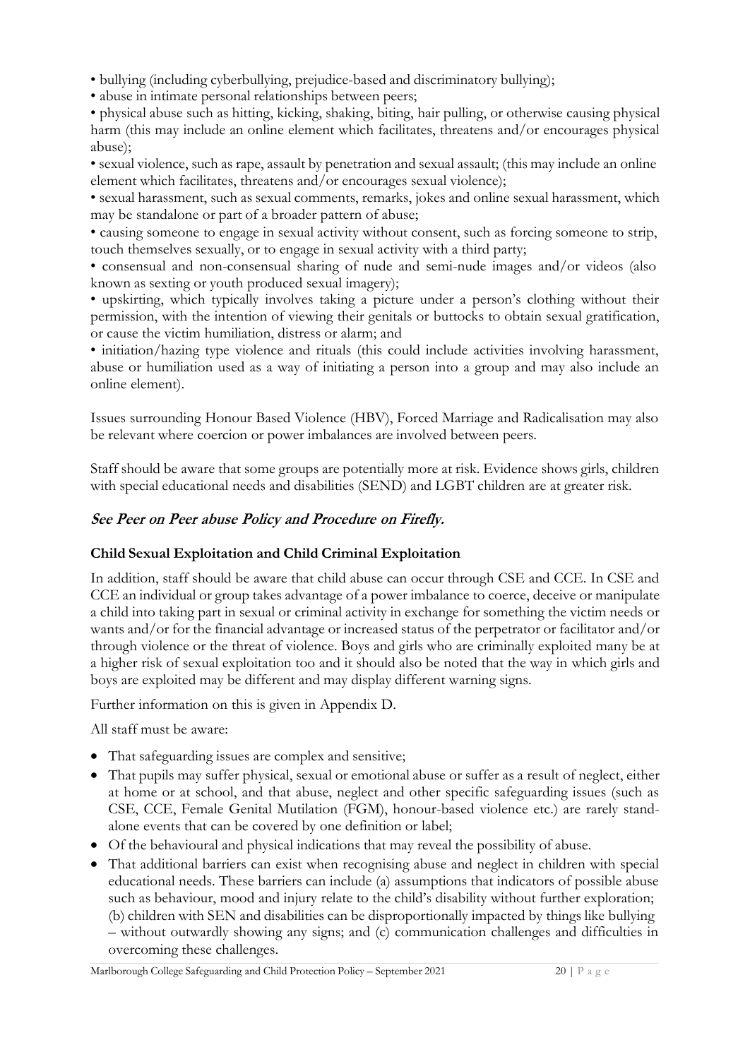• bullying (including cyberbullying, prejudice-based and discriminatory bullying);

• abuse in intimate personal relationships between peers;

• physical abuse such as hitting, kicking, shaking, biting, hair pulling, or otherwise causing physical harm (this may include an online element which facilitates, threatens and/or encourages physical abuse);

• sexual violence, such as rape, assault by penetration and sexual assault; (this may include an online element which facilitates, threatens and/or encourages sexual violence);

• sexual harassment, such as sexual comments, remarks, jokes and online sexual harassment, which may be standalone or part of a broader pattern of abuse;

• causing someone to engage in sexual activity without consent, such as forcing someone to strip, touch themselves sexually, or to engage in sexual activity with a third party;

• consensual and non-consensual sharing of nude and semi-nude images and/or videos (also known as sexting or youth produced sexual imagery);

• upskirting, which typically involves taking a picture under a person's clothing without their permission, with the intention of viewing their genitals or buttocks to obtain sexual gratification, or cause the victim humiliation, distress or alarm; and

• initiation/hazing type violence and rituals (this could include activities involving harassment, abuse or humiliation used as a way of initiating a person into a group and may also include an online element).

Issues surrounding Honour Based Violence (HBV), Forced Marriage and Radicalisation may also be relevant where coercion or power imbalances are involved between peers.

Staff should be aware that some groups are potentially more at risk. Evidence shows girls, children with special educational needs and disabilities (SEND) and LGBT children are at greater risk.

***See Peer on Peer abuse Policy and Procedure on Firefly.***

**Child Sexual Exploitation and Child Criminal Exploitation**

In addition, staff should be aware that child abuse can occur through CSE and CCE. In CSE and CCE an individual or group takes advantage of a power imbalance to coerce, deceive or manipulate a child into taking part in sexual or criminal activity in exchange for something the victim needs or wants and/or for the financial advantage or increased status of the perpetrator or facilitator and/or through violence or the threat of violence. Boys and girls who are criminally exploited many be at a higher risk of sexual exploitation too and it should also be noted that the way in which girls and boys are exploited may be different and may display different warning signs.

Further information on this is given in Appendix D.

All staff must be aware:

- That safeguarding issues are complex and sensitive;
- That pupils may suffer physical, sexual or emotional abuse or suffer as a result of neglect, either at home or at school, and that abuse, neglect and other specific safeguarding issues (such as CSE, CCE, Female Genital Mutilation (FGM), honour-based violence etc.) are rarely stand-alone events that can be covered by one definition or label;
- Of the behavioural and physical indications that may reveal the possibility of abuse.
- That additional barriers can exist when recognising abuse and neglect in children with special educational needs. These barriers can include (a) assumptions that indicators of possible abuse such as behaviour, mood and injury relate to the child's disability without further exploration; (b) children with SEN and disabilities can be disproportionally impacted by things like bullying – without outwardly showing any signs; and (c) communication challenges and difficulties in overcoming these challenges.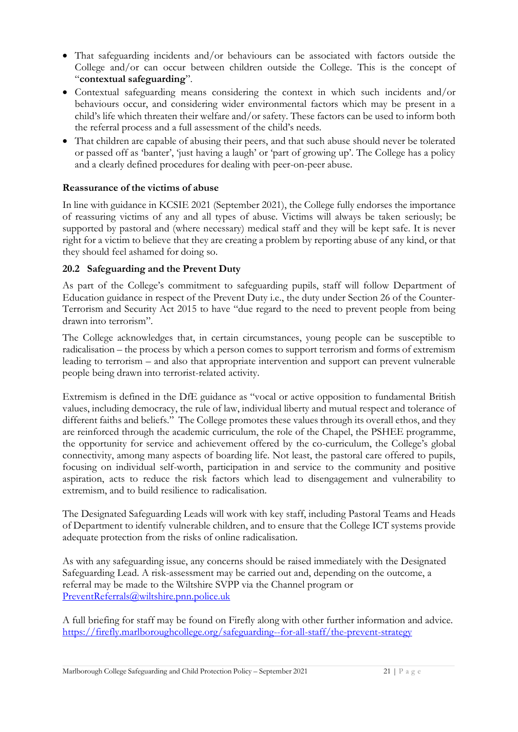- That safeguarding incidents and/or behaviours can be associated with factors outside the College and/or can occur between children outside the College. This is the concept of "**contextual safeguarding**".
- Contextual safeguarding means considering the context in which such incidents and/or behaviours occur, and considering wider environmental factors which may be present in a child's life which threaten their welfare and/or safety. These factors can be used to inform both the referral process and a full assessment of the child's needs.
- That children are capable of abusing their peers, and that such abuse should never be tolerated or passed off as 'banter', 'just having a laugh' or 'part of growing up'. The College has a policy and a clearly defined procedures for dealing with peer-on-peer abuse.

**Reassurance of the victims of abuse**

In line with guidance in KCSIE 2021 (September 2021), the College fully endorses the importance of reassuring victims of any and all types of abuse. Victims will always be taken seriously; be supported by pastoral and (where necessary) medical staff and they will be kept safe. It is never right for a victim to believe that they are creating a problem by reporting abuse of any kind, or that they should feel ashamed for doing so.

### 20.2 Safeguarding and the Prevent Duty

As part of the College's commitment to safeguarding pupils, staff will follow Department of Education guidance in respect of the Prevent Duty i.e., the duty under Section 26 of the Counter-Terrorism and Security Act 2015 to have "due regard to the need to prevent people from being drawn into terrorism".

The College acknowledges that, in certain circumstances, young people can be susceptible to radicalisation – the process by which a person comes to support terrorism and forms of extremism leading to terrorism – and also that appropriate intervention and support can prevent vulnerable people being drawn into terrorist-related activity.

Extremism is defined in the DfE guidance as "vocal or active opposition to fundamental British values, including democracy, the rule of law, individual liberty and mutual respect and tolerance of different faiths and beliefs." The College promotes these values through its overall ethos, and they are reinforced through the academic curriculum, the role of the Chapel, the PSHEE programme, the opportunity for service and achievement offered by the co-curriculum, the College's global connectivity, among many aspects of boarding life. Not least, the pastoral care offered to pupils, focusing on individual self-worth, participation in and service to the community and positive aspiration, acts to reduce the risk factors which lead to disengagement and vulnerability to extremism, and to build resilience to radicalisation.

The Designated Safeguarding Leads will work with key staff, including Pastoral Teams and Heads of Department to identify vulnerable children, and to ensure that the College ICT systems provide adequate protection from the risks of online radicalisation.

As with any safeguarding issue, any concerns should be raised immediately with the Designated Safeguarding Lead. A risk-assessment may be carried out and, depending on the outcome, a referral may be made to the Wiltshire SVPP via the Channel program or PreventReferrals@wiltshire.pnn.police.uk

A full briefing for staff may be found on Firefly along with other further information and advice. https://firefly.marlboroughcollege.org/safeguarding--for-all-staff/the-prevent-strategy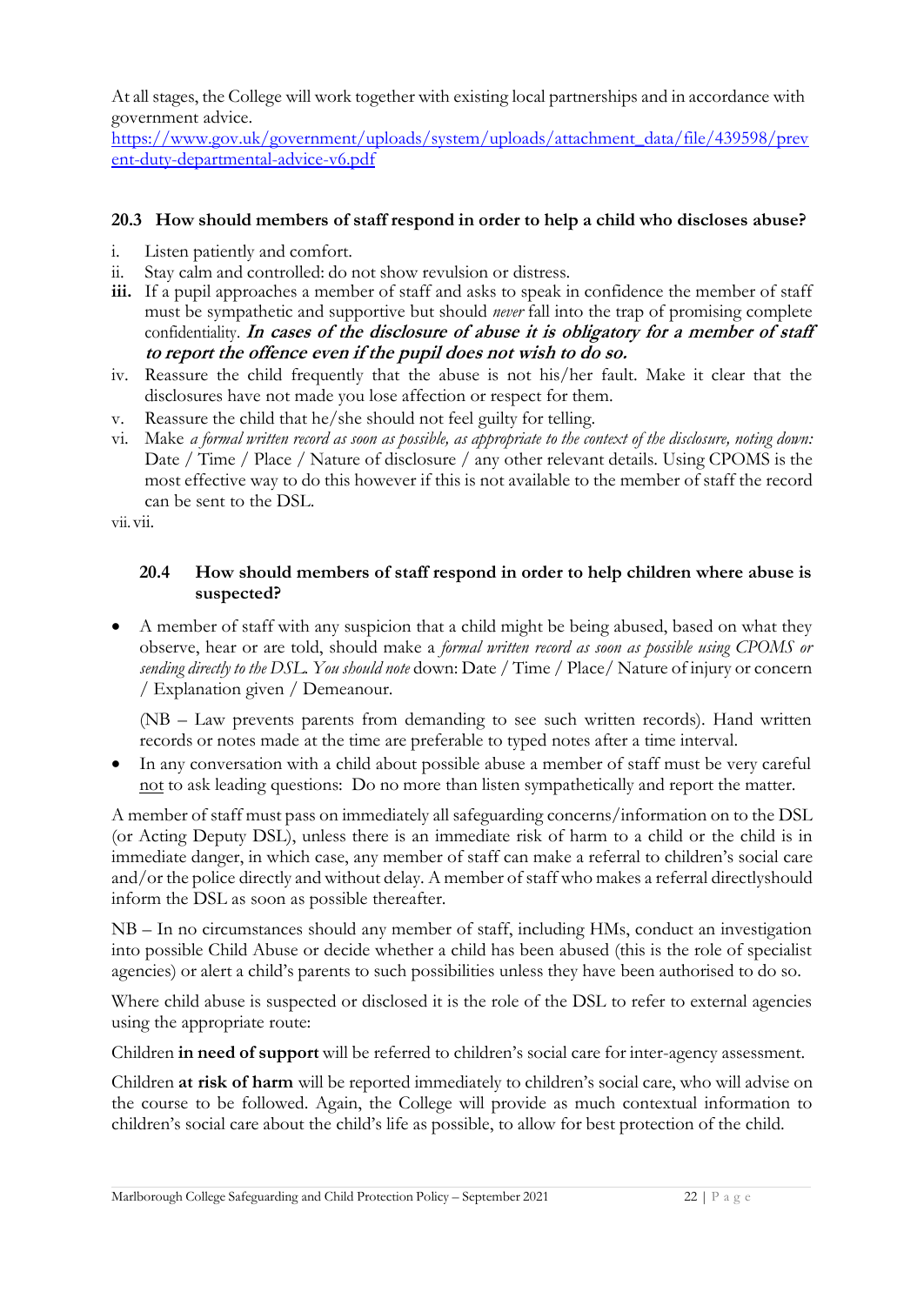At all stages, the College will work together with existing local partnerships and in accordance with government advice.
[https://www.gov.uk/government/uploads/system/uploads/attachment_data/file/439598/prevent-duty-departmental-advice-v6.pdf](https://www.gov.uk/government/uploads/system/uploads/attachment_data/file/439598/prevent-duty-departmental-advice-v6.pdf)

### 20.3 How should members of staff respond in order to help a child who discloses abuse?

i. Listen patiently and comfort.
ii. Stay calm and controlled: do not show revulsion or distress.
**iii.** If a pupil approaches a member of staff and asks to speak in confidence the member of staff must be sympathetic and supportive but should *never* fall into the trap of promising complete confidentiality. ***In cases of the disclosure of abuse it is obligatory for a member of staff to report the offence even if the pupil does not wish to do so.***
iv. Reassure the child frequently that the abuse is not his/her fault. Make it clear that the disclosures have not made you lose affection or respect for them.
v. Reassure the child that he/she should not feel guilty for telling.
vi. Make *a formal written record as soon as possible, as appropriate to the context of the disclosure, noting down:* Date / Time / Place / Nature of disclosure / any other relevant details. Using CPOMS is the most effective way to do this however if this is not available to the member of staff the record can be sent to the DSL.
vii. vii.

### 20.4 How should members of staff respond in order to help children where abuse is suspected?

- A member of staff with any suspicion that a child might be being abused, based on what they observe, hear or are told, should make a *formal written record as soon as possible using CPOMS or sending directly to the DSL. You should note* down: Date / Time / Place/ Nature of injury or concern / Explanation given / Demeanour.

  (NB – Law prevents parents from demanding to see such written records). Hand written records or notes made at the time are preferable to typed notes after a time interval.
- In any conversation with a child about possible abuse a member of staff must be very careful <u>not</u> to ask leading questions: Do no more than listen sympathetically and report the matter.

A member of staff must pass on immediately all safeguarding concerns/information on to the DSL (or Acting Deputy DSL), unless there is an immediate risk of harm to a child or the child is in immediate danger, in which case, any member of staff can make a referral to children's social care and/or the police directly and without delay. A member of staff who makes a referral directlyshould inform the DSL as soon as possible thereafter.

NB – In no circumstances should any member of staff, including HMs, conduct an investigation into possible Child Abuse or decide whether a child has been abused (this is the role of specialist agencies) or alert a child's parents to such possibilities unless they have been authorised to do so.

Where child abuse is suspected or disclosed it is the role of the DSL to refer to external agencies using the appropriate route:

Children **in need of support** will be referred to children's social care for inter-agency assessment.

Children **at risk of harm** will be reported immediately to children's social care, who will advise on the course to be followed. Again, the College will provide as much contextual information to children's social care about the child's life as possible, to allow for best protection of the child.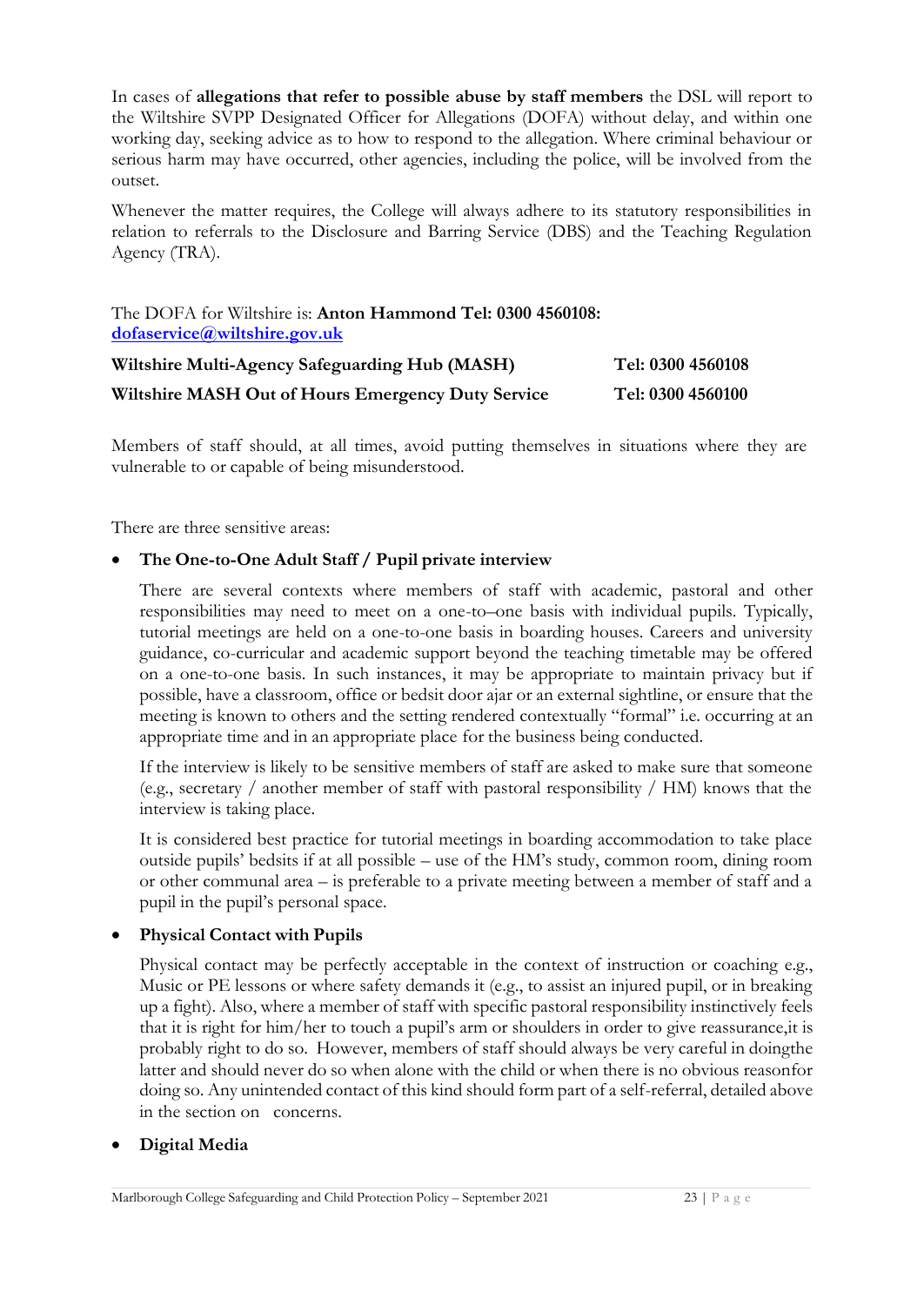In cases of **allegations that refer to possible abuse by staff members** the DSL will report to the Wiltshire SVPP Designated Officer for Allegations (DOFA) without delay, and within one working day, seeking advice as to how to respond to the allegation. Where criminal behaviour or serious harm may have occurred, other agencies, including the police, will be involved from the outset.

Whenever the matter requires, the College will always adhere to its statutory responsibilities in relation to referrals to the Disclosure and Barring Service (DBS) and the Teaching Regulation Agency (TRA).

The DOFA for Wiltshire is: **Anton Hammond Tel: 0300 4560108:** **dofaservice@wiltshire.gov.uk**

| | |
|---|---|
| **Wiltshire Multi-Agency Safeguarding Hub (MASH)** | **Tel: 0300 4560108** |
| **Wiltshire MASH Out of Hours Emergency Duty Service** | **Tel: 0300 4560100** |

Members of staff should, at all times, avoid putting themselves in situations where they are vulnerable to or capable of being misunderstood.

There are three sensitive areas:

- **The One-to-One Adult Staff / Pupil private interview**

  There are several contexts where members of staff with academic, pastoral and other responsibilities may need to meet on a one-to–one basis with individual pupils. Typically, tutorial meetings are held on a one-to-one basis in boarding houses. Careers and university guidance, co-curricular and academic support beyond the teaching timetable may be offered on a one-to-one basis. In such instances, it may be appropriate to maintain privacy but if possible, have a classroom, office or bedsit door ajar or an external sightline, or ensure that the meeting is known to others and the setting rendered contextually "formal" i.e. occurring at an appropriate time and in an appropriate place for the business being conducted.

  If the interview is likely to be sensitive members of staff are asked to make sure that someone (e.g., secretary / another member of staff with pastoral responsibility / HM) knows that the interview is taking place.

  It is considered best practice for tutorial meetings in boarding accommodation to take place outside pupils' bedsits if at all possible – use of the HM's study, common room, dining room or other communal area – is preferable to a private meeting between a member of staff and a pupil in the pupil's personal space.

- **Physical Contact with Pupils**

  Physical contact may be perfectly acceptable in the context of instruction or coaching e.g., Music or PE lessons or where safety demands it (e.g., to assist an injured pupil, or in breaking up a fight). Also, where a member of staff with specific pastoral responsibility instinctively feels that it is right for him/her to touch a pupil's arm or shoulders in order to give reassurance,it is probably right to do so. However, members of staff should always be very careful in doingthe latter and should never do so when alone with the child or when there is no obvious reasonfor doing so. Any unintended contact of this kind should form part of a self-referral, detailed above in the section on concerns.

- **Digital Media**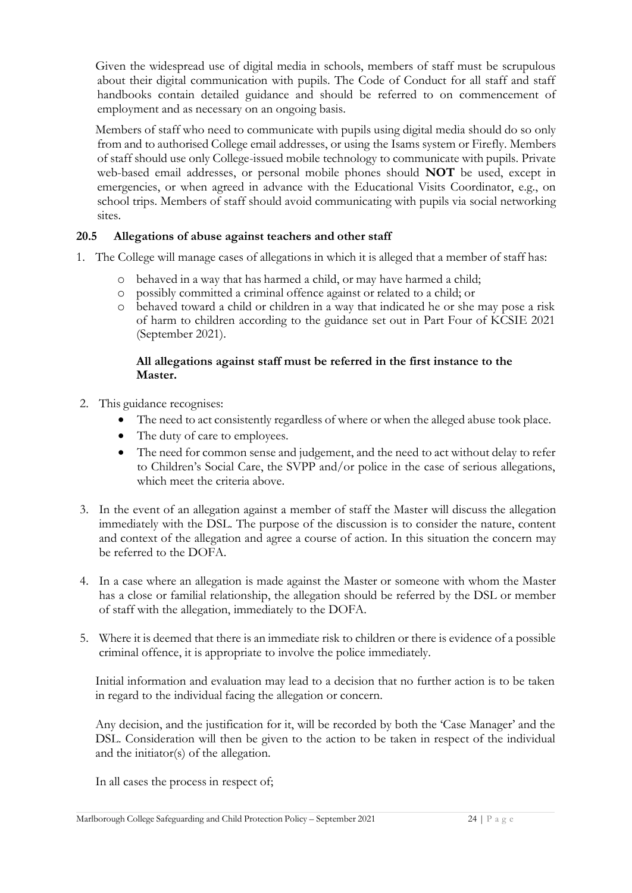Given the widespread use of digital media in schools, members of staff must be scrupulous about their digital communication with pupils. The Code of Conduct for all staff and staff handbooks contain detailed guidance and should be referred to on commencement of employment and as necessary on an ongoing basis.

Members of staff who need to communicate with pupils using digital media should do so only from and to authorised College email addresses, or using the Isams system or Firefly. Members of staff should use only College-issued mobile technology to communicate with pupils. Private web-based email addresses, or personal mobile phones should **NOT** be used, except in emergencies, or when agreed in advance with the Educational Visits Coordinator, e.g., on school trips. Members of staff should avoid communicating with pupils via social networking sites.

### 20.5 Allegations of abuse against teachers and other staff

1. The College will manage cases of allegations in which it is alleged that a member of staff has:
   - behaved in a way that has harmed a child, or may have harmed a child;
   - possibly committed a criminal offence against or related to a child; or
   - behaved toward a child or children in a way that indicated he or she may pose a risk of harm to children according to the guidance set out in Part Four of KCSIE 2021 (September 2021).

   **All allegations against staff must be referred in the first instance to the Master.**

2. This guidance recognises:
   - The need to act consistently regardless of where or when the alleged abuse took place.
   - The duty of care to employees.
   - The need for common sense and judgement, and the need to act without delay to refer to Children's Social Care, the SVPP and/or police in the case of serious allegations, which meet the criteria above.

3. In the event of an allegation against a member of staff the Master will discuss the allegation immediately with the DSL. The purpose of the discussion is to consider the nature, content and context of the allegation and agree a course of action. In this situation the concern may be referred to the DOFA.

4. In a case where an allegation is made against the Master or someone with whom the Master has a close or familial relationship, the allegation should be referred by the DSL or member of staff with the allegation, immediately to the DOFA.

5. Where it is deemed that there is an immediate risk to children or there is evidence of a possible criminal offence, it is appropriate to involve the police immediately.

   Initial information and evaluation may lead to a decision that no further action is to be taken in regard to the individual facing the allegation or concern.

   Any decision, and the justification for it, will be recorded by both the 'Case Manager' and the DSL. Consideration will then be given to the action to be taken in respect of the individual and the initiator(s) of the allegation.

   In all cases the process in respect of;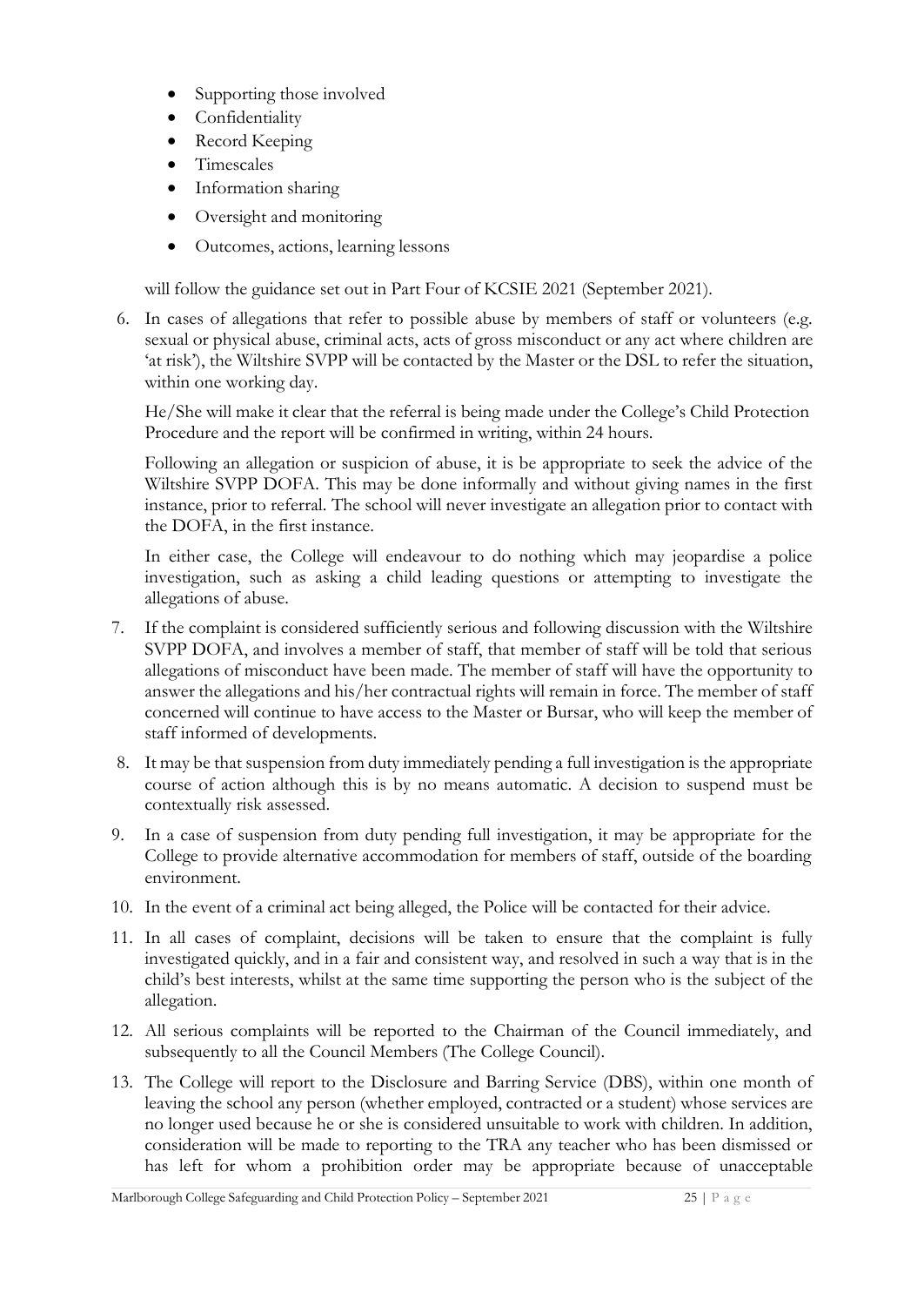- Supporting those involved
- Confidentiality
- Record Keeping
- Timescales
- Information sharing
- Oversight and monitoring
- Outcomes, actions, learning lessons

will follow the guidance set out in Part Four of KCSIE 2021 (September 2021).

6. In cases of allegations that refer to possible abuse by members of staff or volunteers (e.g. sexual or physical abuse, criminal acts, acts of gross misconduct or any act where children are 'at risk'), the Wiltshire SVPP will be contacted by the Master or the DSL to refer the situation, within one working day.

   He/She will make it clear that the referral is being made under the College's Child Protection Procedure and the report will be confirmed in writing, within 24 hours.

   Following an allegation or suspicion of abuse, it is be appropriate to seek the advice of the Wiltshire SVPP DOFA. This may be done informally and without giving names in the first instance, prior to referral. The school will never investigate an allegation prior to contact with the DOFA, in the first instance.

   In either case, the College will endeavour to do nothing which may jeopardise a police investigation, such as asking a child leading questions or attempting to investigate the allegations of abuse.

7. If the complaint is considered sufficiently serious and following discussion with the Wiltshire SVPP DOFA, and involves a member of staff, that member of staff will be told that serious allegations of misconduct have been made. The member of staff will have the opportunity to answer the allegations and his/her contractual rights will remain in force. The member of staff concerned will continue to have access to the Master or Bursar, who will keep the member of staff informed of developments.

8. It may be that suspension from duty immediately pending a full investigation is the appropriate course of action although this is by no means automatic. A decision to suspend must be contextually risk assessed.

9. In a case of suspension from duty pending full investigation, it may be appropriate for the College to provide alternative accommodation for members of staff, outside of the boarding environment.

10. In the event of a criminal act being alleged, the Police will be contacted for their advice.

11. In all cases of complaint, decisions will be taken to ensure that the complaint is fully investigated quickly, and in a fair and consistent way, and resolved in such a way that is in the child's best interests, whilst at the same time supporting the person who is the subject of the allegation.

12. All serious complaints will be reported to the Chairman of the Council immediately, and subsequently to all the Council Members (The College Council).

13. The College will report to the Disclosure and Barring Service (DBS), within one month of leaving the school any person (whether employed, contracted or a student) whose services are no longer used because he or she is considered unsuitable to work with children. In addition, consideration will be made to reporting to the TRA any teacher who has been dismissed or has left for whom a prohibition order may be appropriate because of unacceptable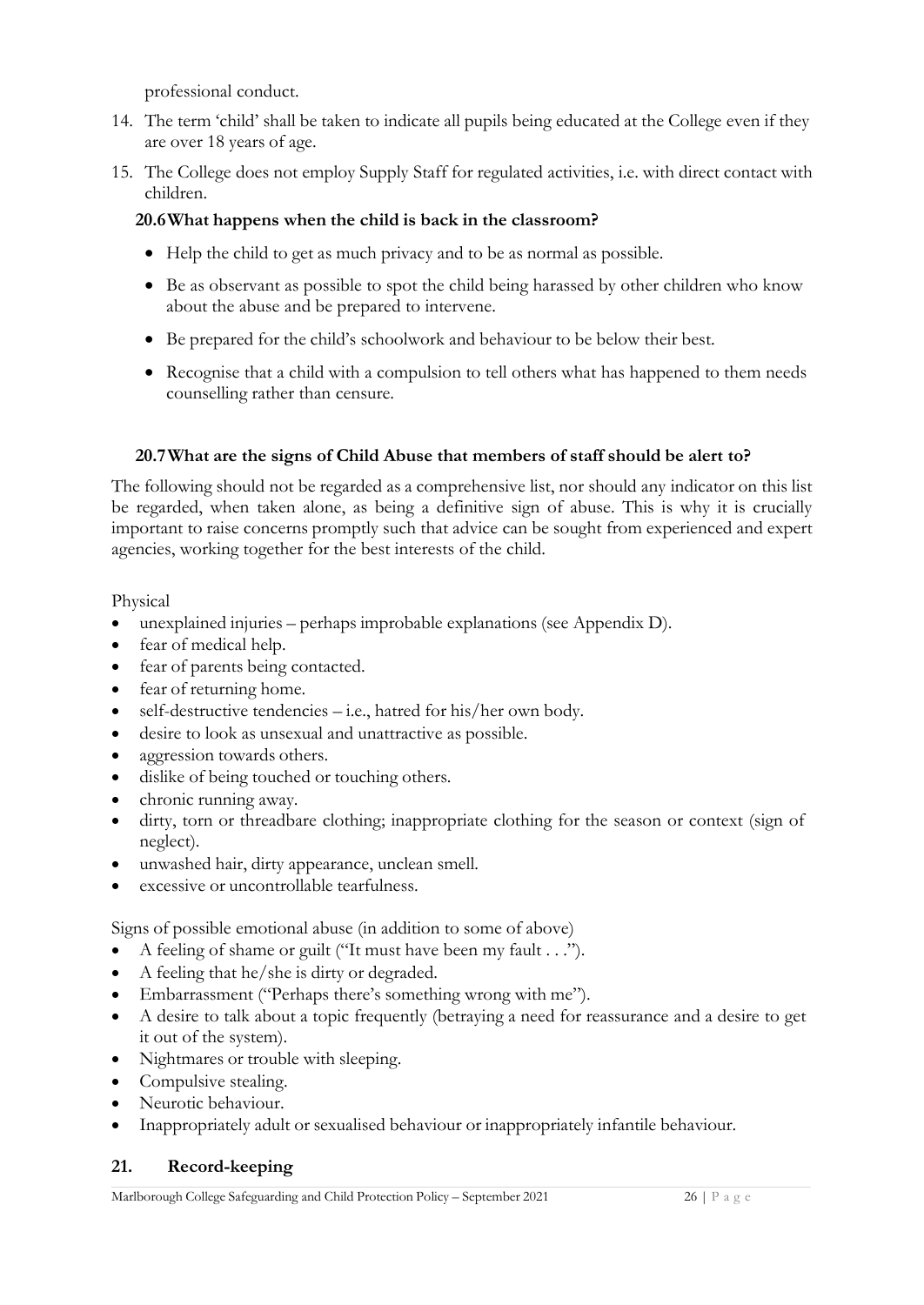professional conduct.

14. The term 'child' shall be taken to indicate all pupils being educated at the College even if they are over 18 years of age.
15. The College does not employ Supply Staff for regulated activities, i.e. with direct contact with children.

### 20.6 What happens when the child is back in the classroom?

- Help the child to get as much privacy and to be as normal as possible.
- Be as observant as possible to spot the child being harassed by other children who know about the abuse and be prepared to intervene.
- Be prepared for the child's schoolwork and behaviour to be below their best.
- Recognise that a child with a compulsion to tell others what has happened to them needs counselling rather than censure.

### 20.7 What are the signs of Child Abuse that members of staff should be alert to?

The following should not be regarded as a comprehensive list, nor should any indicator on this list be regarded, when taken alone, as being a definitive sign of abuse. This is why it is crucially important to raise concerns promptly such that advice can be sought from experienced and expert agencies, working together for the best interests of the child.

Physical

- unexplained injuries – perhaps improbable explanations (see Appendix D).
- fear of medical help.
- fear of parents being contacted.
- fear of returning home.
- self-destructive tendencies – i.e., hatred for his/her own body.
- desire to look as unsexual and unattractive as possible.
- aggression towards others.
- dislike of being touched or touching others.
- chronic running away.
- dirty, torn or threadbare clothing; inappropriate clothing for the season or context (sign of neglect).
- unwashed hair, dirty appearance, unclean smell.
- excessive or uncontrollable tearfulness.

Signs of possible emotional abuse (in addition to some of above)

- A feeling of shame or guilt ("It must have been my fault . . .").
- A feeling that he/she is dirty or degraded.
- Embarrassment ("Perhaps there's something wrong with me").
- A desire to talk about a topic frequently (betraying a need for reassurance and a desire to get it out of the system).
- Nightmares or trouble with sleeping.
- Compulsive stealing.
- Neurotic behaviour.
- Inappropriately adult or sexualised behaviour or inappropriately infantile behaviour.

## 21. Record-keeping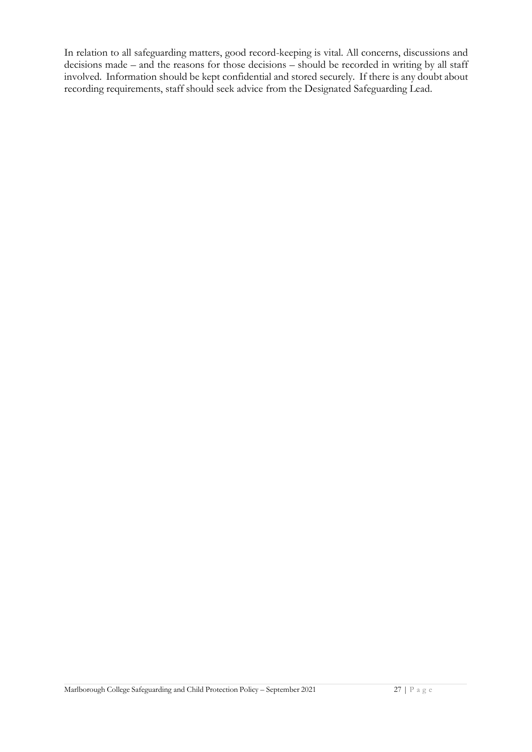In relation to all safeguarding matters, good record-keeping is vital. All concerns, discussions and decisions made – and the reasons for those decisions – should be recorded in writing by all staff involved. Information should be kept confidential and stored securely. If there is any doubt about recording requirements, staff should seek advice from the Designated Safeguarding Lead.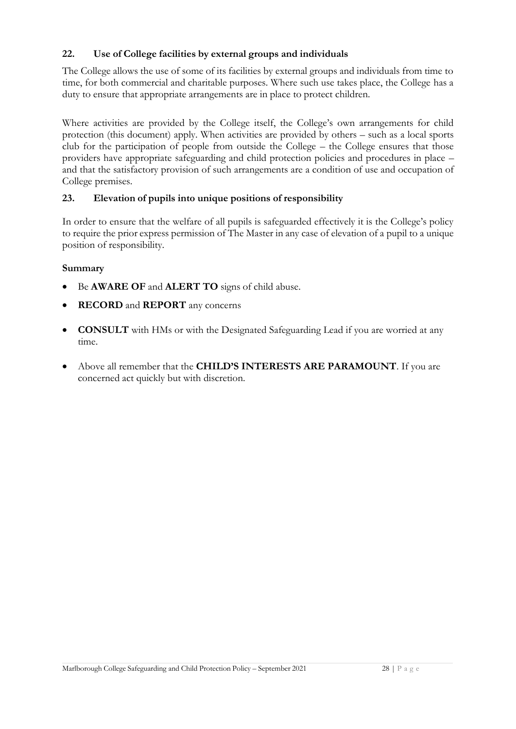## 22. Use of College facilities by external groups and individuals

The College allows the use of some of its facilities by external groups and individuals from time to time, for both commercial and charitable purposes. Where such use takes place, the College has a duty to ensure that appropriate arrangements are in place to protect children.

Where activities are provided by the College itself, the College's own arrangements for child protection (this document) apply. When activities are provided by others – such as a local sports club for the participation of people from outside the College – the College ensures that those providers have appropriate safeguarding and child protection policies and procedures in place – and that the satisfactory provision of such arrangements are a condition of use and occupation of College premises.

## 23. Elevation of pupils into unique positions of responsibility

In order to ensure that the welfare of all pupils is safeguarded effectively it is the College's policy to require the prior express permission of The Master in any case of elevation of a pupil to a unique position of responsibility.

### Summary

- Be **AWARE OF** and **ALERT TO** signs of child abuse.
- **RECORD** and **REPORT** any concerns
- **CONSULT** with HMs or with the Designated Safeguarding Lead if you are worried at any time.
- Above all remember that the **CHILD'S INTERESTS ARE PARAMOUNT**. If you are concerned act quickly but with discretion.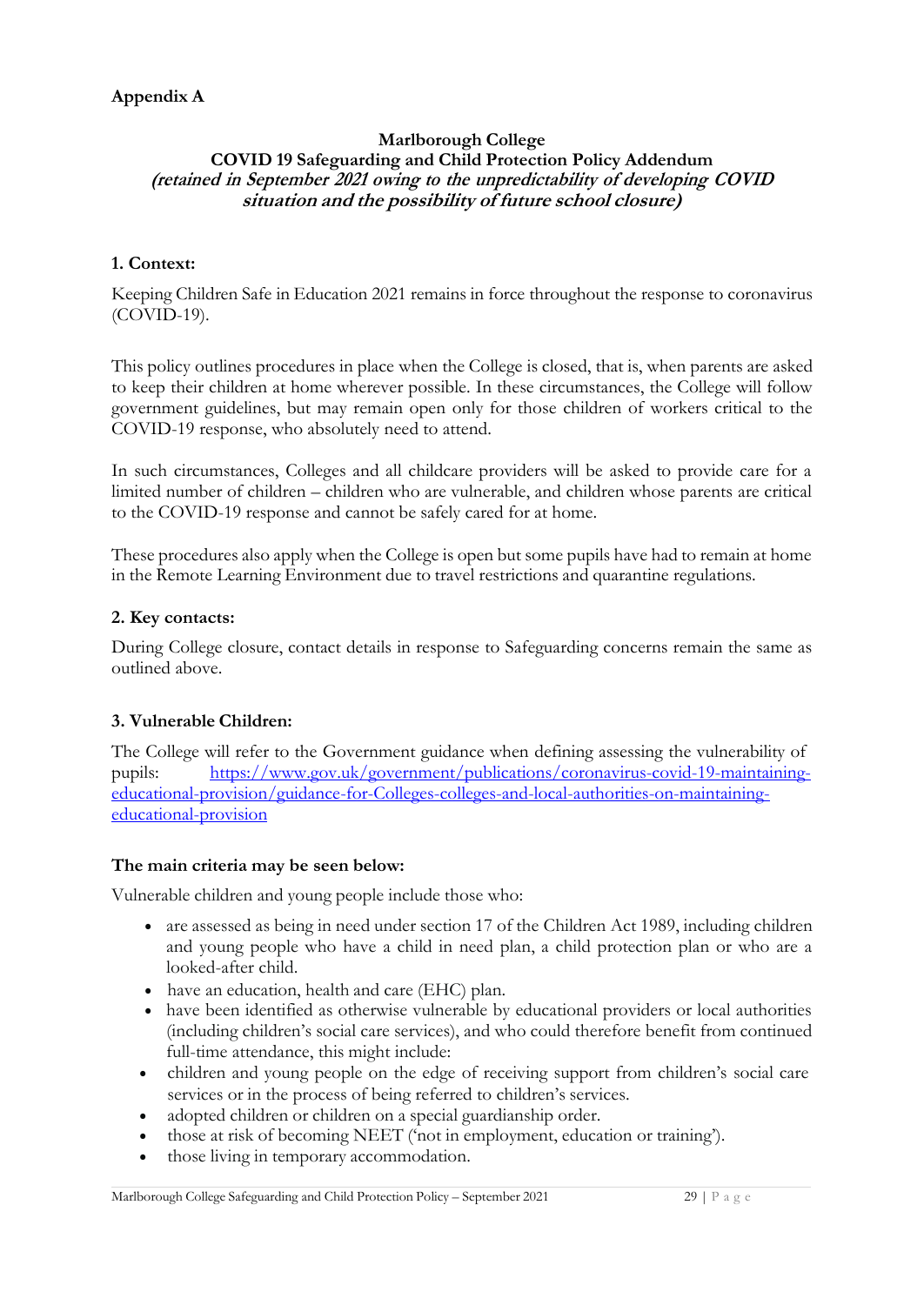**Appendix A**

**Marlborough College**
**COVID 19 Safeguarding and Child Protection Policy Addendum**
***(retained in September 2021 owing to the unpredictability of developing COVID situation and the possibility of future school closure)***

**1. Context:**

Keeping Children Safe in Education 2021 remains in force throughout the response to coronavirus (COVID-19).

This policy outlines procedures in place when the College is closed, that is, when parents are asked to keep their children at home wherever possible. In these circumstances, the College will follow government guidelines, but may remain open only for those children of workers critical to the COVID-19 response, who absolutely need to attend.

In such circumstances, Colleges and all childcare providers will be asked to provide care for a limited number of children – children who are vulnerable, and children whose parents are critical to the COVID-19 response and cannot be safely cared for at home.

These procedures also apply when the College is open but some pupils have had to remain at home in the Remote Learning Environment due to travel restrictions and quarantine regulations.

**2. Key contacts:**

During College closure, contact details in response to Safeguarding concerns remain the same as outlined above.

**3. Vulnerable Children:**

The College will refer to the Government guidance when defining assessing the vulnerability of pupils: [https://www.gov.uk/government/publications/coronavirus-covid-19-maintaining-educational-provision/guidance-for-Colleges-colleges-and-local-authorities-on-maintaining-educational-provision](https://www.gov.uk/government/publications/coronavirus-covid-19-maintaining-educational-provision/guidance-for-Colleges-colleges-and-local-authorities-on-maintaining-educational-provision)

**The main criteria may be seen below:**

Vulnerable children and young people include those who:

- are assessed as being in need under section 17 of the Children Act 1989, including children and young people who have a child in need plan, a child protection plan or who are a looked-after child.
- have an education, health and care (EHC) plan.
- have been identified as otherwise vulnerable by educational providers or local authorities (including children's social care services), and who could therefore benefit from continued full-time attendance, this might include:
- children and young people on the edge of receiving support from children's social care services or in the process of being referred to children's services.
- adopted children or children on a special guardianship order.
- those at risk of becoming NEET ('not in employment, education or training').
- those living in temporary accommodation.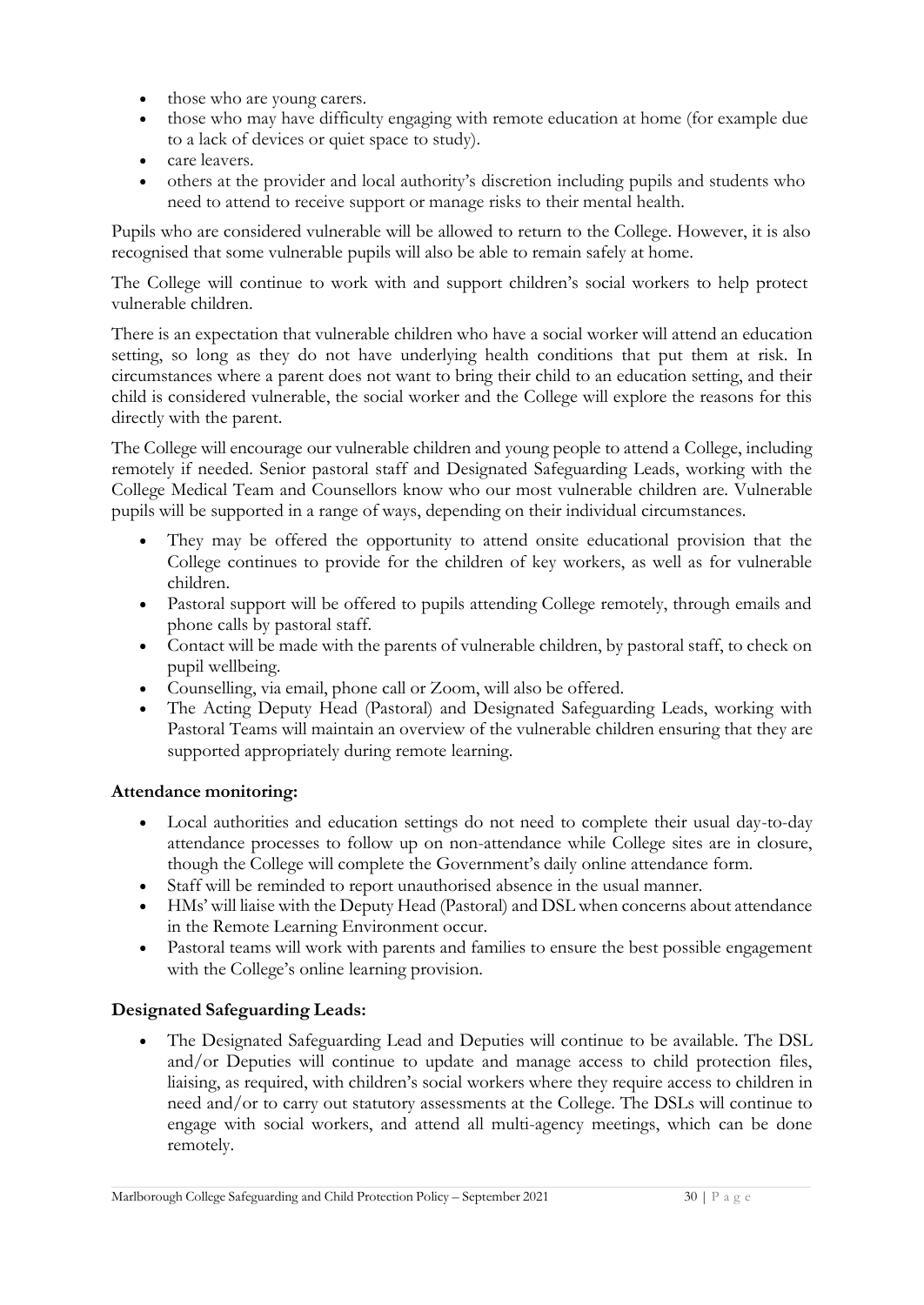- those who are young carers.
- those who may have difficulty engaging with remote education at home (for example due to a lack of devices or quiet space to study).
- care leavers.
- others at the provider and local authority's discretion including pupils and students who need to attend to receive support or manage risks to their mental health.

Pupils who are considered vulnerable will be allowed to return to the College. However, it is also recognised that some vulnerable pupils will also be able to remain safely at home.

The College will continue to work with and support children's social workers to help protect vulnerable children.

There is an expectation that vulnerable children who have a social worker will attend an education setting, so long as they do not have underlying health conditions that put them at risk. In circumstances where a parent does not want to bring their child to an education setting, and their child is considered vulnerable, the social worker and the College will explore the reasons for this directly with the parent.

The College will encourage our vulnerable children and young people to attend a College, including remotely if needed. Senior pastoral staff and Designated Safeguarding Leads, working with the College Medical Team and Counsellors know who our most vulnerable children are. Vulnerable pupils will be supported in a range of ways, depending on their individual circumstances.

- They may be offered the opportunity to attend onsite educational provision that the College continues to provide for the children of key workers, as well as for vulnerable children.
- Pastoral support will be offered to pupils attending College remotely, through emails and phone calls by pastoral staff.
- Contact will be made with the parents of vulnerable children, by pastoral staff, to check on pupil wellbeing.
- Counselling, via email, phone call or Zoom, will also be offered.
- The Acting Deputy Head (Pastoral) and Designated Safeguarding Leads, working with Pastoral Teams will maintain an overview of the vulnerable children ensuring that they are supported appropriately during remote learning.

**Attendance monitoring:**

- Local authorities and education settings do not need to complete their usual day-to-day attendance processes to follow up on non-attendance while College sites are in closure, though the College will complete the Government's daily online attendance form.
- Staff will be reminded to report unauthorised absence in the usual manner.
- HMs' will liaise with the Deputy Head (Pastoral) and DSL when concerns about attendance in the Remote Learning Environment occur.
- Pastoral teams will work with parents and families to ensure the best possible engagement with the College's online learning provision.

**Designated Safeguarding Leads:**

- The Designated Safeguarding Lead and Deputies will continue to be available. The DSL and/or Deputies will continue to update and manage access to child protection files, liaising, as required, with children's social workers where they require access to children in need and/or to carry out statutory assessments at the College. The DSLs will continue to engage with social workers, and attend all multi-agency meetings, which can be done remotely.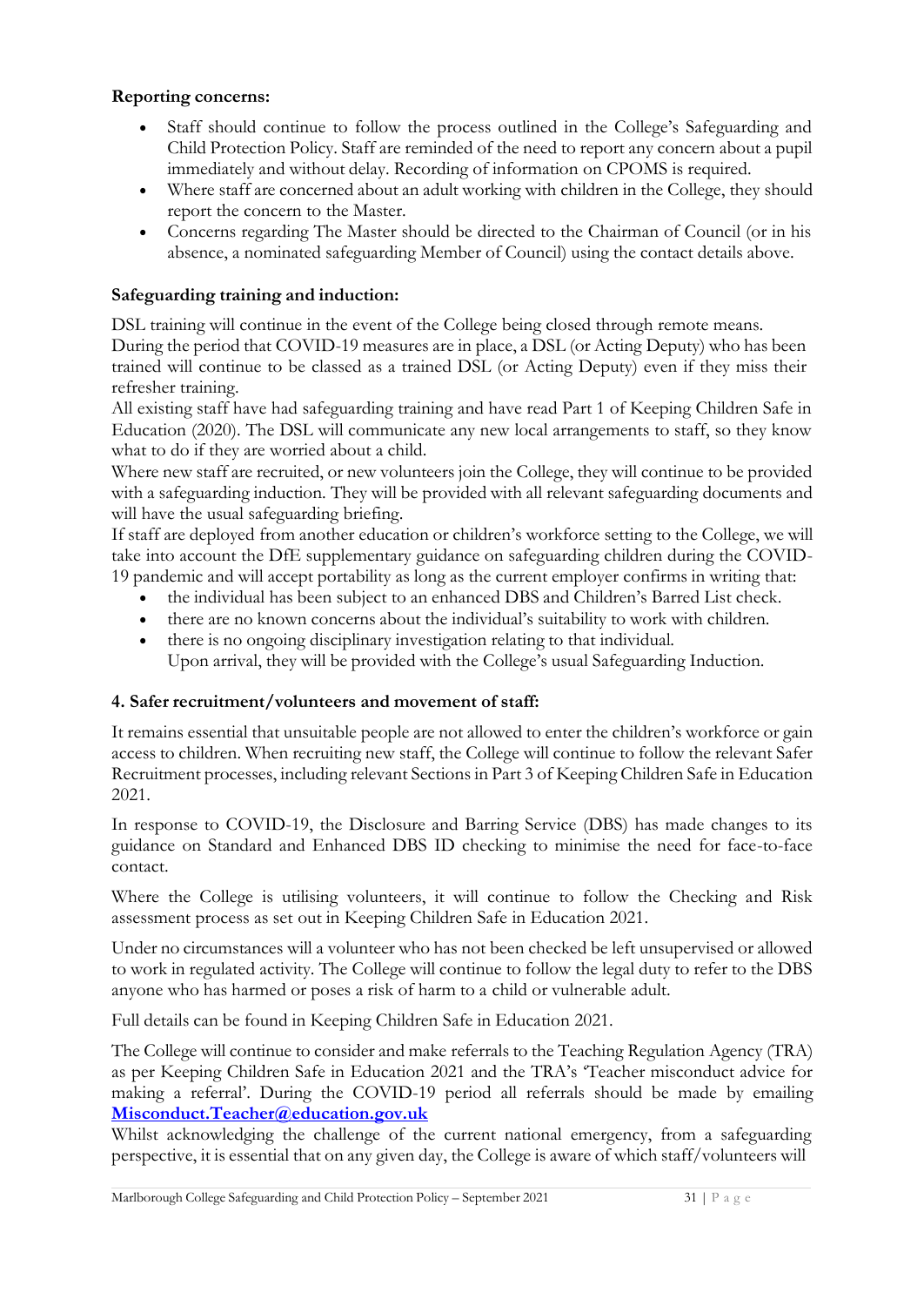**Reporting concerns:**

- Staff should continue to follow the process outlined in the College's Safeguarding and Child Protection Policy. Staff are reminded of the need to report any concern about a pupil immediately and without delay. Recording of information on CPOMS is required.
- Where staff are concerned about an adult working with children in the College, they should report the concern to the Master.
- Concerns regarding The Master should be directed to the Chairman of Council (or in his absence, a nominated safeguarding Member of Council) using the contact details above.

**Safeguarding training and induction:**

DSL training will continue in the event of the College being closed through remote means.
During the period that COVID-19 measures are in place, a DSL (or Acting Deputy) who has been trained will continue to be classed as a trained DSL (or Acting Deputy) even if they miss their refresher training.
All existing staff have had safeguarding training and have read Part 1 of Keeping Children Safe in Education (2020). The DSL will communicate any new local arrangements to staff, so they know what to do if they are worried about a child.
Where new staff are recruited, or new volunteers join the College, they will continue to be provided with a safeguarding induction. They will be provided with all relevant safeguarding documents and will have the usual safeguarding briefing.
If staff are deployed from another education or children's workforce setting to the College, we will take into account the DfE supplementary guidance on safeguarding children during the COVID-19 pandemic and will accept portability as long as the current employer confirms in writing that:

- the individual has been subject to an enhanced DBS and Children's Barred List check.
- there are no known concerns about the individual's suitability to work with children.
- there is no ongoing disciplinary investigation relating to that individual.
  Upon arrival, they will be provided with the College's usual Safeguarding Induction.

**4. Safer recruitment/volunteers and movement of staff:**

It remains essential that unsuitable people are not allowed to enter the children's workforce or gain access to children. When recruiting new staff, the College will continue to follow the relevant Safer Recruitment processes, including relevant Sections in Part 3 of Keeping Children Safe in Education 2021.

In response to COVID-19, the Disclosure and Barring Service (DBS) has made changes to its guidance on Standard and Enhanced DBS ID checking to minimise the need for face-to-face contact.

Where the College is utilising volunteers, it will continue to follow the Checking and Risk assessment process as set out in Keeping Children Safe in Education 2021.

Under no circumstances will a volunteer who has not been checked be left unsupervised or allowed to work in regulated activity. The College will continue to follow the legal duty to refer to the DBS anyone who has harmed or poses a risk of harm to a child or vulnerable adult.

Full details can be found in Keeping Children Safe in Education 2021.

The College will continue to consider and make referrals to the Teaching Regulation Agency (TRA) as per Keeping Children Safe in Education 2021 and the TRA's 'Teacher misconduct advice for making a referral'. During the COVID-19 period all referrals should be made by emailing **Misconduct.Teacher@education.gov.uk**

Whilst acknowledging the challenge of the current national emergency, from a safeguarding perspective, it is essential that on any given day, the College is aware of which staff/volunteers will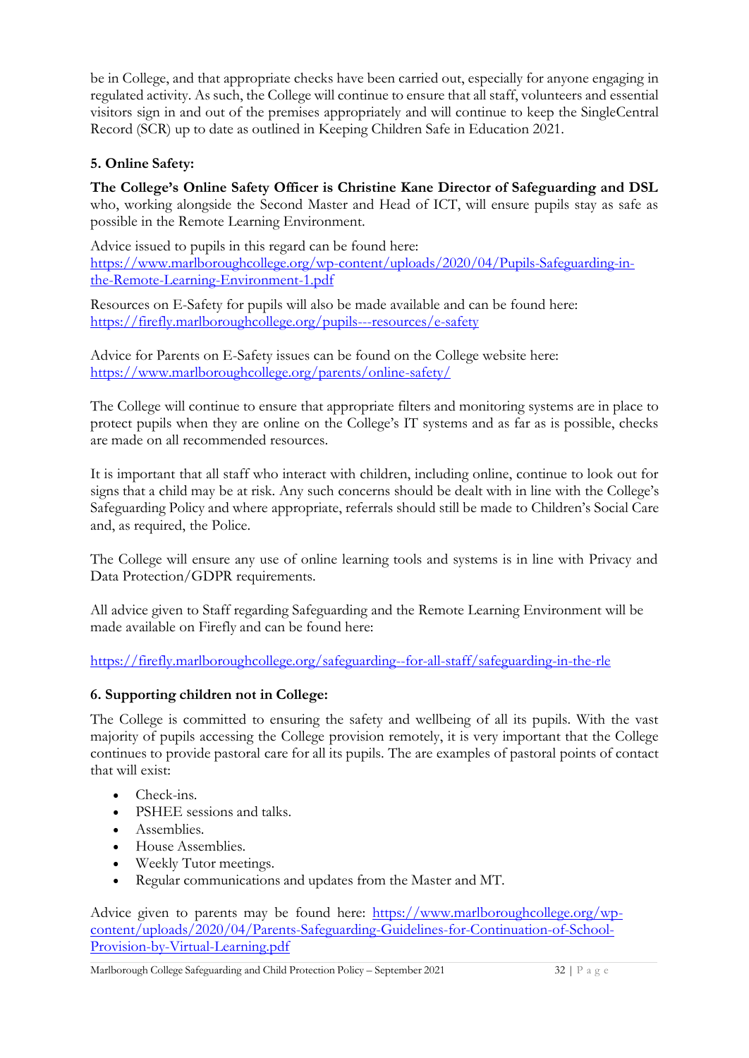be in College, and that appropriate checks have been carried out, especially for anyone engaging in regulated activity. As such, the College will continue to ensure that all staff, volunteers and essential visitors sign in and out of the premises appropriately and will continue to keep the SingleCentral Record (SCR) up to date as outlined in Keeping Children Safe in Education 2021.

### 5. Online Safety:

**The College's Online Safety Officer is Christine Kane Director of Safeguarding and DSL** who, working alongside the Second Master and Head of ICT, will ensure pupils stay as safe as possible in the Remote Learning Environment.

Advice issued to pupils in this regard can be found here: [https://www.marlboroughcollege.org/wp-content/uploads/2020/04/Pupils-Safeguarding-in-the-Remote-Learning-Environment-1.pdf](https://www.marlboroughcollege.org/wp-content/uploads/2020/04/Pupils-Safeguarding-in-the-Remote-Learning-Environment-1.pdf)

Resources on E-Safety for pupils will also be made available and can be found here: [https://firefly.marlboroughcollege.org/pupils---resources/e-safety](https://firefly.marlboroughcollege.org/pupils---resources/e-safety)

Advice for Parents on E-Safety issues can be found on the College website here: [https://www.marlboroughcollege.org/parents/online-safety/](https://www.marlboroughcollege.org/parents/online-safety/)

The College will continue to ensure that appropriate filters and monitoring systems are in place to protect pupils when they are online on the College's IT systems and as far as is possible, checks are made on all recommended resources.

It is important that all staff who interact with children, including online, continue to look out for signs that a child may be at risk. Any such concerns should be dealt with in line with the College's Safeguarding Policy and where appropriate, referrals should still be made to Children's Social Care and, as required, the Police.

The College will ensure any use of online learning tools and systems is in line with Privacy and Data Protection/GDPR requirements.

All advice given to Staff regarding Safeguarding and the Remote Learning Environment will be made available on Firefly and can be found here:

[https://firefly.marlboroughcollege.org/safeguarding--for-all-staff/safeguarding-in-the-rle](https://firefly.marlboroughcollege.org/safeguarding--for-all-staff/safeguarding-in-the-rle)

### 6. Supporting children not in College:

The College is committed to ensuring the safety and wellbeing of all its pupils. With the vast majority of pupils accessing the College provision remotely, it is very important that the College continues to provide pastoral care for all its pupils. The are examples of pastoral points of contact that will exist:

- Check-ins.
- PSHEE sessions and talks.
- Assemblies.
- House Assemblies.
- Weekly Tutor meetings.
- Regular communications and updates from the Master and MT.

Advice given to parents may be found here: [https://www.marlboroughcollege.org/wp-content/uploads/2020/04/Parents-Safeguarding-Guidelines-for-Continuation-of-School-Provision-by-Virtual-Learning.pdf](https://www.marlboroughcollege.org/wp-content/uploads/2020/04/Parents-Safeguarding-Guidelines-for-Continuation-of-School-Provision-by-Virtual-Learning.pdf)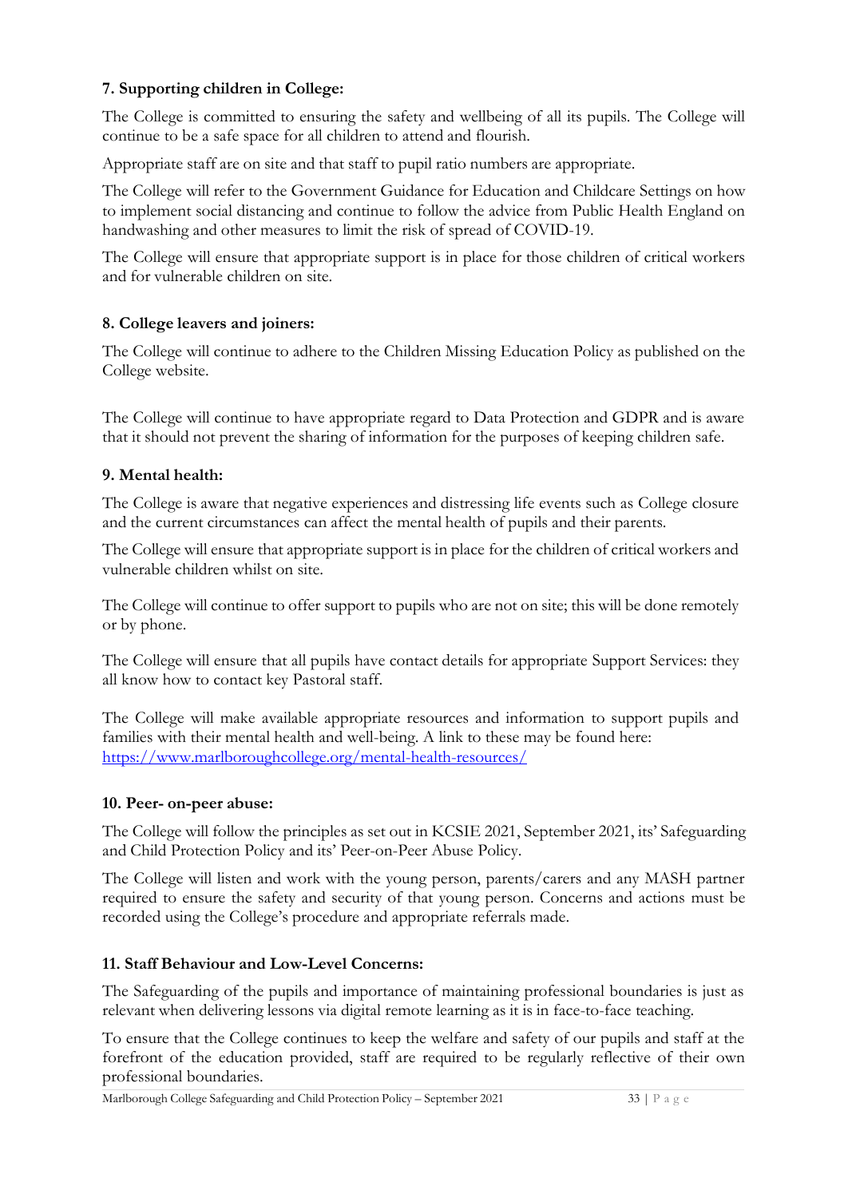**7. Supporting children in College:**

The College is committed to ensuring the safety and wellbeing of all its pupils. The College will continue to be a safe space for all children to attend and flourish.

Appropriate staff are on site and that staff to pupil ratio numbers are appropriate.

The College will refer to the Government Guidance for Education and Childcare Settings on how to implement social distancing and continue to follow the advice from Public Health England on handwashing and other measures to limit the risk of spread of COVID-19.

The College will ensure that appropriate support is in place for those children of critical workers and for vulnerable children on site.

**8. College leavers and joiners:**

The College will continue to adhere to the Children Missing Education Policy as published on the College website.

The College will continue to have appropriate regard to Data Protection and GDPR and is aware that it should not prevent the sharing of information for the purposes of keeping children safe.

**9. Mental health:**

The College is aware that negative experiences and distressing life events such as College closure and the current circumstances can affect the mental health of pupils and their parents.

The College will ensure that appropriate support is in place for the children of critical workers and vulnerable children whilst on site.

The College will continue to offer support to pupils who are not on site; this will be done remotely or by phone.

The College will ensure that all pupils have contact details for appropriate Support Services: they all know how to contact key Pastoral staff.

The College will make available appropriate resources and information to support pupils and families with their mental health and well-being. A link to these may be found here: [https://www.marlboroughcollege.org/mental-health-resources/](https://www.marlboroughcollege.org/mental-health-resources/)

**10. Peer- on-peer abuse:**

The College will follow the principles as set out in KCSIE 2021, September 2021, its' Safeguarding and Child Protection Policy and its' Peer-on-Peer Abuse Policy.

The College will listen and work with the young person, parents/carers and any MASH partner required to ensure the safety and security of that young person. Concerns and actions must be recorded using the College's procedure and appropriate referrals made.

**11. Staff Behaviour and Low-Level Concerns:**

The Safeguarding of the pupils and importance of maintaining professional boundaries is just as relevant when delivering lessons via digital remote learning as it is in face-to-face teaching.

To ensure that the College continues to keep the welfare and safety of our pupils and staff at the forefront of the education provided, staff are required to be regularly reflective of their own professional boundaries.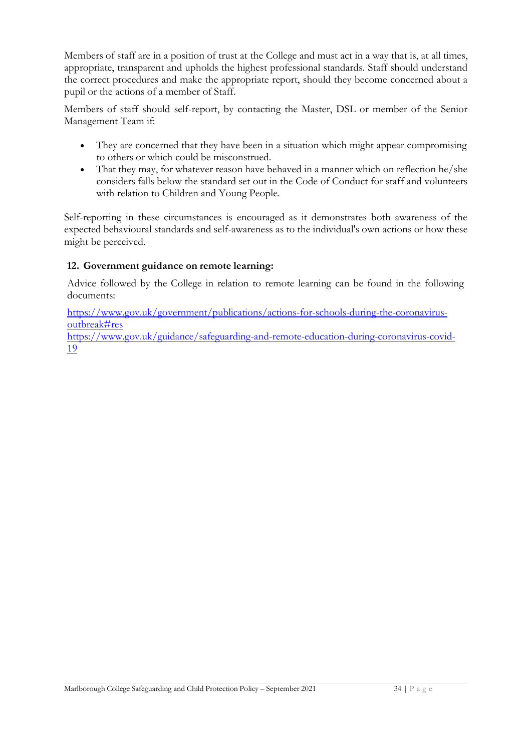Members of staff are in a position of trust at the College and must act in a way that is, at all times, appropriate, transparent and upholds the highest professional standards. Staff should understand the correct procedures and make the appropriate report, should they become concerned about a pupil or the actions of a member of Staff.

Members of staff should self-report, by contacting the Master, DSL or member of the Senior Management Team if:

- They are concerned that they have been in a situation which might appear compromising to others or which could be misconstrued.
- That they may, for whatever reason have behaved in a manner which on reflection he/she considers falls below the standard set out in the Code of Conduct for staff and volunteers with relation to Children and Young People.

Self-reporting in these circumstances is encouraged as it demonstrates both awareness of the expected behavioural standards and self-awareness as to the individual's own actions or how these might be perceived.

## 12. Government guidance on remote learning:

Advice followed by the College in relation to remote learning can be found in the following documents:

https://www.gov.uk/government/publications/actions-for-schools-during-the-coronavirus-outbreak#res
https://www.gov.uk/guidance/safeguarding-and-remote-education-during-coronavirus-covid-19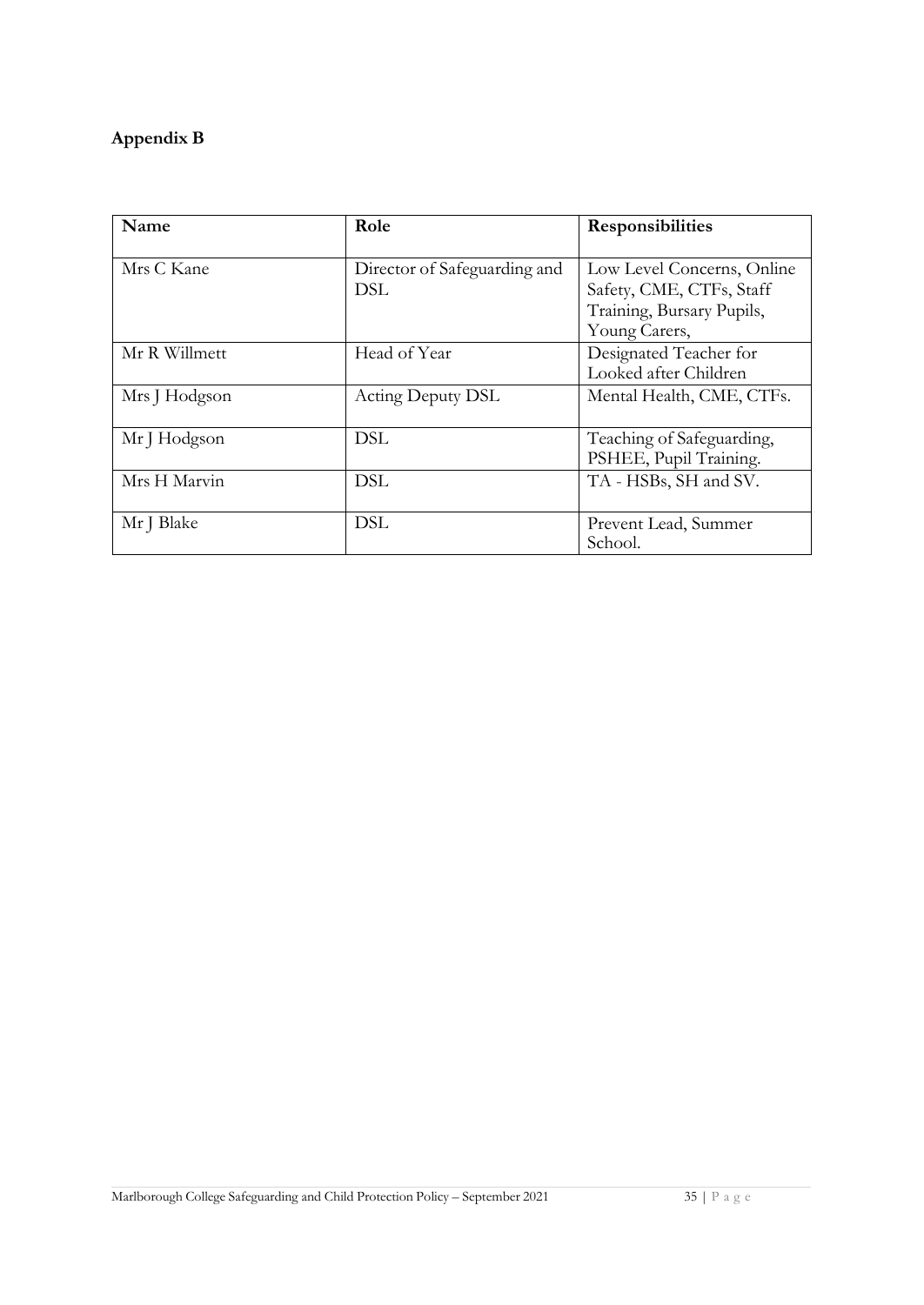**Appendix B**

| Name | Role | Responsibilities |
| --- | --- | --- |
| Mrs C Kane | Director of Safeguarding and DSL | Low Level Concerns, Online Safety, CME, CTFs, Staff Training, Bursary Pupils, Young Carers, |
| Mr R Willmett | Head of Year | Designated Teacher for Looked after Children |
| Mrs J Hodgson | Acting Deputy DSL | Mental Health, CME, CTFs. |
| Mr J Hodgson | DSL | Teaching of Safeguarding, PSHEE, Pupil Training. |
| Mrs H Marvin | DSL | TA - HSBs, SH and SV. |
| Mr J Blake | DSL | Prevent Lead, Summer School. |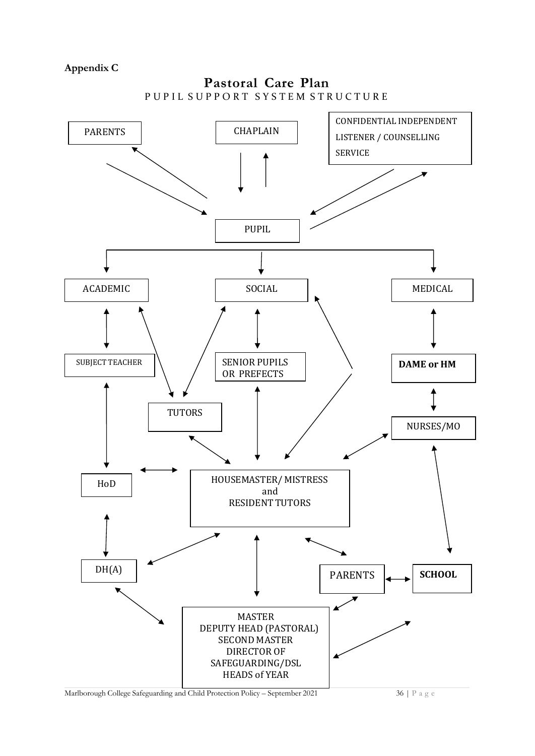**Appendix C**

# Pastoral Care Plan

PUPIL SUPPORT SYSTEM STRUCTURE

PARENTS

CHAPLAIN

CONFIDENTIAL INDEPENDENT LISTENER / COUNSELLING SERVICE

PUPIL

ACADEMIC

SOCIAL

MEDICAL

SUBJECT TEACHER

SENIOR PUPILS OR PREFECTS

**DAME or HM**

TUTORS

NURSES/MO

HoD

HOUSEMASTER/ MISTRESS and RESIDENT TUTORS

DH(A)

PARENTS

**SCHOOL**

MASTER
DEPUTY HEAD (PASTORAL)
SECOND MASTER
DIRECTOR OF SAFEGUARDING/DSL
HEADS of YEAR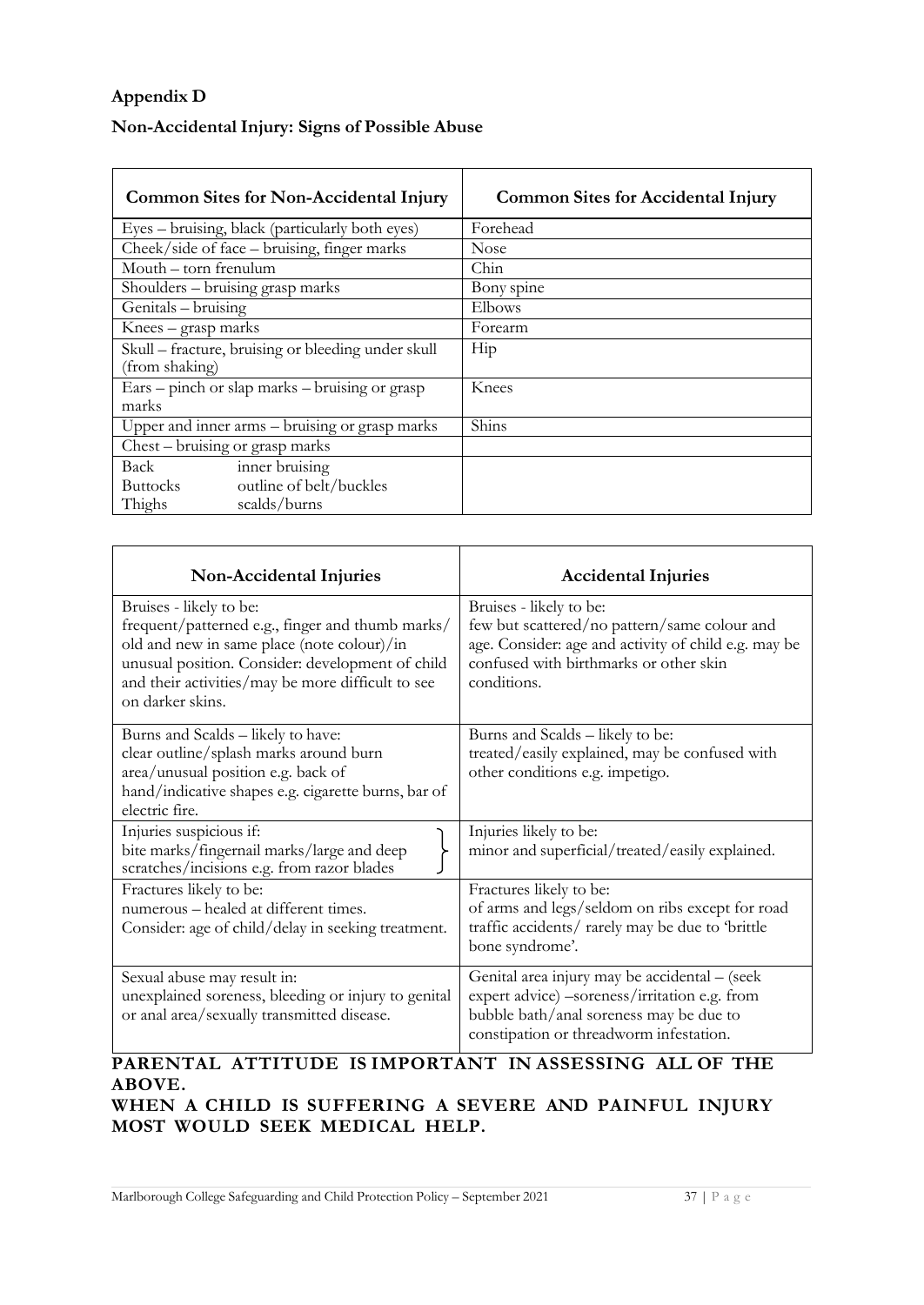## Appendix D

### Non-Accidental Injury: Signs of Possible Abuse

| Common Sites for Non-Accidental Injury | Common Sites for Accidental Injury |
|---|---|
| Eyes – bruising, black (particularly both eyes) | Forehead |
| Cheek/side of face – bruising, finger marks | Nose |
| Mouth – torn frenulum | Chin |
| Shoulders – bruising grasp marks | Bony spine |
| Genitals – bruising | Elbows |
| Knees – grasp marks | Forearm |
| Skull – fracture, bruising or bleeding under skull (from shaking) | Hip |
| Ears – pinch or slap marks – bruising or grasp marks | Knees |
| Upper and inner arms – bruising or grasp marks | Shins |
| Chest – bruising or grasp marks | |
| Back inner bruising<br>Buttocks outline of belt/buckles<br>Thighs scalds/burns | |

| Non-Accidental Injuries | Accidental Injuries |
|---|---|
| Bruises - likely to be:<br>frequent/patterned e.g., finger and thumb marks/ old and new in same place (note colour)/in unusual position. Consider: development of child and their activities/may be more difficult to see on darker skins. | Bruises - likely to be:<br>few but scattered/no pattern/same colour and age. Consider: age and activity of child e.g. may be confused with birthmarks or other skin conditions. |
| Burns and Scalds – likely to have:<br>clear outline/splash marks around burn area/unusual position e.g. back of hand/indicative shapes e.g. cigarette burns, bar of electric fire. | Burns and Scalds – likely to be:<br>treated/easily explained, may be confused with other conditions e.g. impetigo. |
| Injuries suspicious if:<br>bite marks/fingernail marks/large and deep scratches/incisions e.g. from razor blades | Injuries likely to be:<br>minor and superficial/treated/easily explained. |
| Fractures likely to be:<br>numerous – healed at different times.<br>Consider: age of child/delay in seeking treatment. | Fractures likely to be:<br>of arms and legs/seldom on ribs except for road traffic accidents/ rarely may be due to 'brittle bone syndrome'. |
| Sexual abuse may result in:<br>unexplained soreness, bleeding or injury to genital or anal area/sexually transmitted disease. | Genital area injury may be accidental – (seek expert advice) –soreness/irritation e.g. from bubble bath/anal soreness may be due to constipation or threadworm infestation. |

**PARENTAL ATTITUDE IS IMPORTANT IN ASSESSING ALL OF THE ABOVE.**

**WHEN A CHILD IS SUFFERING A SEVERE AND PAINFUL INJURY MOST WOULD SEEK MEDICAL HELP.**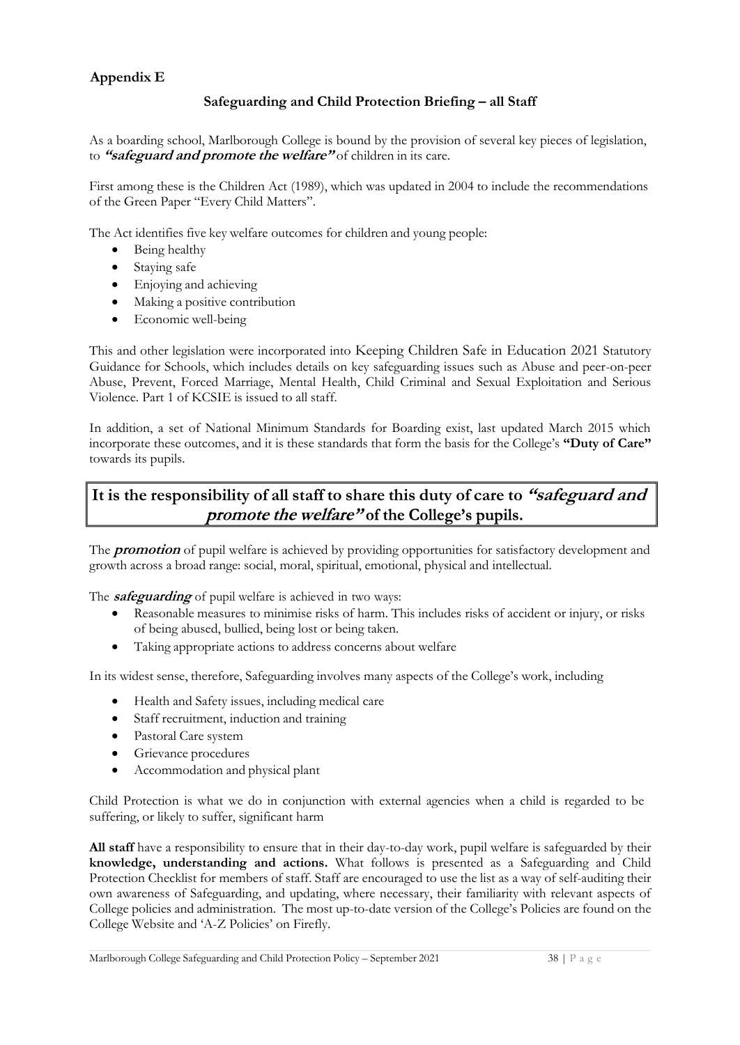## Appendix E

### Safeguarding and Child Protection Briefing – all Staff

As a boarding school, Marlborough College is bound by the provision of several key pieces of legislation, to ***"safeguard and promote the welfare"*** of children in its care.

First among these is the Children Act (1989), which was updated in 2004 to include the recommendations of the Green Paper "Every Child Matters".

The Act identifies five key welfare outcomes for children and young people:

- Being healthy
- Staying safe
- Enjoying and achieving
- Making a positive contribution
- Economic well-being

This and other legislation were incorporated into Keeping Children Safe in Education 2021 Statutory Guidance for Schools, which includes details on key safeguarding issues such as Abuse and peer-on-peer Abuse, Prevent, Forced Marriage, Mental Health, Child Criminal and Sexual Exploitation and Serious Violence. Part 1 of KCSIE is issued to all staff.

In addition, a set of National Minimum Standards for Boarding exist, last updated March 2015 which incorporate these outcomes, and it is these standards that form the basis for the College's **"Duty of Care"** towards its pupils.

**It is the responsibility of all staff to share this duty of care to *"safeguard and promote the welfare"* of the College's pupils.**

The ***promotion*** of pupil welfare is achieved by providing opportunities for satisfactory development and growth across a broad range: social, moral, spiritual, emotional, physical and intellectual.

The ***safeguarding*** of pupil welfare is achieved in two ways:

- Reasonable measures to minimise risks of harm. This includes risks of accident or injury, or risks of being abused, bullied, being lost or being taken.
- Taking appropriate actions to address concerns about welfare

In its widest sense, therefore, Safeguarding involves many aspects of the College's work, including

- Health and Safety issues, including medical care
- Staff recruitment, induction and training
- Pastoral Care system
- Grievance procedures
- Accommodation and physical plant

Child Protection is what we do in conjunction with external agencies when a child is regarded to be suffering, or likely to suffer, significant harm

**All staff** have a responsibility to ensure that in their day-to-day work, pupil welfare is safeguarded by their **knowledge, understanding and actions.** What follows is presented as a Safeguarding and Child Protection Checklist for members of staff. Staff are encouraged to use the list as a way of self-auditing their own awareness of Safeguarding, and updating, where necessary, their familiarity with relevant aspects of College policies and administration. The most up-to-date version of the College's Policies are found on the College Website and 'A-Z Policies' on Firefly.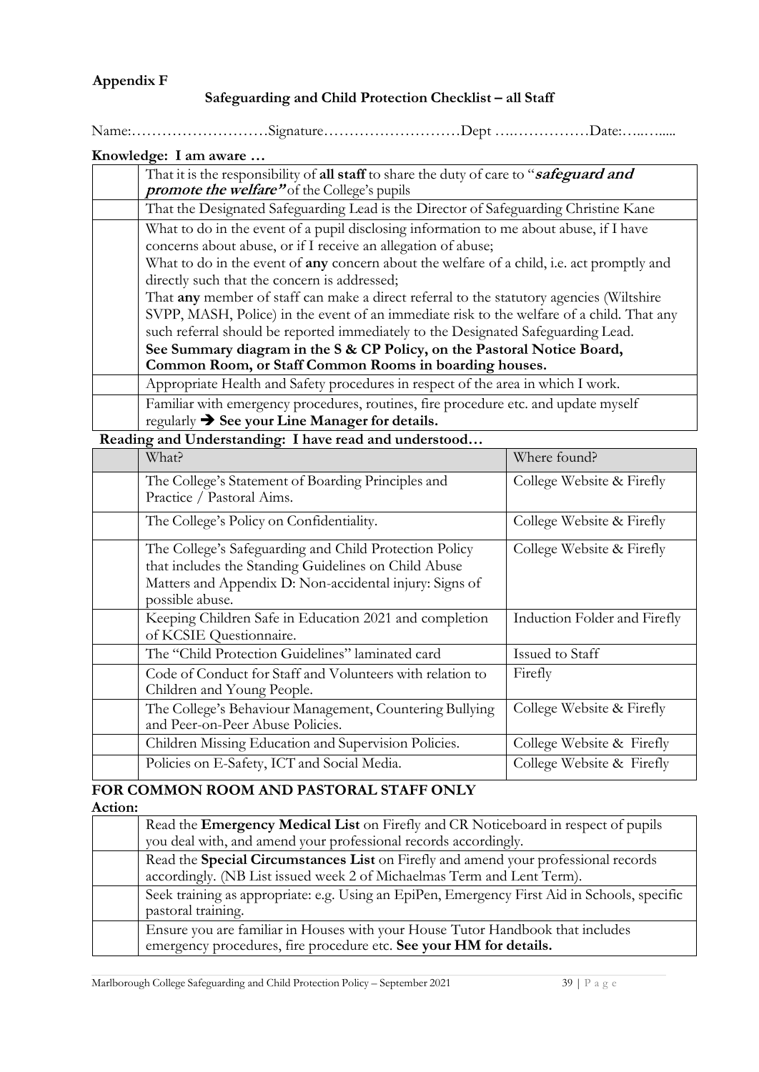**Appendix F**

**Safeguarding and Child Protection Checklist – all Staff**

Name:………………………Signature………………………Dept …..……………Date:…..….....

**Knowledge: I am aware …**

| | |
|---|---|
| | That it is the responsibility of **all staff** to share the duty of care to "***safeguard and promote the welfare"*** of the College's pupils |
| | That the Designated Safeguarding Lead is the Director of Safeguarding Christine Kane |
| | What to do in the event of a pupil disclosing information to me about abuse, if I have concerns about abuse, or if I receive an allegation of abuse; What to do in the event of **any** concern about the welfare of a child, i.e. act promptly and directly such that the concern is addressed; That **any** member of staff can make a direct referral to the statutory agencies (Wiltshire SVPP, MASH, Police) in the event of an immediate risk to the welfare of a child. That any such referral should be reported immediately to the Designated Safeguarding Lead. **See Summary diagram in the S & CP Policy, on the Pastoral Notice Board, Common Room, or Staff Common Rooms in boarding houses.** |
| | Appropriate Health and Safety procedures in respect of the area in which I work. |
| | Familiar with emergency procedures, routines, fire procedure etc. and update myself regularly ➔ **See your Line Manager for details.** |

**Reading and Understanding: I have read and understood…**

| | What? | Where found? |
|---|---|---|
| | The College's Statement of Boarding Principles and Practice / Pastoral Aims. | College Website & Firefly |
| | The College's Policy on Confidentiality. | College Website & Firefly |
| | The College's Safeguarding and Child Protection Policy that includes the Standing Guidelines on Child Abuse Matters and Appendix D: Non-accidental injury: Signs of possible abuse. | College Website & Firefly |
| | Keeping Children Safe in Education 2021 and completion of KCSIE Questionnaire. | Induction Folder and Firefly |
| | The "Child Protection Guidelines" laminated card | Issued to Staff |
| | Code of Conduct for Staff and Volunteers with relation to Children and Young People. | Firefly |
| | The College's Behaviour Management, Countering Bullying and Peer-on-Peer Abuse Policies. | College Website & Firefly |
| | Children Missing Education and Supervision Policies. | College Website & Firefly |
| | Policies on E-Safety, ICT and Social Media. | College Website & Firefly |

**FOR COMMON ROOM AND PASTORAL STAFF ONLY**

**Action:**

| | |
|---|---|
| | Read the **Emergency Medical List** on Firefly and CR Noticeboard in respect of pupils you deal with, and amend your professional records accordingly. |
| | Read the **Special Circumstances List** on Firefly and amend your professional records accordingly. (NB List issued week 2 of Michaelmas Term and Lent Term). |
| | Seek training as appropriate: e.g. Using an EpiPen, Emergency First Aid in Schools, specific pastoral training. |
| | Ensure you are familiar in Houses with your House Tutor Handbook that includes emergency procedures, fire procedure etc. **See your HM for details.** |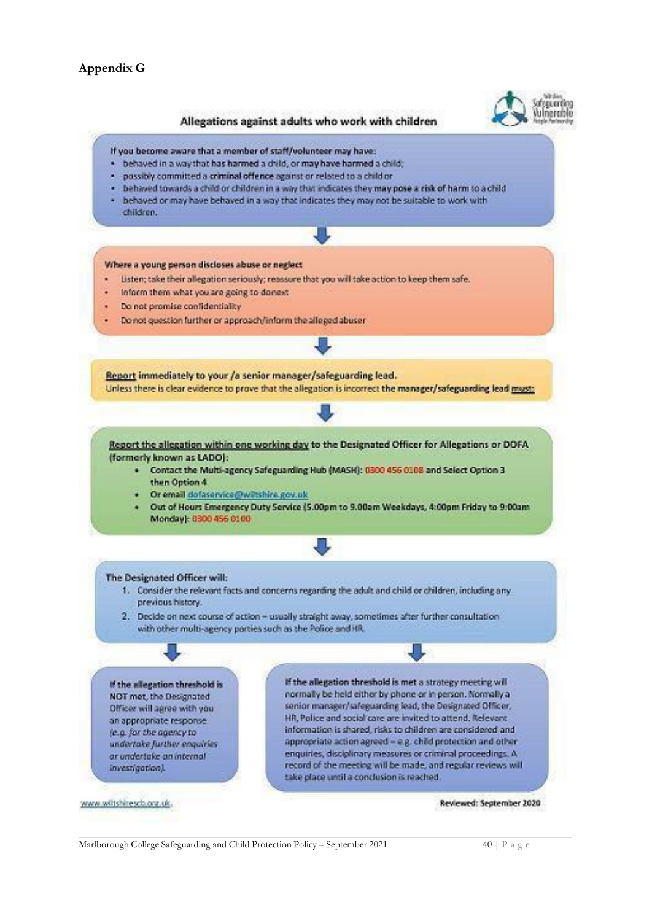## Appendix G

### Allegations against adults who work with children

**If you become aware that a member of staff/volunteer may have:**

- behaved in a way that **has harmed** a child, or **may have harmed** a child;
- possibly committed a **criminal offence** against or related to a child or
- behaved towards a child or children in a way that indicates they **may pose a risk of harm** to a child
- behaved or may have behaved in a way that indicates they may not be suitable to work with children.

**Where a young person discloses abuse or neglect**

- Listen; take their allegation seriously; reassure that you will take action to keep them safe.
- Inform them what you are going to do next
- Do not promise confidentiality
- Do not question further or approach/inform the alleged abuser

**Report immediately to your /a senior manager/safeguarding lead.**
Unless there is clear evidence to prove that the allegation is incorrect **the manager/safeguarding lead must:**

**Report the allegation within one working day to the Designated Officer for Allegations or DOFA (formerly known as LADO):**

- **Contact the Multi-agency Safeguarding Hub (MASH): 0300 456 0108 and Select Option 3 then Option 4**
- **Or email dofaservice@wiltshire.gov.uk**
- **Out of Hours Emergency Duty Service (5.00pm to 9.00am Weekdays, 4:00pm Friday to 9:00am Monday): 0300 456 0100**

**The Designated Officer will:**

1. Consider the relevant facts and concerns regarding the adult and child or children, including any previous history.
2. Decide on next course of action – usually straight away, sometimes after further consultation with other multi-agency parties such as the Police and HR.

**If the allegation threshold is NOT met**, the Designated Officer will agree with you an appropriate response *(e.g. for the agency to undertake further enquiries or undertake an internal investigation).*

**If the allegation threshold is met** a strategy meeting will normally be held either by phone or in person. Normally a senior manager/safeguarding lead, the Designated Officer, HR, Police and social care are invited to attend. Relevant information is shared, risks to children are considered and appropriate action agreed – e.g. child protection and other enquiries, disciplinary measures or criminal proceedings. A record of the meeting will be made, and regular reviews will take place until a conclusion is reached.

www.wiltshirescb.org.uk

**Reviewed: September 2020**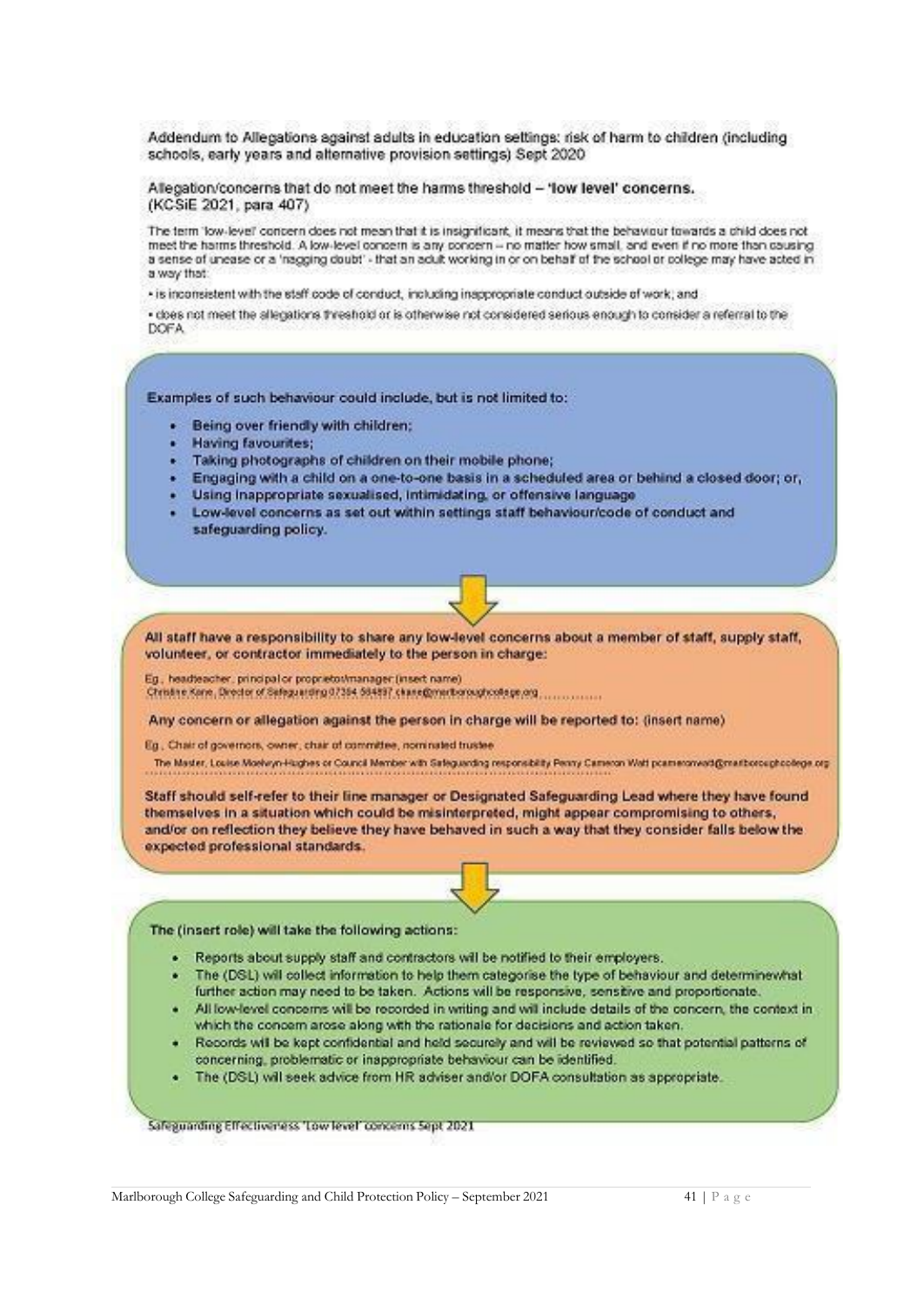Addendum to Allegations against adults in education settings: risk of harm to children (including schools, early years and alternative provision settings) Sept 2020

Allegation/concerns that do not meet the harms threshold – **'low level' concerns.**
(KCSiE 2021, para 407)

The term 'low-level' concern does not mean that it is insignificant, it means that the behaviour towards a child does not meet the harms threshold. A low-level concern is any concern – no matter how small, and even if no more than causing a sense of unease or a 'nagging doubt' - that an adult working in or on behalf of the school or college may have acted in a way that:

- is inconsistent with the staff code of conduct, including inappropriate conduct outside of work; and
- does not meet the allegations threshold or is otherwise not considered serious enough to consider a referral to the DOFA

**Examples of such behaviour could include, but is not limited to:**

- **Being over friendly with children;**
- **Having favourites;**
- **Taking photographs of children on their mobile phone;**
- **Engaging with a child on a one-to-one basis in a scheduled area or behind a closed door; or,**
- **Using inappropriate sexualised, intimidating, or offensive language**
- **Low-level concerns as set out within settings staff behaviour/code of conduct and safeguarding policy.**

**All staff have a responsibility to share any low-level concerns about a member of staff, supply staff, volunteer, or contractor immediately to the person in charge:**

Eg., headteacher, principal or proprietor/manager (insert name)
Christine Kane, Director of Safeguarding 07384 584897 ckane@marlboroughcollege.org ..............

**Any concern or allegation against the person in charge will be reported to:** (insert name)

Eg., Chair of governors, owner, chair of committee, nominated trustee
The Master, Louise Moelwyn-Hughes or Council Member with Safeguarding responsibility Penny Cameron Watt pcameronwatt@marlboroughcollege.org

**Staff should self-refer to their line manager or Designated Safeguarding Lead where they have found themselves in a situation which could be misinterpreted, might appear compromising to others, and/or on reflection they believe they have behaved in such a way that they consider falls below the expected professional standards.**

**The (insert role) will take the following actions:**

- Reports about supply staff and contractors will be notified to their employers.
- The (DSL) will collect information to help them categorise the type of behaviour and determinewhat further action may need to be taken. Actions will be responsive, sensitive and proportionate.
- All low-level concerns will be recorded in writing and will include details of the concern, the context in which the concern arose along with the rationale for decisions and action taken.
- Records will be kept confidential and held securely and will be reviewed so that potential patterns of concerning, problematic or inappropriate behaviour can be identified.
- The (DSL) will seek advice from HR adviser and/or DOFA consultation as appropriate.

Safeguarding Effectiveness 'Low level' concerns Sept 2021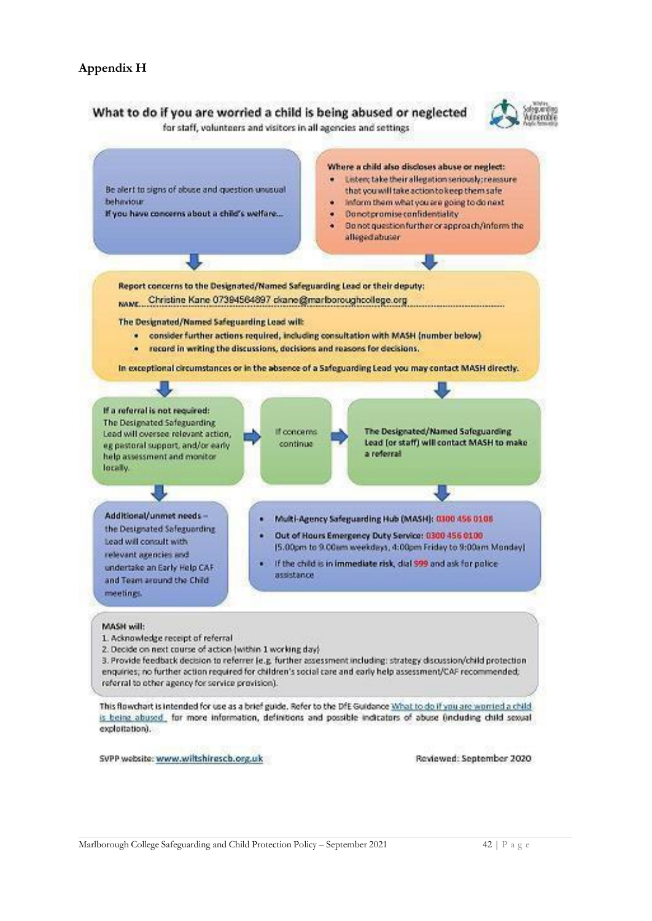## Appendix H

### What to do if you are worried a child is being abused or neglected

for staff, volunteers and visitors in all agencies and settings

Be alert to signs of abuse and question unusual behaviour

**If you have concerns about a child's welfare...**

**Where a child also discloses abuse or neglect:**

- Listen; take their allegation seriously; reassure that you will take action to keep them safe
- Inform them what you are going to do next
- Do not promise confidentiality
- Do not question further or approach/inform the alleged abuser

**Report concerns to the Designated/Named Safeguarding Lead or their deputy:**

NAME: Christine Kane 07394564897 ckane@marlboroughcollege.org

**The Designated/Named Safeguarding Lead will:**

- **consider further actions required, including consultation with MASH (number below)**
- **record in writing the discussions, decisions and reasons for decisions.**

**In exceptional circumstances or in the absence of a Safeguarding Lead you may contact MASH directly.**

**If a referral is not required:** The Designated Safeguarding Lead will oversee relevant action, eg pastoral support, and/or early help assessment and monitor locally.

If concerns continue

**The Designated/Named Safeguarding Lead (or staff) will contact MASH to make a referral**

**Additional/unmet needs** – the Designated Safeguarding Lead will consult with relevant agencies and undertake an Early Help CAF and Team around the Child meetings.

- **Multi-Agency Safeguarding Hub (MASH): 0300 456 0108**
- **Out of Hours Emergency Duty Service: 0300 456 0100** (5.00pm to 9.00am weekdays, 4:00pm Friday to 9:00am Monday)
- If the child is in **immediate risk**, dial **999** and ask for police assistance

**MASH will:**

1. Acknowledge receipt of referral
2. Decide on next course of action (within 1 working day)
3. Provide feedback decision to referrer (e.g. further assessment including: strategy discussion/child protection enquiries; no further action required for children's social care and early help assessment/CAF recommended; referral to other agency for service provision).

This flowchart is intended for use as a brief guide. Refer to the DfE Guidance What to do if you are worried a child is being abused for more information, definitions and possible indicators of abuse (including child sexual exploitation).

SVPP website: www.wiltshirescb.org.uk

Reviewed: September 2020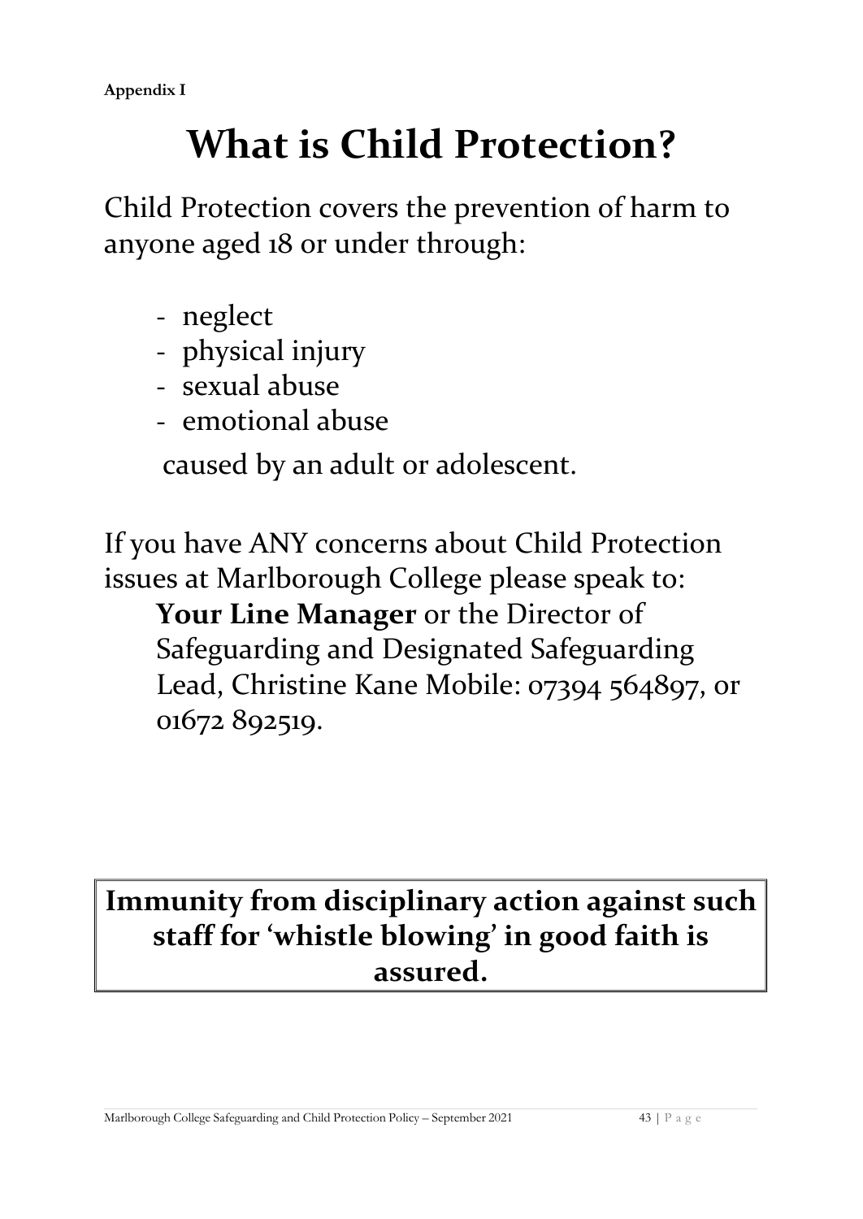**Appendix I**

# What is Child Protection?

Child Protection covers the prevention of harm to anyone aged 18 or under through:

- neglect
- physical injury
- sexual abuse
- emotional abuse

caused by an adult or adolescent.

If you have ANY concerns about Child Protection issues at Marlborough College please speak to:

**Your Line Manager** or the Director of Safeguarding and Designated Safeguarding Lead, Christine Kane Mobile: 07394 564897, or 01672 892519.

**Immunity from disciplinary action against such staff for 'whistle blowing' in good faith is assured.**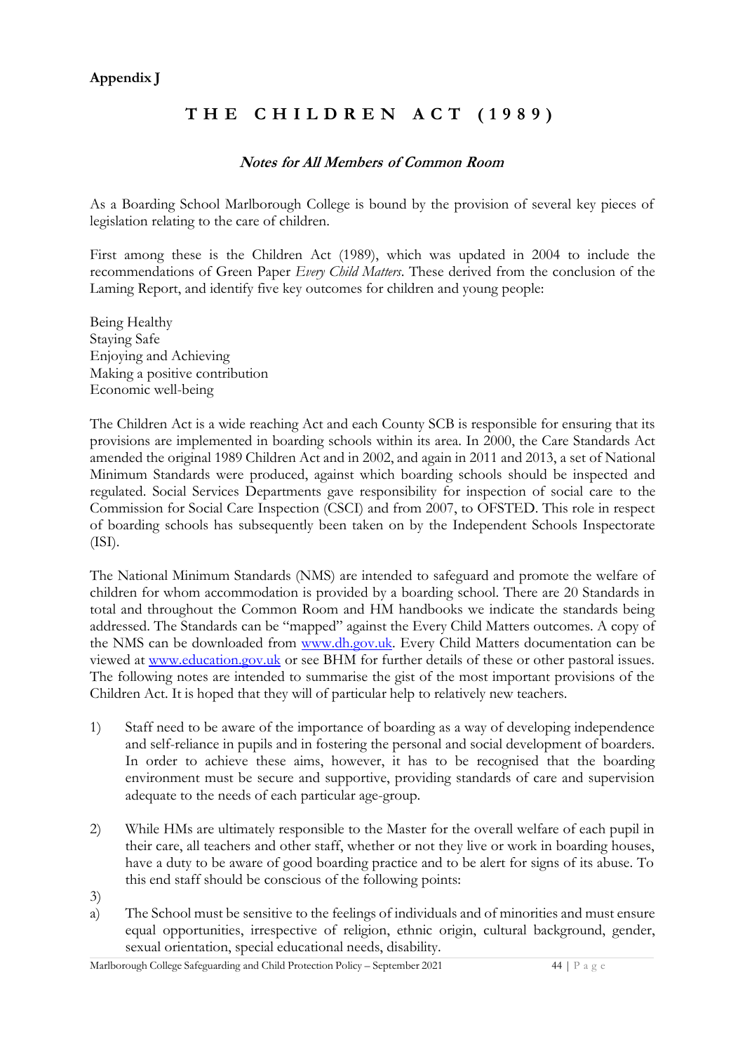**Appendix J**

# THE CHILDREN ACT (1989)

### *Notes for All Members of Common Room*

As a Boarding School Marlborough College is bound by the provision of several key pieces of legislation relating to the care of children.

First among these is the Children Act (1989), which was updated in 2004 to include the recommendations of Green Paper *Every Child Matters*. These derived from the conclusion of the Laming Report, and identify five key outcomes for children and young people:

Being Healthy
Staying Safe
Enjoying and Achieving
Making a positive contribution
Economic well-being

The Children Act is a wide reaching Act and each County SCB is responsible for ensuring that its provisions are implemented in boarding schools within its area. In 2000, the Care Standards Act amended the original 1989 Children Act and in 2002, and again in 2011 and 2013, a set of National Minimum Standards were produced, against which boarding schools should be inspected and regulated. Social Services Departments gave responsibility for inspection of social care to the Commission for Social Care Inspection (CSCI) and from 2007, to OFSTED. This role in respect of boarding schools has subsequently been taken on by the Independent Schools Inspectorate (ISI).

The National Minimum Standards (NMS) are intended to safeguard and promote the welfare of children for whom accommodation is provided by a boarding school. There are 20 Standards in total and throughout the Common Room and HM handbooks we indicate the standards being addressed. The Standards can be "mapped" against the Every Child Matters outcomes. A copy of the NMS can be downloaded from [www.dh.gov.uk](http://www.dh.gov.uk). Every Child Matters documentation can be viewed at [www.education.gov.uk](http://www.education.gov.uk) or see BHM for further details of these or other pastoral issues. The following notes are intended to summarise the gist of the most important provisions of the Children Act. It is hoped that they will of particular help to relatively new teachers.

1) Staff need to be aware of the importance of boarding as a way of developing independence and self-reliance in pupils and in fostering the personal and social development of boarders. In order to achieve these aims, however, it has to be recognised that the boarding environment must be secure and supportive, providing standards of care and supervision adequate to the needs of each particular age-group.

2) While HMs are ultimately responsible to the Master for the overall welfare of each pupil in their care, all teachers and other staff, whether or not they live or work in boarding houses, have a duty to be aware of good boarding practice and to be alert for signs of its abuse. To this end staff should be conscious of the following points:

3)

a) The School must be sensitive to the feelings of individuals and of minorities and must ensure equal opportunities, irrespective of religion, ethnic origin, cultural background, gender, sexual orientation, special educational needs, disability.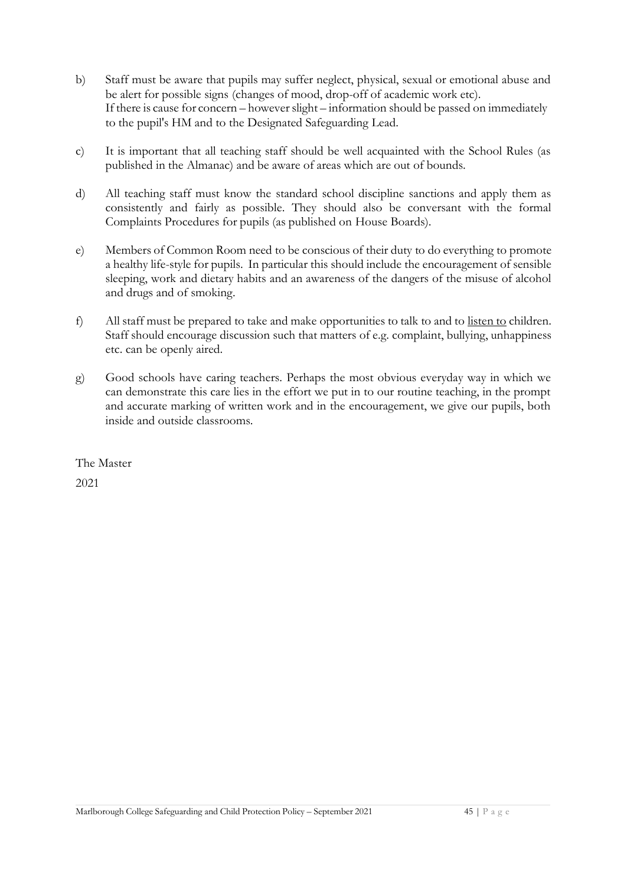b) Staff must be aware that pupils may suffer neglect, physical, sexual or emotional abuse and be alert for possible signs (changes of mood, drop-off of academic work etc). If there is cause for concern – however slight – information should be passed on immediately to the pupil's HM and to the Designated Safeguarding Lead.

c) It is important that all teaching staff should be well acquainted with the School Rules (as published in the Almanac) and be aware of areas which are out of bounds.

d) All teaching staff must know the standard school discipline sanctions and apply them as consistently and fairly as possible. They should also be conversant with the formal Complaints Procedures for pupils (as published on House Boards).

e) Members of Common Room need to be conscious of their duty to do everything to promote a healthy life-style for pupils. In particular this should include the encouragement of sensible sleeping, work and dietary habits and an awareness of the dangers of the misuse of alcohol and drugs and of smoking.

f) All staff must be prepared to take and make opportunities to talk to and to <u>listen to</u> children. Staff should encourage discussion such that matters of e.g. complaint, bullying, unhappiness etc. can be openly aired.

g) Good schools have caring teachers. Perhaps the most obvious everyday way in which we can demonstrate this care lies in the effort we put in to our routine teaching, in the prompt and accurate marking of written work and in the encouragement, we give our pupils, both inside and outside classrooms.

The Master

2021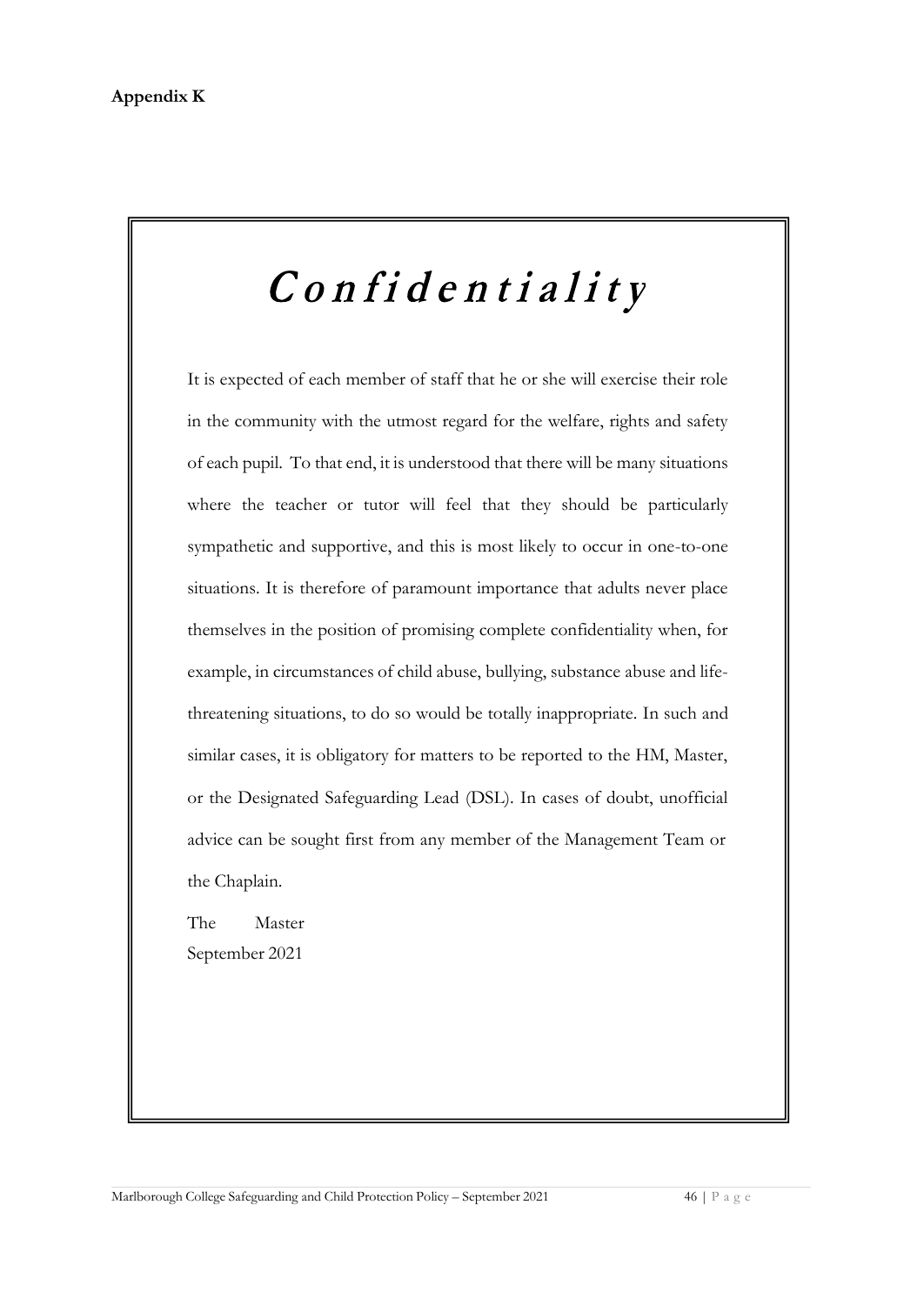**Appendix K**

# *Confidentiality*

It is expected of each member of staff that he or she will exercise their role in the community with the utmost regard for the welfare, rights and safety of each pupil. To that end, it is understood that there will be many situations where the teacher or tutor will feel that they should be particularly sympathetic and supportive, and this is most likely to occur in one-to-one situations. It is therefore of paramount importance that adults never place themselves in the position of promising complete confidentiality when, for example, in circumstances of child abuse, bullying, substance abuse and life-threatening situations, to do so would be totally inappropriate. In such and similar cases, it is obligatory for matters to be reported to the HM, Master, or the Designated Safeguarding Lead (DSL). In cases of doubt, unofficial advice can be sought first from any member of the Management Team or the Chaplain.

The Master
September 2021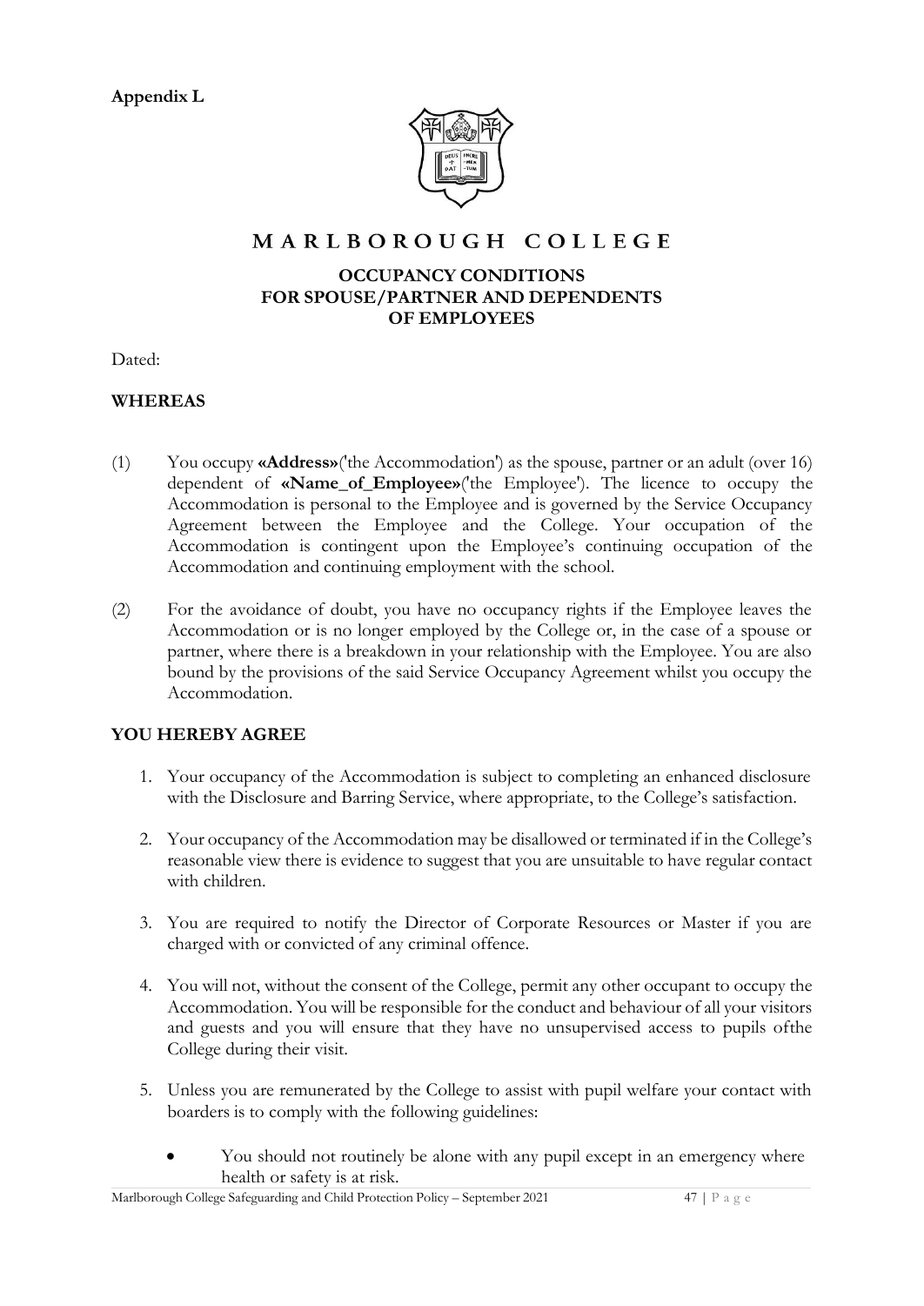**Appendix L**

# MARLBOROUGH COLLEGE

## OCCUPANCY CONDITIONS FOR SPOUSE/PARTNER AND DEPENDENTS OF EMPLOYEES

Dated:

**WHEREAS**

(1) You occupy **«Address»**('the Accommodation') as the spouse, partner or an adult (over 16) dependent of **«Name_of_Employee»**('the Employee'). The licence to occupy the Accommodation is personal to the Employee and is governed by the Service Occupancy Agreement between the Employee and the College. Your occupation of the Accommodation is contingent upon the Employee's continuing occupation of the Accommodation and continuing employment with the school.

(2) For the avoidance of doubt, you have no occupancy rights if the Employee leaves the Accommodation or is no longer employed by the College or, in the case of a spouse or partner, where there is a breakdown in your relationship with the Employee. You are also bound by the provisions of the said Service Occupancy Agreement whilst you occupy the Accommodation.

**YOU HEREBY AGREE**

1. Your occupancy of the Accommodation is subject to completing an enhanced disclosure with the Disclosure and Barring Service, where appropriate, to the College's satisfaction.

2. Your occupancy of the Accommodation may be disallowed or terminated if in the College's reasonable view there is evidence to suggest that you are unsuitable to have regular contact with children.

3. You are required to notify the Director of Corporate Resources or Master if you are charged with or convicted of any criminal offence.

4. You will not, without the consent of the College, permit any other occupant to occupy the Accommodation. You will be responsible for the conduct and behaviour of all your visitors and guests and you will ensure that they have no unsupervised access to pupils ofthe College during their visit.

5. Unless you are remunerated by the College to assist with pupil welfare your contact with boarders is to comply with the following guidelines:

   - You should not routinely be alone with any pupil except in an emergency where health or safety is at risk.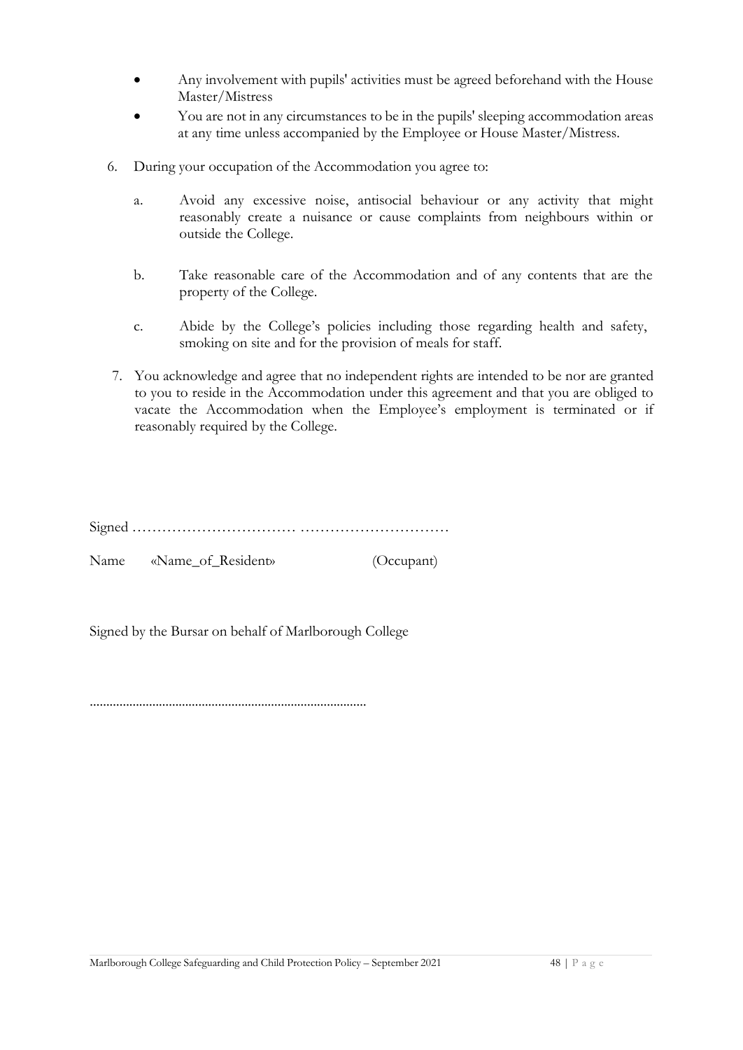- Any involvement with pupils' activities must be agreed beforehand with the House Master/Mistress
- You are not in any circumstances to be in the pupils' sleeping accommodation areas at any time unless accompanied by the Employee or House Master/Mistress.

6. During your occupation of the Accommodation you agree to:

    a. Avoid any excessive noise, antisocial behaviour or any activity that might reasonably create a nuisance or cause complaints from neighbours within or outside the College.

    b. Take reasonable care of the Accommodation and of any contents that are the property of the College.

    c. Abide by the College's policies including those regarding health and safety, smoking on site and for the provision of meals for staff.

7. You acknowledge and agree that no independent rights are intended to be nor are granted to you to reside in the Accommodation under this agreement and that you are obliged to vacate the Accommodation when the Employee's employment is terminated or if reasonably required by the College.

Signed …………………………… …………………………

Name «Name_of_Resident» (Occupant)

Signed by the Bursar on behalf of Marlborough College

………………………………………………………………………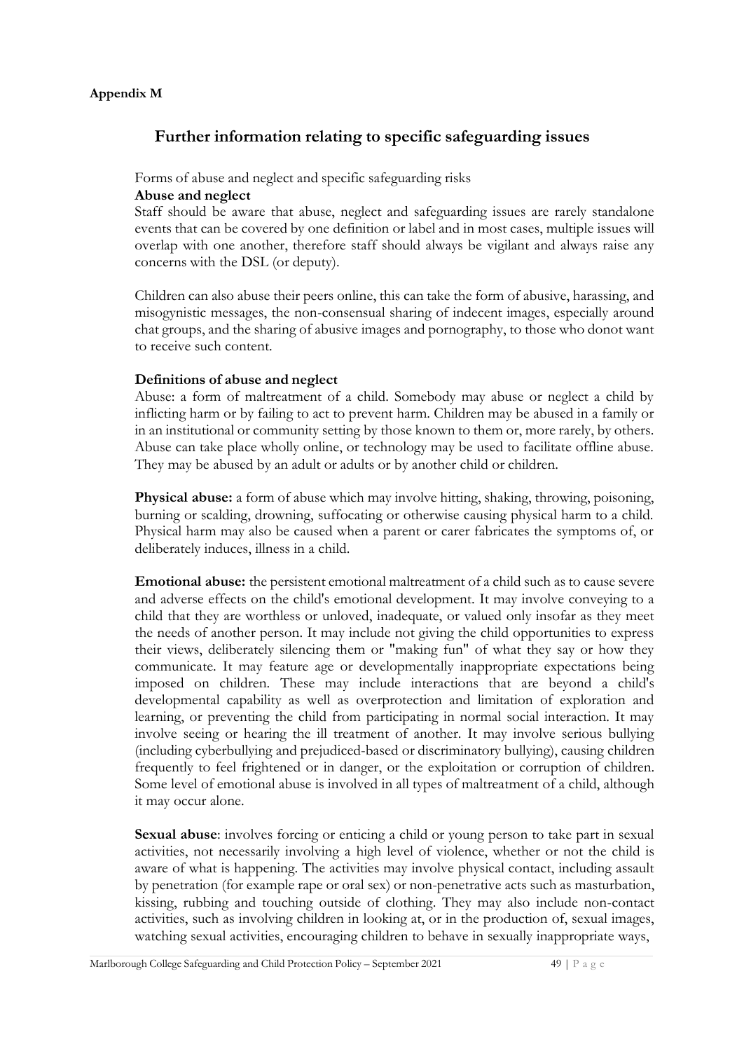**Appendix M**

## Further information relating to specific safeguarding issues

Forms of abuse and neglect and specific safeguarding risks

**Abuse and neglect**

Staff should be aware that abuse, neglect and safeguarding issues are rarely standalone events that can be covered by one definition or label and in most cases, multiple issues will overlap with one another, therefore staff should always be vigilant and always raise any concerns with the DSL (or deputy).

Children can also abuse their peers online, this can take the form of abusive, harassing, and misogynistic messages, the non-consensual sharing of indecent images, especially around chat groups, and the sharing of abusive images and pornography, to those who donot want to receive such content.

**Definitions of abuse and neglect**

Abuse: a form of maltreatment of a child. Somebody may abuse or neglect a child by inflicting harm or by failing to act to prevent harm. Children may be abused in a family or in an institutional or community setting by those known to them or, more rarely, by others. Abuse can take place wholly online, or technology may be used to facilitate offline abuse. They may be abused by an adult or adults or by another child or children.

**Physical abuse:** a form of abuse which may involve hitting, shaking, throwing, poisoning, burning or scalding, drowning, suffocating or otherwise causing physical harm to a child. Physical harm may also be caused when a parent or carer fabricates the symptoms of, or deliberately induces, illness in a child.

**Emotional abuse:** the persistent emotional maltreatment of a child such as to cause severe and adverse effects on the child's emotional development. It may involve conveying to a child that they are worthless or unloved, inadequate, or valued only insofar as they meet the needs of another person. It may include not giving the child opportunities to express their views, deliberately silencing them or "making fun" of what they say or how they communicate. It may feature age or developmentally inappropriate expectations being imposed on children. These may include interactions that are beyond a child's developmental capability as well as overprotection and limitation of exploration and learning, or preventing the child from participating in normal social interaction. It may involve seeing or hearing the ill treatment of another. It may involve serious bullying (including cyberbullying and prejudiced-based or discriminatory bullying), causing children frequently to feel frightened or in danger, or the exploitation or corruption of children. Some level of emotional abuse is involved in all types of maltreatment of a child, although it may occur alone.

**Sexual abuse**: involves forcing or enticing a child or young person to take part in sexual activities, not necessarily involving a high level of violence, whether or not the child is aware of what is happening. The activities may involve physical contact, including assault by penetration (for example rape or oral sex) or non-penetrative acts such as masturbation, kissing, rubbing and touching outside of clothing. They may also include non-contact activities, such as involving children in looking at, or in the production of, sexual images, watching sexual activities, encouraging children to behave in sexually inappropriate ways,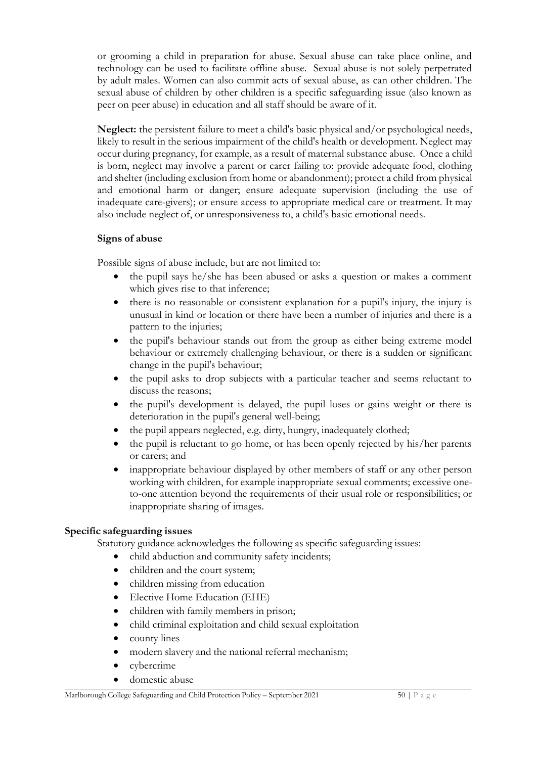or grooming a child in preparation for abuse. Sexual abuse can take place online, and technology can be used to facilitate offline abuse. Sexual abuse is not solely perpetrated by adult males. Women can also commit acts of sexual abuse, as can other children. The sexual abuse of children by other children is a specific safeguarding issue (also known as peer on peer abuse) in education and all staff should be aware of it.

**Neglect:** the persistent failure to meet a child's basic physical and/or psychological needs, likely to result in the serious impairment of the child's health or development. Neglect may occur during pregnancy, for example, as a result of maternal substance abuse. Once a child is born, neglect may involve a parent or carer failing to: provide adequate food, clothing and shelter (including exclusion from home or abandonment); protect a child from physical and emotional harm or danger; ensure adequate supervision (including the use of inadequate care-givers); or ensure access to appropriate medical care or treatment. It may also include neglect of, or unresponsiveness to, a child's basic emotional needs.

**Signs of abuse**

Possible signs of abuse include, but are not limited to:

- the pupil says he/she has been abused or asks a question or makes a comment which gives rise to that inference;
- there is no reasonable or consistent explanation for a pupil's injury, the injury is unusual in kind or location or there have been a number of injuries and there is a pattern to the injuries;
- the pupil's behaviour stands out from the group as either being extreme model behaviour or extremely challenging behaviour, or there is a sudden or significant change in the pupil's behaviour;
- the pupil asks to drop subjects with a particular teacher and seems reluctant to discuss the reasons;
- the pupil's development is delayed, the pupil loses or gains weight or there is deterioration in the pupil's general well-being;
- the pupil appears neglected, e.g. dirty, hungry, inadequately clothed;
- the pupil is reluctant to go home, or has been openly rejected by his/her parents or carers; and
- inappropriate behaviour displayed by other members of staff or any other person working with children, for example inappropriate sexual comments; excessive one-to-one attention beyond the requirements of their usual role or responsibilities; or inappropriate sharing of images.

**Specific safeguarding issues**

Statutory guidance acknowledges the following as specific safeguarding issues:

- child abduction and community safety incidents;
- children and the court system;
- children missing from education
- Elective Home Education (EHE)
- children with family members in prison;
- child criminal exploitation and child sexual exploitation
- county lines
- modern slavery and the national referral mechanism;
- cybercrime
- domestic abuse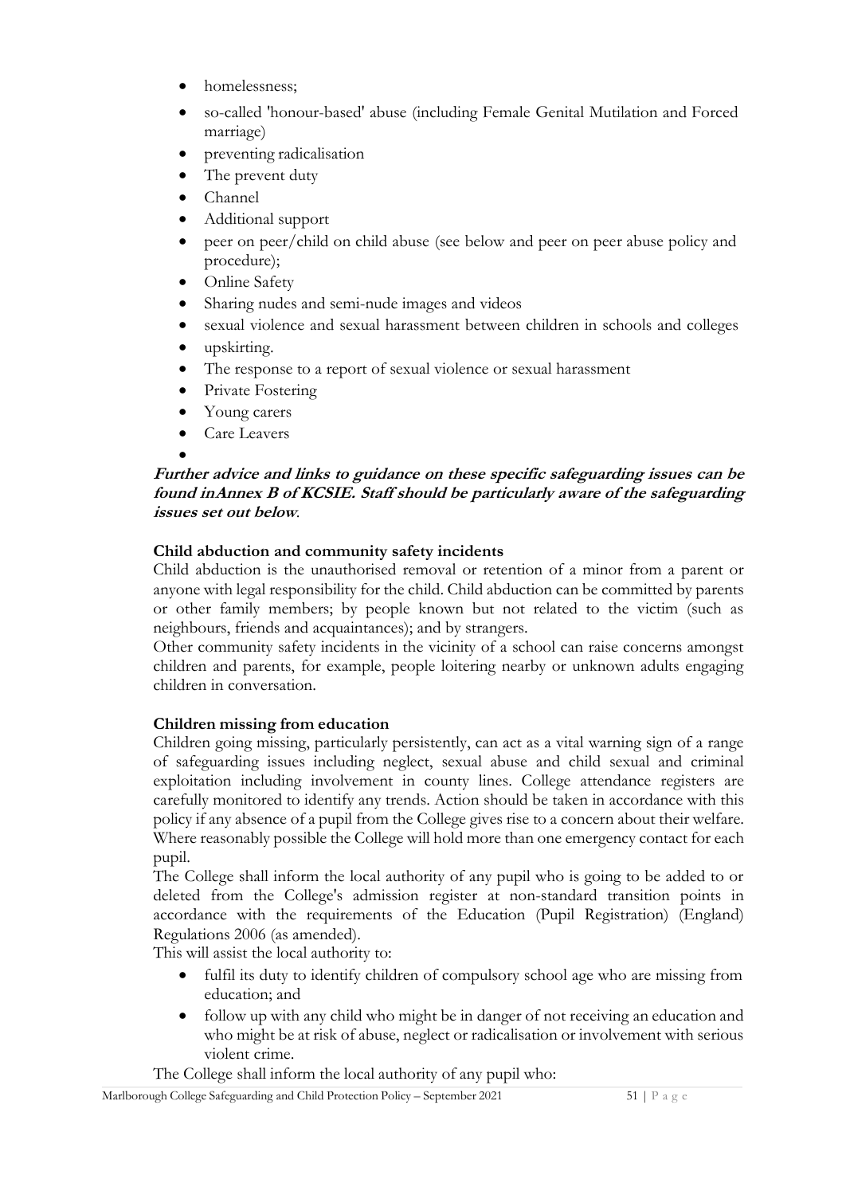- homelessness;
- so-called 'honour-based' abuse (including Female Genital Mutilation and Forced marriage)
- preventing radicalisation
- The prevent duty
- Channel
- Additional support
- peer on peer/child on child abuse (see below and peer on peer abuse policy and procedure);
- Online Safety
- Sharing nudes and semi-nude images and videos
- sexual violence and sexual harassment between children in schools and colleges
- upskirting.
- The response to a report of sexual violence or sexual harassment
- Private Fostering
- Young carers
- Care Leavers
-

***Further advice and links to guidance on these specific safeguarding issues can be found inAnnex B of KCSIE. Staff should be particularly aware of the safeguarding issues set out below***.

**Child abduction and community safety incidents**

Child abduction is the unauthorised removal or retention of a minor from a parent or anyone with legal responsibility for the child. Child abduction can be committed by parents or other family members; by people known but not related to the victim (such as neighbours, friends and acquaintances); and by strangers.

Other community safety incidents in the vicinity of a school can raise concerns amongst children and parents, for example, people loitering nearby or unknown adults engaging children in conversation.

**Children missing from education**

Children going missing, particularly persistently, can act as a vital warning sign of a range of safeguarding issues including neglect, sexual abuse and child sexual and criminal exploitation including involvement in county lines. College attendance registers are carefully monitored to identify any trends. Action should be taken in accordance with this policy if any absence of a pupil from the College gives rise to a concern about their welfare. Where reasonably possible the College will hold more than one emergency contact for each pupil.

The College shall inform the local authority of any pupil who is going to be added to or deleted from the College's admission register at non-standard transition points in accordance with the requirements of the Education (Pupil Registration) (England) Regulations 2006 (as amended).

This will assist the local authority to:

- fulfil its duty to identify children of compulsory school age who are missing from education; and
- follow up with any child who might be in danger of not receiving an education and who might be at risk of abuse, neglect or radicalisation or involvement with serious violent crime.

The College shall inform the local authority of any pupil who: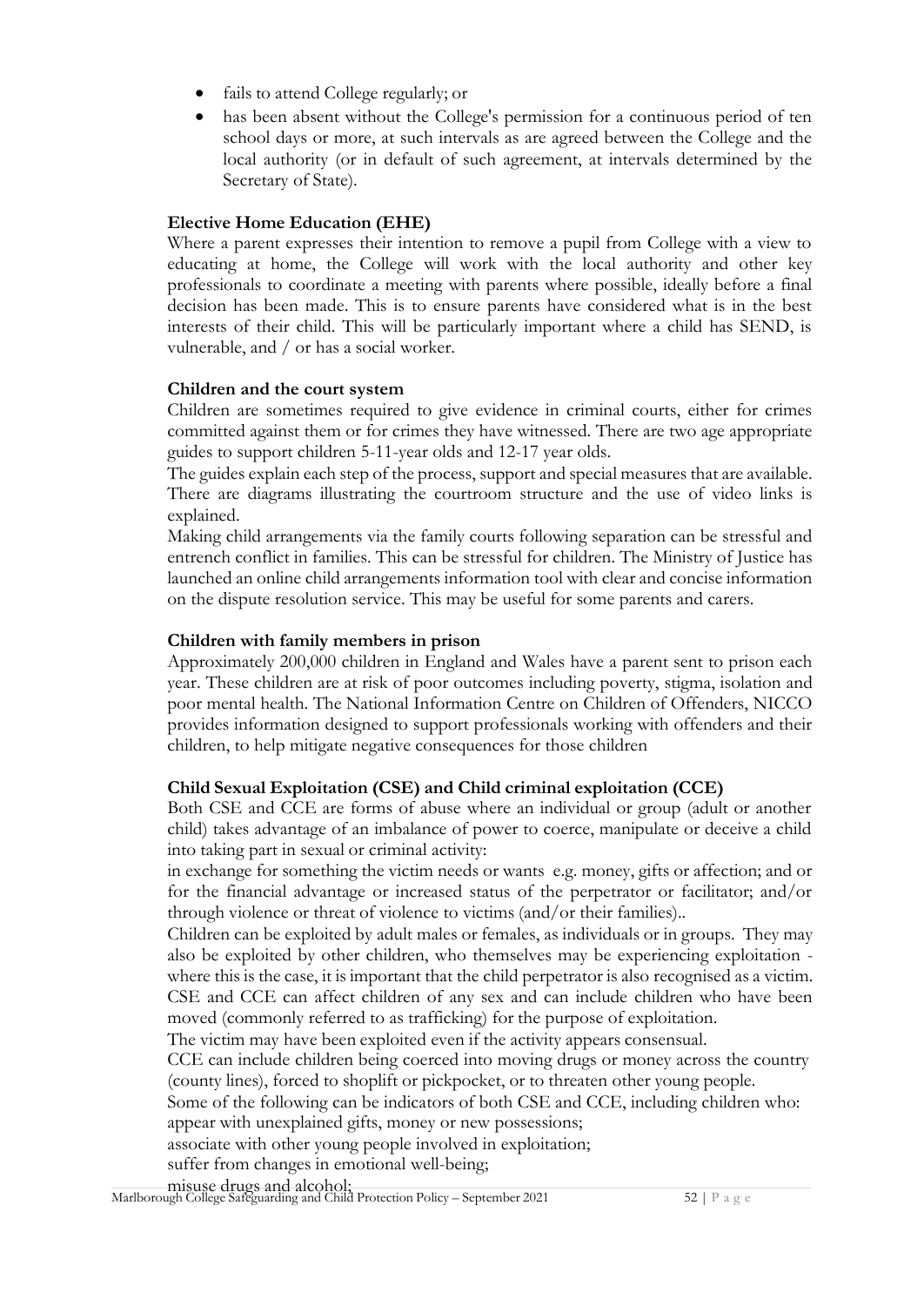- fails to attend College regularly; or
- has been absent without the College's permission for a continuous period of ten school days or more, at such intervals as are agreed between the College and the local authority (or in default of such agreement, at intervals determined by the Secretary of State).

**Elective Home Education (EHE)**

Where a parent expresses their intention to remove a pupil from College with a view to educating at home, the College will work with the local authority and other key professionals to coordinate a meeting with parents where possible, ideally before a final decision has been made. This is to ensure parents have considered what is in the best interests of their child. This will be particularly important where a child has SEND, is vulnerable, and / or has a social worker.

**Children and the court system**

Children are sometimes required to give evidence in criminal courts, either for crimes committed against them or for crimes they have witnessed. There are two age appropriate guides to support children 5-11-year olds and 12-17 year olds.

The guides explain each step of the process, support and special measures that are available. There are diagrams illustrating the courtroom structure and the use of video links is explained.

Making child arrangements via the family courts following separation can be stressful and entrench conflict in families. This can be stressful for children. The Ministry of Justice has launched an online child arrangements information tool with clear and concise information on the dispute resolution service. This may be useful for some parents and carers.

**Children with family members in prison**

Approximately 200,000 children in England and Wales have a parent sent to prison each year. These children are at risk of poor outcomes including poverty, stigma, isolation and poor mental health. The National Information Centre on Children of Offenders, NICCO provides information designed to support professionals working with offenders and their children, to help mitigate negative consequences for those children

**Child Sexual Exploitation (CSE) and Child criminal exploitation (CCE)**

Both CSE and CCE are forms of abuse where an individual or group (adult or another child) takes advantage of an imbalance of power to coerce, manipulate or deceive a child into taking part in sexual or criminal activity:

in exchange for something the victim needs or wants e.g. money, gifts or affection; and or for the financial advantage or increased status of the perpetrator or facilitator; and/or through violence or threat of violence to victims (and/or their families)..

Children can be exploited by adult males or females, as individuals or in groups. They may also be exploited by other children, who themselves may be experiencing exploitation - where this is the case, it is important that the child perpetrator is also recognised as a victim. CSE and CCE can affect children of any sex and can include children who have been moved (commonly referred to as trafficking) for the purpose of exploitation.

The victim may have been exploited even if the activity appears consensual.

CCE can include children being coerced into moving drugs or money across the country (county lines), forced to shoplift or pickpocket, or to threaten other young people.

Some of the following can be indicators of both CSE and CCE, including children who:

appear with unexplained gifts, money or new possessions;

associate with other young people involved in exploitation;

suffer from changes in emotional well-being;

misuse drugs and alcohol;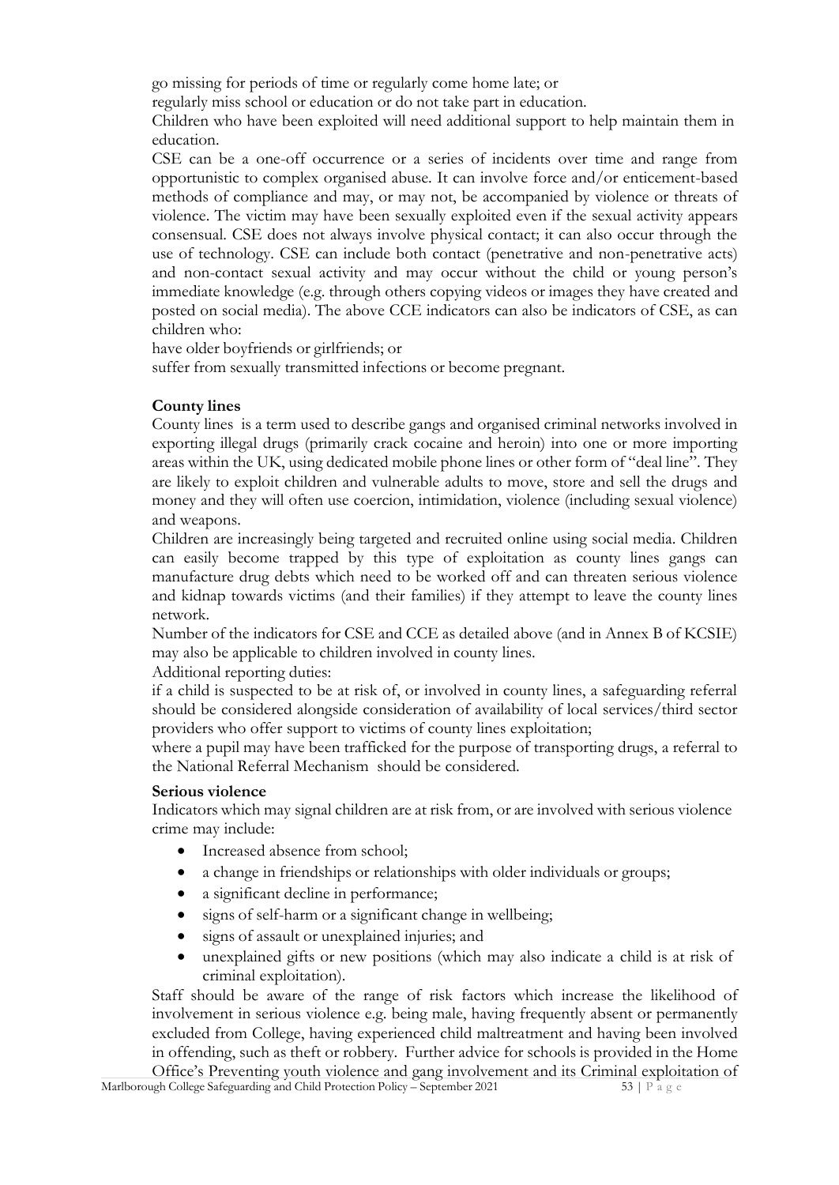go missing for periods of time or regularly come home late; or

regularly miss school or education or do not take part in education.

Children who have been exploited will need additional support to help maintain them in education.

CSE can be a one-off occurrence or a series of incidents over time and range from opportunistic to complex organised abuse. It can involve force and/or enticement-based methods of compliance and may, or may not, be accompanied by violence or threats of violence. The victim may have been sexually exploited even if the sexual activity appears consensual. CSE does not always involve physical contact; it can also occur through the use of technology. CSE can include both contact (penetrative and non-penetrative acts) and non-contact sexual activity and may occur without the child or young person's immediate knowledge (e.g. through others copying videos or images they have created and posted on social media). The above CCE indicators can also be indicators of CSE, as can children who:

have older boyfriends or girlfriends; or

suffer from sexually transmitted infections or become pregnant.

**County lines**

County lines is a term used to describe gangs and organised criminal networks involved in exporting illegal drugs (primarily crack cocaine and heroin) into one or more importing areas within the UK, using dedicated mobile phone lines or other form of "deal line". They are likely to exploit children and vulnerable adults to move, store and sell the drugs and money and they will often use coercion, intimidation, violence (including sexual violence) and weapons.

Children are increasingly being targeted and recruited online using social media. Children can easily become trapped by this type of exploitation as county lines gangs can manufacture drug debts which need to be worked off and can threaten serious violence and kidnap towards victims (and their families) if they attempt to leave the county lines network.

Number of the indicators for CSE and CCE as detailed above (and in Annex B of KCSIE) may also be applicable to children involved in county lines.

Additional reporting duties:

if a child is suspected to be at risk of, or involved in county lines, a safeguarding referral should be considered alongside consideration of availability of local services/third sector providers who offer support to victims of county lines exploitation;

where a pupil may have been trafficked for the purpose of transporting drugs, a referral to the National Referral Mechanism should be considered.

**Serious violence**

Indicators which may signal children are at risk from, or are involved with serious violence crime may include:

- Increased absence from school;
- a change in friendships or relationships with older individuals or groups;
- a significant decline in performance;
- signs of self-harm or a significant change in wellbeing;
- signs of assault or unexplained injuries; and
- unexplained gifts or new positions (which may also indicate a child is at risk of criminal exploitation).

Staff should be aware of the range of risk factors which increase the likelihood of involvement in serious violence e.g. being male, having frequently absent or permanently excluded from College, having experienced child maltreatment and having been involved in offending, such as theft or robbery. Further advice for schools is provided in the Home Office's Preventing youth violence and gang involvement and its Criminal exploitation of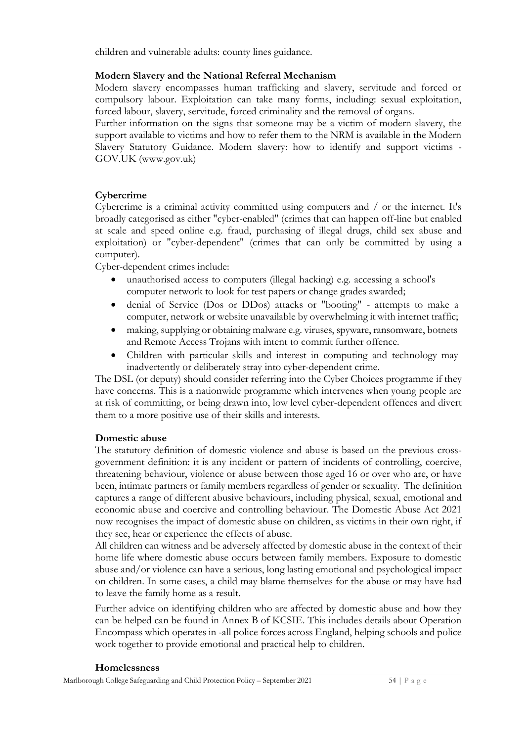children and vulnerable adults: county lines guidance.

**Modern Slavery and the National Referral Mechanism**

Modern slavery encompasses human trafficking and slavery, servitude and forced or compulsory labour. Exploitation can take many forms, including: sexual exploitation, forced labour, slavery, servitude, forced criminality and the removal of organs.

Further information on the signs that someone may be a victim of modern slavery, the support available to victims and how to refer them to the NRM is available in the Modern Slavery Statutory Guidance. Modern slavery: how to identify and support victims - GOV.UK (www.gov.uk)

**Cybercrime**

Cybercrime is a criminal activity committed using computers and / or the internet. It's broadly categorised as either "cyber-enabled" (crimes that can happen off-line but enabled at scale and speed online e.g. fraud, purchasing of illegal drugs, child sex abuse and exploitation) or "cyber-dependent" (crimes that can only be committed by using a computer).

Cyber-dependent crimes include:

- unauthorised access to computers (illegal hacking) e.g. accessing a school's computer network to look for test papers or change grades awarded;
- denial of Service (Dos or DDos) attacks or "booting" - attempts to make a computer, network or website unavailable by overwhelming it with internet traffic;
- making, supplying or obtaining malware e.g. viruses, spyware, ransomware, botnets and Remote Access Trojans with intent to commit further offence.
- Children with particular skills and interest in computing and technology may inadvertently or deliberately stray into cyber-dependent crime.

The DSL (or deputy) should consider referring into the Cyber Choices programme if they have concerns. This is a nationwide programme which intervenes when young people are at risk of committing, or being drawn into, low level cyber-dependent offences and divert them to a more positive use of their skills and interests.

**Domestic abuse**

The statutory definition of domestic violence and abuse is based on the previous cross-government definition: it is any incident or pattern of incidents of controlling, coercive, threatening behaviour, violence or abuse between those aged 16 or over who are, or have been, intimate partners or family members regardless of gender or sexuality. The definition captures a range of different abusive behaviours, including physical, sexual, emotional and economic abuse and coercive and controlling behaviour. The Domestic Abuse Act 2021 now recognises the impact of domestic abuse on children, as victims in their own right, if they see, hear or experience the effects of abuse.

All children can witness and be adversely affected by domestic abuse in the context of their home life where domestic abuse occurs between family members. Exposure to domestic abuse and/or violence can have a serious, long lasting emotional and psychological impact on children. In some cases, a child may blame themselves for the abuse or may have had to leave the family home as a result.

Further advice on identifying children who are affected by domestic abuse and how they can be helped can be found in Annex B of KCSIE. This includes details about Operation Encompass which operates in -all police forces across England, helping schools and police work together to provide emotional and practical help to children.

**Homelessness**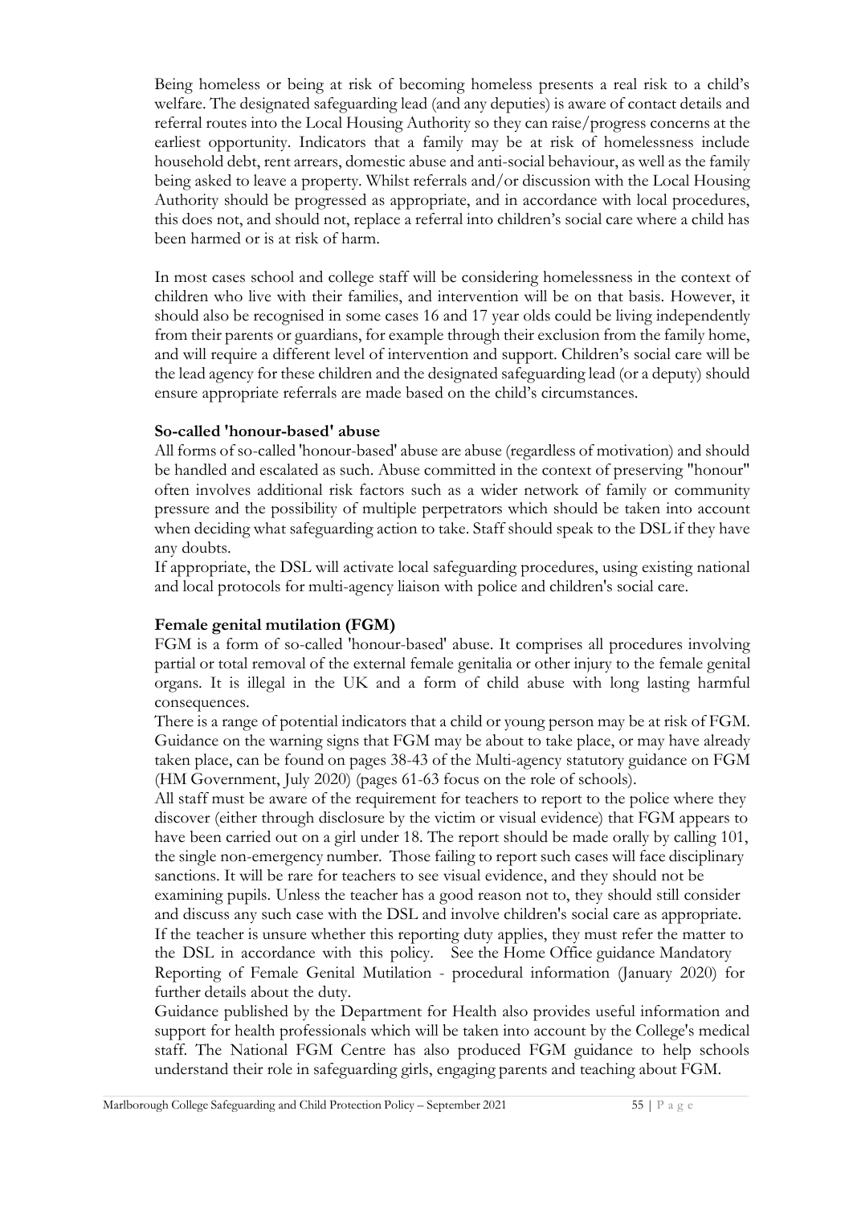Being homeless or being at risk of becoming homeless presents a real risk to a child's welfare. The designated safeguarding lead (and any deputies) is aware of contact details and referral routes into the Local Housing Authority so they can raise/progress concerns at the earliest opportunity. Indicators that a family may be at risk of homelessness include household debt, rent arrears, domestic abuse and anti-social behaviour, as well as the family being asked to leave a property. Whilst referrals and/or discussion with the Local Housing Authority should be progressed as appropriate, and in accordance with local procedures, this does not, and should not, replace a referral into children's social care where a child has been harmed or is at risk of harm.

In most cases school and college staff will be considering homelessness in the context of children who live with their families, and intervention will be on that basis. However, it should also be recognised in some cases 16 and 17 year olds could be living independently from their parents or guardians, for example through their exclusion from the family home, and will require a different level of intervention and support. Children's social care will be the lead agency for these children and the designated safeguarding lead (or a deputy) should ensure appropriate referrals are made based on the child's circumstances.

**So-called 'honour-based' abuse**

All forms of so-called 'honour-based' abuse are abuse (regardless of motivation) and should be handled and escalated as such. Abuse committed in the context of preserving "honour" often involves additional risk factors such as a wider network of family or community pressure and the possibility of multiple perpetrators which should be taken into account when deciding what safeguarding action to take. Staff should speak to the DSL if they have any doubts.

If appropriate, the DSL will activate local safeguarding procedures, using existing national and local protocols for multi-agency liaison with police and children's social care.

**Female genital mutilation (FGM)**

FGM is a form of so-called 'honour-based' abuse. It comprises all procedures involving partial or total removal of the external female genitalia or other injury to the female genital organs. It is illegal in the UK and a form of child abuse with long lasting harmful consequences.

There is a range of potential indicators that a child or young person may be at risk of FGM. Guidance on the warning signs that FGM may be about to take place, or may have already taken place, can be found on pages 38-43 of the Multi-agency statutory guidance on FGM (HM Government, July 2020) (pages 61-63 focus on the role of schools).

All staff must be aware of the requirement for teachers to report to the police where they discover (either through disclosure by the victim or visual evidence) that FGM appears to have been carried out on a girl under 18. The report should be made orally by calling 101, the single non-emergency number. Those failing to report such cases will face disciplinary sanctions. It will be rare for teachers to see visual evidence, and they should not be examining pupils. Unless the teacher has a good reason not to, they should still consider and discuss any such case with the DSL and involve children's social care as appropriate. If the teacher is unsure whether this reporting duty applies, they must refer the matter to the DSL in accordance with this policy. See the Home Office guidance Mandatory Reporting of Female Genital Mutilation - procedural information (January 2020) for further details about the duty.

Guidance published by the Department for Health also provides useful information and support for health professionals which will be taken into account by the College's medical staff. The National FGM Centre has also produced FGM guidance to help schools understand their role in safeguarding girls, engaging parents and teaching about FGM.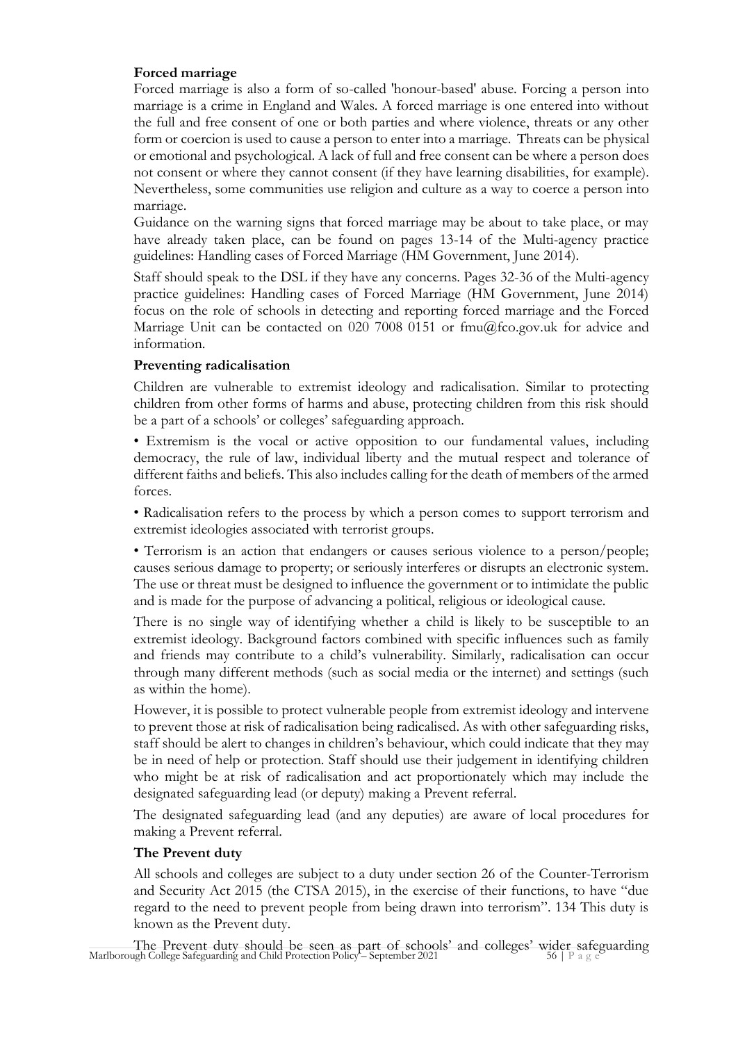### Forced marriage

Forced marriage is also a form of so-called 'honour-based' abuse. Forcing a person into marriage is a crime in England and Wales. A forced marriage is one entered into without the full and free consent of one or both parties and where violence, threats or any other form or coercion is used to cause a person to enter into a marriage. Threats can be physical or emotional and psychological. A lack of full and free consent can be where a person does not consent or where they cannot consent (if they have learning disabilities, for example). Nevertheless, some communities use religion and culture as a way to coerce a person into marriage.

Guidance on the warning signs that forced marriage may be about to take place, or may have already taken place, can be found on pages 13-14 of the Multi-agency practice guidelines: Handling cases of Forced Marriage (HM Government, June 2014).

Staff should speak to the DSL if they have any concerns. Pages 32-36 of the Multi-agency practice guidelines: Handling cases of Forced Marriage (HM Government, June 2014) focus on the role of schools in detecting and reporting forced marriage and the Forced Marriage Unit can be contacted on 020 7008 0151 or fmu@fco.gov.uk for advice and information.

### Preventing radicalisation

Children are vulnerable to extremist ideology and radicalisation. Similar to protecting children from other forms of harms and abuse, protecting children from this risk should be a part of a schools' or colleges' safeguarding approach.

- Extremism is the vocal or active opposition to our fundamental values, including democracy, the rule of law, individual liberty and the mutual respect and tolerance of different faiths and beliefs. This also includes calling for the death of members of the armed forces.
- Radicalisation refers to the process by which a person comes to support terrorism and extremist ideologies associated with terrorist groups.
- Terrorism is an action that endangers or causes serious violence to a person/people; causes serious damage to property; or seriously interferes or disrupts an electronic system. The use or threat must be designed to influence the government or to intimidate the public and is made for the purpose of advancing a political, religious or ideological cause.

There is no single way of identifying whether a child is likely to be susceptible to an extremist ideology. Background factors combined with specific influences such as family and friends may contribute to a child's vulnerability. Similarly, radicalisation can occur through many different methods (such as social media or the internet) and settings (such as within the home).

However, it is possible to protect vulnerable people from extremist ideology and intervene to prevent those at risk of radicalisation being radicalised. As with other safeguarding risks, staff should be alert to changes in children's behaviour, which could indicate that they may be in need of help or protection. Staff should use their judgement in identifying children who might be at risk of radicalisation and act proportionately which may include the designated safeguarding lead (or deputy) making a Prevent referral.

The designated safeguarding lead (and any deputies) are aware of local procedures for making a Prevent referral.

### The Prevent duty

All schools and colleges are subject to a duty under section 26 of the Counter-Terrorism and Security Act 2015 (the CTSA 2015), in the exercise of their functions, to have "due regard to the need to prevent people from being drawn into terrorism". 134 This duty is known as the Prevent duty.

The Prevent duty should be seen as part of schools' and colleges' wider safeguarding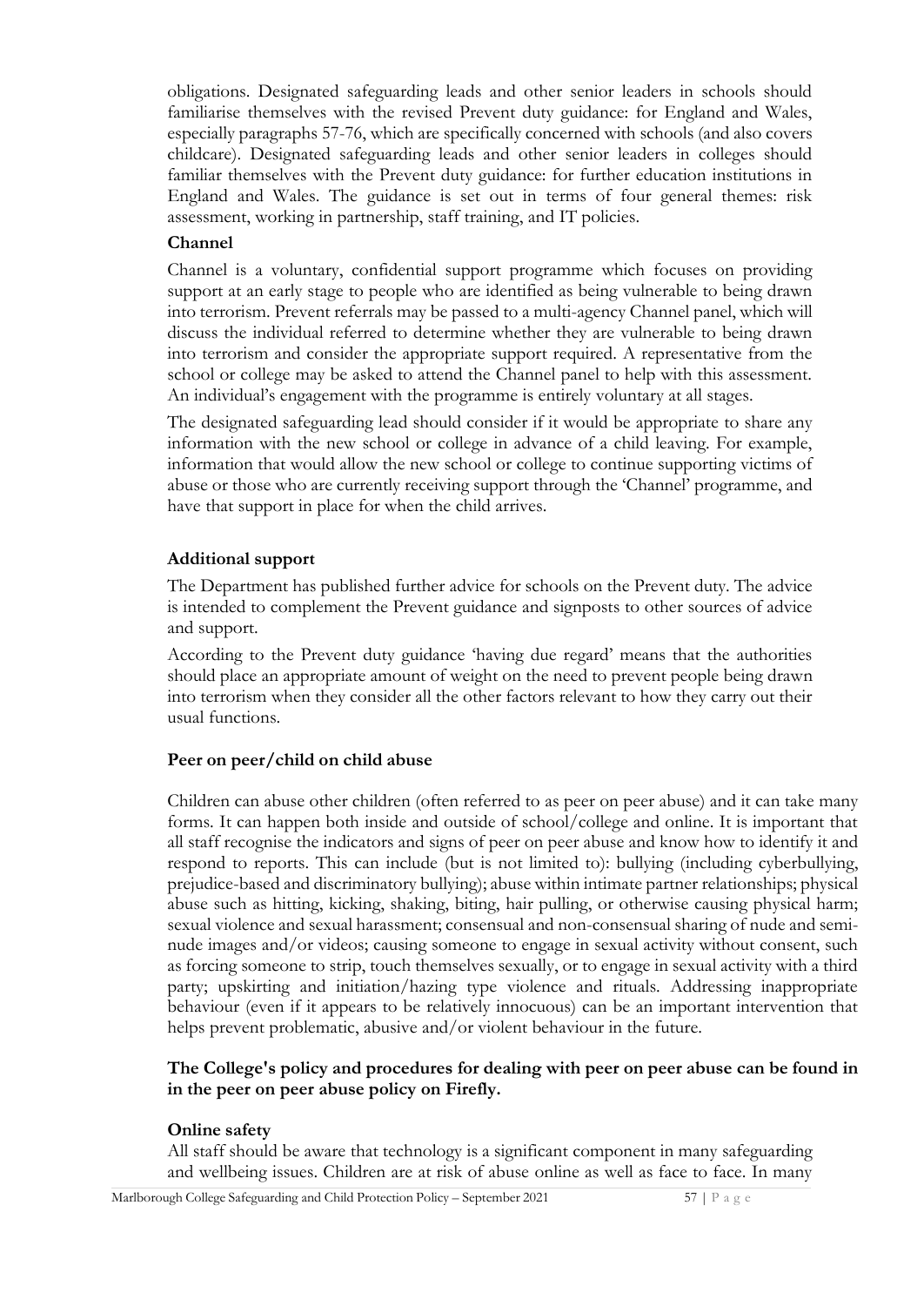obligations. Designated safeguarding leads and other senior leaders in schools should familiarise themselves with the revised Prevent duty guidance: for England and Wales, especially paragraphs 57-76, which are specifically concerned with schools (and also covers childcare). Designated safeguarding leads and other senior leaders in colleges should familiar themselves with the Prevent duty guidance: for further education institutions in England and Wales. The guidance is set out in terms of four general themes: risk assessment, working in partnership, staff training, and IT policies.

**Channel**

Channel is a voluntary, confidential support programme which focuses on providing support at an early stage to people who are identified as being vulnerable to being drawn into terrorism. Prevent referrals may be passed to a multi-agency Channel panel, which will discuss the individual referred to determine whether they are vulnerable to being drawn into terrorism and consider the appropriate support required. A representative from the school or college may be asked to attend the Channel panel to help with this assessment. An individual's engagement with the programme is entirely voluntary at all stages.

The designated safeguarding lead should consider if it would be appropriate to share any information with the new school or college in advance of a child leaving. For example, information that would allow the new school or college to continue supporting victims of abuse or those who are currently receiving support through the 'Channel' programme, and have that support in place for when the child arrives.

**Additional support**

The Department has published further advice for schools on the Prevent duty. The advice is intended to complement the Prevent guidance and signposts to other sources of advice and support.

According to the Prevent duty guidance 'having due regard' means that the authorities should place an appropriate amount of weight on the need to prevent people being drawn into terrorism when they consider all the other factors relevant to how they carry out their usual functions.

**Peer on peer/child on child abuse**

Children can abuse other children (often referred to as peer on peer abuse) and it can take many forms. It can happen both inside and outside of school/college and online. It is important that all staff recognise the indicators and signs of peer on peer abuse and know how to identify it and respond to reports. This can include (but is not limited to): bullying (including cyberbullying, prejudice-based and discriminatory bullying); abuse within intimate partner relationships; physical abuse such as hitting, kicking, shaking, biting, hair pulling, or otherwise causing physical harm; sexual violence and sexual harassment; consensual and non-consensual sharing of nude and semi-nude images and/or videos; causing someone to engage in sexual activity without consent, such as forcing someone to strip, touch themselves sexually, or to engage in sexual activity with a third party; upskirting and initiation/hazing type violence and rituals. Addressing inappropriate behaviour (even if it appears to be relatively innocuous) can be an important intervention that helps prevent problematic, abusive and/or violent behaviour in the future.

**The College's policy and procedures for dealing with peer on peer abuse can be found in in the peer on peer abuse policy on Firefly.**

**Online safety**

All staff should be aware that technology is a significant component in many safeguarding and wellbeing issues. Children are at risk of abuse online as well as face to face. In many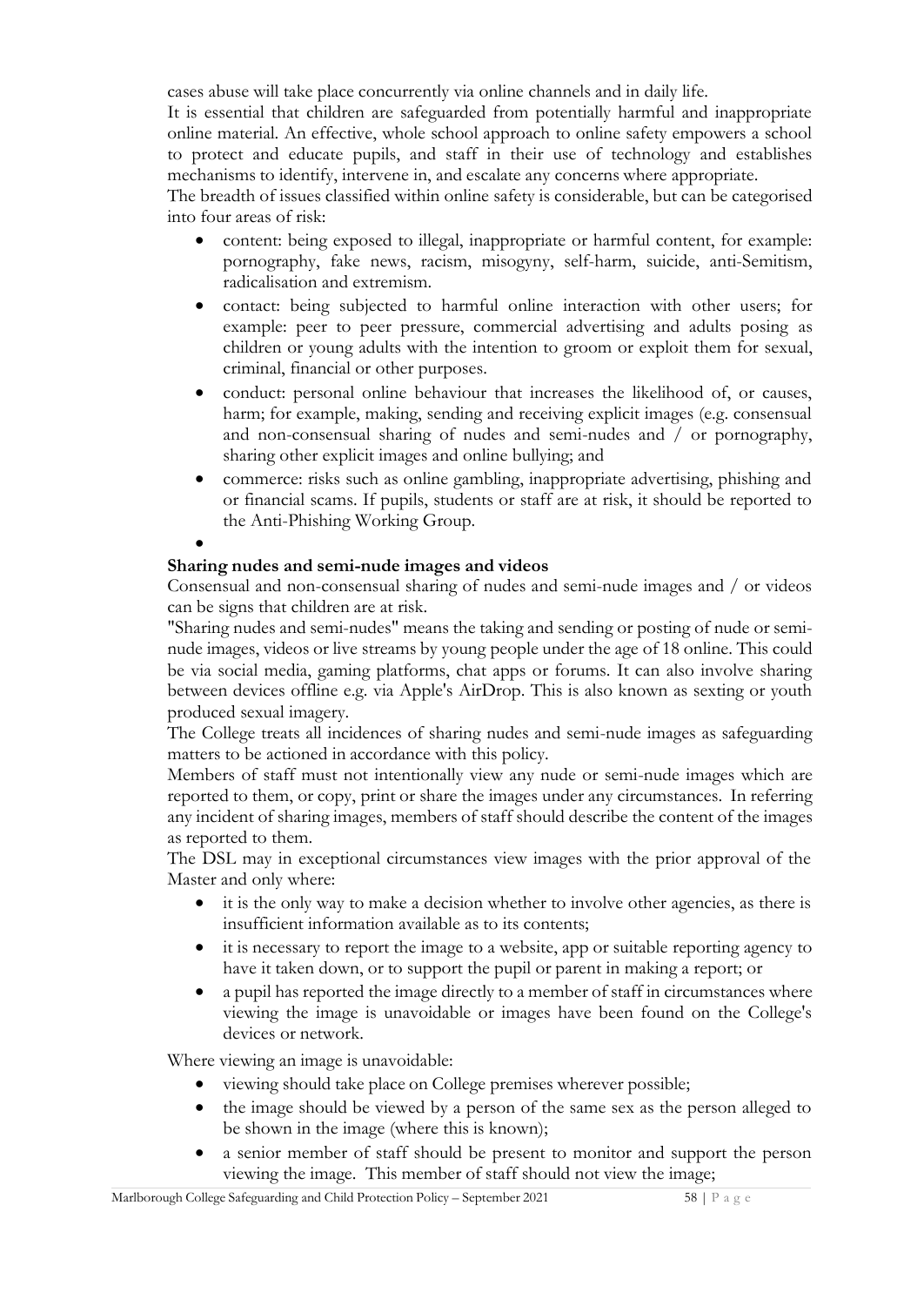cases abuse will take place concurrently via online channels and in daily life.

It is essential that children are safeguarded from potentially harmful and inappropriate online material. An effective, whole school approach to online safety empowers a school to protect and educate pupils, and staff in their use of technology and establishes mechanisms to identify, intervene in, and escalate any concerns where appropriate.

The breadth of issues classified within online safety is considerable, but can be categorised into four areas of risk:

- content: being exposed to illegal, inappropriate or harmful content, for example: pornography, fake news, racism, misogyny, self-harm, suicide, anti-Semitism, radicalisation and extremism.
- contact: being subjected to harmful online interaction with other users; for example: peer to peer pressure, commercial advertising and adults posing as children or young adults with the intention to groom or exploit them for sexual, criminal, financial or other purposes.
- conduct: personal online behaviour that increases the likelihood of, or causes, harm; for example, making, sending and receiving explicit images (e.g. consensual and non-consensual sharing of nudes and semi-nudes and / or pornography, sharing other explicit images and online bullying; and
- commerce: risks such as online gambling, inappropriate advertising, phishing and or financial scams. If pupils, students or staff are at risk, it should be reported to the Anti-Phishing Working Group.

**Sharing nudes and semi-nude images and videos**

Consensual and non-consensual sharing of nudes and semi-nude images and / or videos can be signs that children are at risk.

"Sharing nudes and semi-nudes" means the taking and sending or posting of nude or semi-nude images, videos or live streams by young people under the age of 18 online. This could be via social media, gaming platforms, chat apps or forums. It can also involve sharing between devices offline e.g. via Apple's AirDrop. This is also known as sexting or youth produced sexual imagery.

The College treats all incidences of sharing nudes and semi-nude images as safeguarding matters to be actioned in accordance with this policy.

Members of staff must not intentionally view any nude or semi-nude images which are reported to them, or copy, print or share the images under any circumstances. In referring any incident of sharing images, members of staff should describe the content of the images as reported to them.

The DSL may in exceptional circumstances view images with the prior approval of the Master and only where:

- it is the only way to make a decision whether to involve other agencies, as there is insufficient information available as to its contents;
- it is necessary to report the image to a website, app or suitable reporting agency to have it taken down, or to support the pupil or parent in making a report; or
- a pupil has reported the image directly to a member of staff in circumstances where viewing the image is unavoidable or images have been found on the College's devices or network.

Where viewing an image is unavoidable:

- viewing should take place on College premises wherever possible;
- the image should be viewed by a person of the same sex as the person alleged to be shown in the image (where this is known);
- a senior member of staff should be present to monitor and support the person viewing the image. This member of staff should not view the image;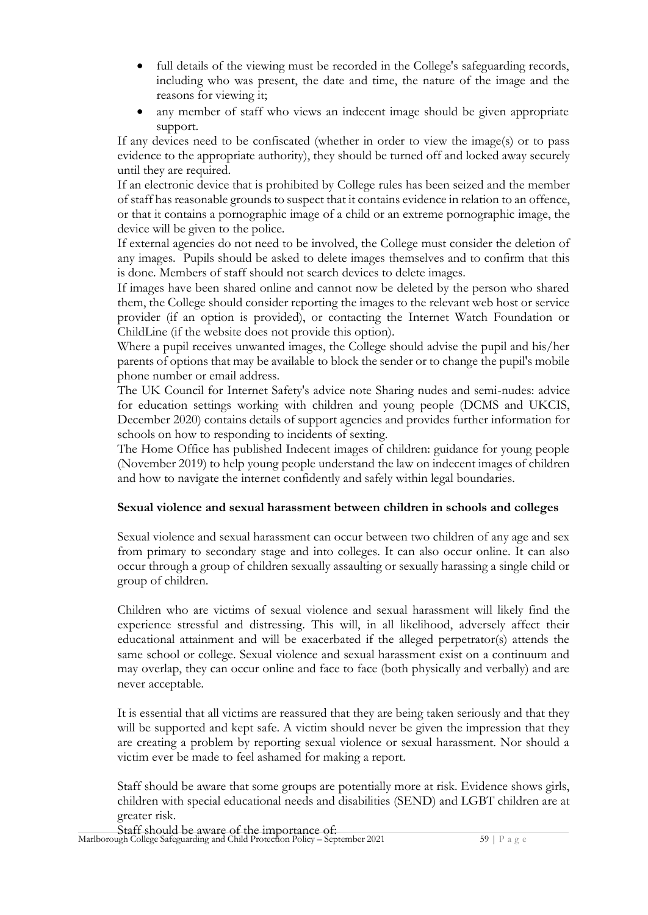- full details of the viewing must be recorded in the College's safeguarding records, including who was present, the date and time, the nature of the image and the reasons for viewing it;
- any member of staff who views an indecent image should be given appropriate support.

If any devices need to be confiscated (whether in order to view the image(s) or to pass evidence to the appropriate authority), they should be turned off and locked away securely until they are required.

If an electronic device that is prohibited by College rules has been seized and the member of staff has reasonable grounds to suspect that it contains evidence in relation to an offence, or that it contains a pornographic image of a child or an extreme pornographic image, the device will be given to the police.

If external agencies do not need to be involved, the College must consider the deletion of any images. Pupils should be asked to delete images themselves and to confirm that this is done. Members of staff should not search devices to delete images.

If images have been shared online and cannot now be deleted by the person who shared them, the College should consider reporting the images to the relevant web host or service provider (if an option is provided), or contacting the Internet Watch Foundation or ChildLine (if the website does not provide this option).

Where a pupil receives unwanted images, the College should advise the pupil and his/her parents of options that may be available to block the sender or to change the pupil's mobile phone number or email address.

The UK Council for Internet Safety's advice note Sharing nudes and semi-nudes: advice for education settings working with children and young people (DCMS and UKCIS, December 2020) contains details of support agencies and provides further information for schools on how to responding to incidents of sexting.

The Home Office has published Indecent images of children: guidance for young people (November 2019) to help young people understand the law on indecent images of children and how to navigate the internet confidently and safely within legal boundaries.

**Sexual violence and sexual harassment between children in schools and colleges**

Sexual violence and sexual harassment can occur between two children of any age and sex from primary to secondary stage and into colleges. It can also occur online. It can also occur through a group of children sexually assaulting or sexually harassing a single child or group of children.

Children who are victims of sexual violence and sexual harassment will likely find the experience stressful and distressing. This will, in all likelihood, adversely affect their educational attainment and will be exacerbated if the alleged perpetrator(s) attends the same school or college. Sexual violence and sexual harassment exist on a continuum and may overlap, they can occur online and face to face (both physically and verbally) and are never acceptable.

It is essential that all victims are reassured that they are being taken seriously and that they will be supported and kept safe. A victim should never be given the impression that they are creating a problem by reporting sexual violence or sexual harassment. Nor should a victim ever be made to feel ashamed for making a report.

Staff should be aware that some groups are potentially more at risk. Evidence shows girls, children with special educational needs and disabilities (SEND) and LGBT children are at greater risk.

Staff should be aware of the importance of: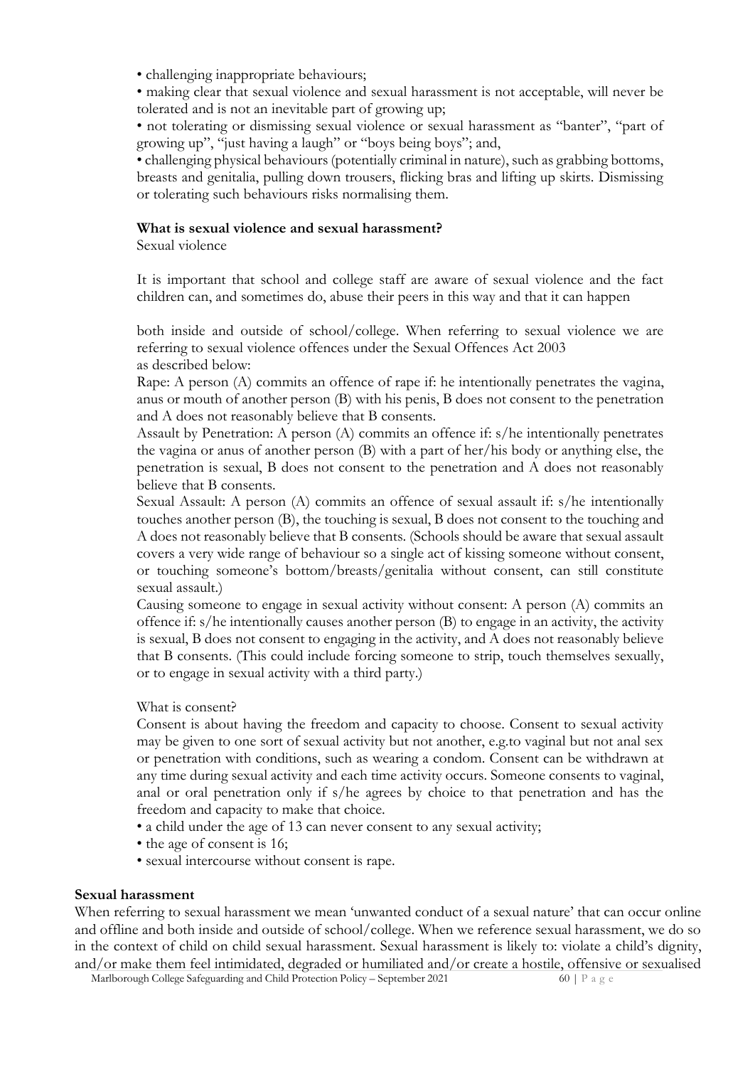- challenging inappropriate behaviours;
- making clear that sexual violence and sexual harassment is not acceptable, will never be tolerated and is not an inevitable part of growing up;
- not tolerating or dismissing sexual violence or sexual harassment as "banter", "part of growing up", "just having a laugh" or "boys being boys"; and,
- challenging physical behaviours (potentially criminal in nature), such as grabbing bottoms, breasts and genitalia, pulling down trousers, flicking bras and lifting up skirts. Dismissing or tolerating such behaviours risks normalising them.

**What is sexual violence and sexual harassment?**

Sexual violence

It is important that school and college staff are aware of sexual violence and the fact children can, and sometimes do, abuse their peers in this way and that it can happen

both inside and outside of school/college. When referring to sexual violence we are referring to sexual violence offences under the Sexual Offences Act 2003 as described below:

Rape: A person (A) commits an offence of rape if: he intentionally penetrates the vagina, anus or mouth of another person (B) with his penis, B does not consent to the penetration and A does not reasonably believe that B consents.

Assault by Penetration: A person (A) commits an offence if: s/he intentionally penetrates the vagina or anus of another person (B) with a part of her/his body or anything else, the penetration is sexual, B does not consent to the penetration and A does not reasonably believe that B consents.

Sexual Assault: A person (A) commits an offence of sexual assault if: s/he intentionally touches another person (B), the touching is sexual, B does not consent to the touching and A does not reasonably believe that B consents. (Schools should be aware that sexual assault covers a very wide range of behaviour so a single act of kissing someone without consent, or touching someone's bottom/breasts/genitalia without consent, can still constitute sexual assault.)

Causing someone to engage in sexual activity without consent: A person (A) commits an offence if: s/he intentionally causes another person (B) to engage in an activity, the activity is sexual, B does not consent to engaging in the activity, and A does not reasonably believe that B consents. (This could include forcing someone to strip, touch themselves sexually, or to engage in sexual activity with a third party.)

What is consent?

Consent is about having the freedom and capacity to choose. Consent to sexual activity may be given to one sort of sexual activity but not another, e.g.to vaginal but not anal sex or penetration with conditions, such as wearing a condom. Consent can be withdrawn at any time during sexual activity and each time activity occurs. Someone consents to vaginal, anal or oral penetration only if s/he agrees by choice to that penetration and has the freedom and capacity to make that choice.

- a child under the age of 13 can never consent to any sexual activity;
- the age of consent is 16;
- sexual intercourse without consent is rape.

**Sexual harassment**

When referring to sexual harassment we mean 'unwanted conduct of a sexual nature' that can occur online and offline and both inside and outside of school/college. When we reference sexual harassment, we do so in the context of child on child sexual harassment. Sexual harassment is likely to: violate a child's dignity, and/or make them feel intimidated, degraded or humiliated and/or create a hostile, offensive or sexualised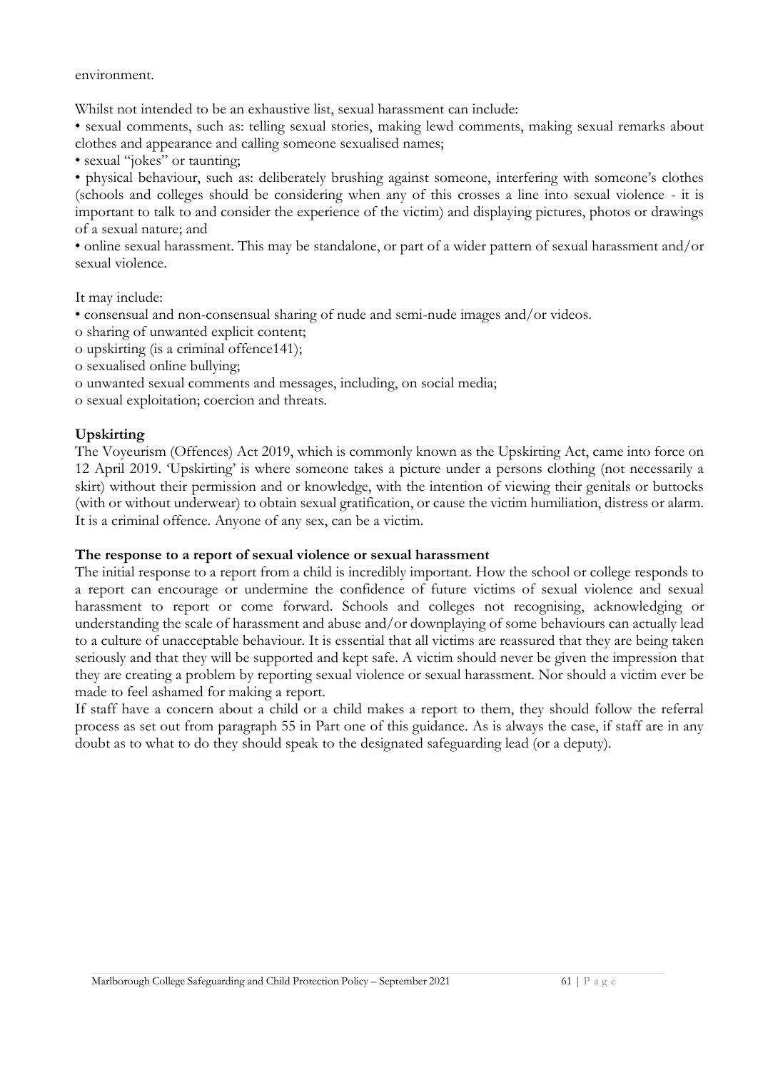environment.

Whilst not intended to be an exhaustive list, sexual harassment can include:

- sexual comments, such as: telling sexual stories, making lewd comments, making sexual remarks about clothes and appearance and calling someone sexualised names;
- sexual "jokes" or taunting;
- physical behaviour, such as: deliberately brushing against someone, interfering with someone's clothes (schools and colleges should be considering when any of this crosses a line into sexual violence - it is important to talk to and consider the experience of the victim) and displaying pictures, photos or drawings of a sexual nature; and
- online sexual harassment. This may be standalone, or part of a wider pattern of sexual harassment and/or sexual violence.

It may include:

- consensual and non-consensual sharing of nude and semi-nude images and/or videos.
  - sharing of unwanted explicit content;
  - upskirting (is a criminal offence141);
  - sexualised online bullying;
  - unwanted sexual comments and messages, including, on social media;
  - sexual exploitation; coercion and threats.

**Upskirting**

The Voyeurism (Offences) Act 2019, which is commonly known as the Upskirting Act, came into force on 12 April 2019. 'Upskirting' is where someone takes a picture under a persons clothing (not necessarily a skirt) without their permission and or knowledge, with the intention of viewing their genitals or buttocks (with or without underwear) to obtain sexual gratification, or cause the victim humiliation, distress or alarm. It is a criminal offence. Anyone of any sex, can be a victim.

**The response to a report of sexual violence or sexual harassment**

The initial response to a report from a child is incredibly important. How the school or college responds to a report can encourage or undermine the confidence of future victims of sexual violence and sexual harassment to report or come forward. Schools and colleges not recognising, acknowledging or understanding the scale of harassment and abuse and/or downplaying of some behaviours can actually lead to a culture of unacceptable behaviour. It is essential that all victims are reassured that they are being taken seriously and that they will be supported and kept safe. A victim should never be given the impression that they are creating a problem by reporting sexual violence or sexual harassment. Nor should a victim ever be made to feel ashamed for making a report.

If staff have a concern about a child or a child makes a report to them, they should follow the referral process as set out from paragraph 55 in Part one of this guidance. As is always the case, if staff are in any doubt as to what to do they should speak to the designated safeguarding lead (or a deputy).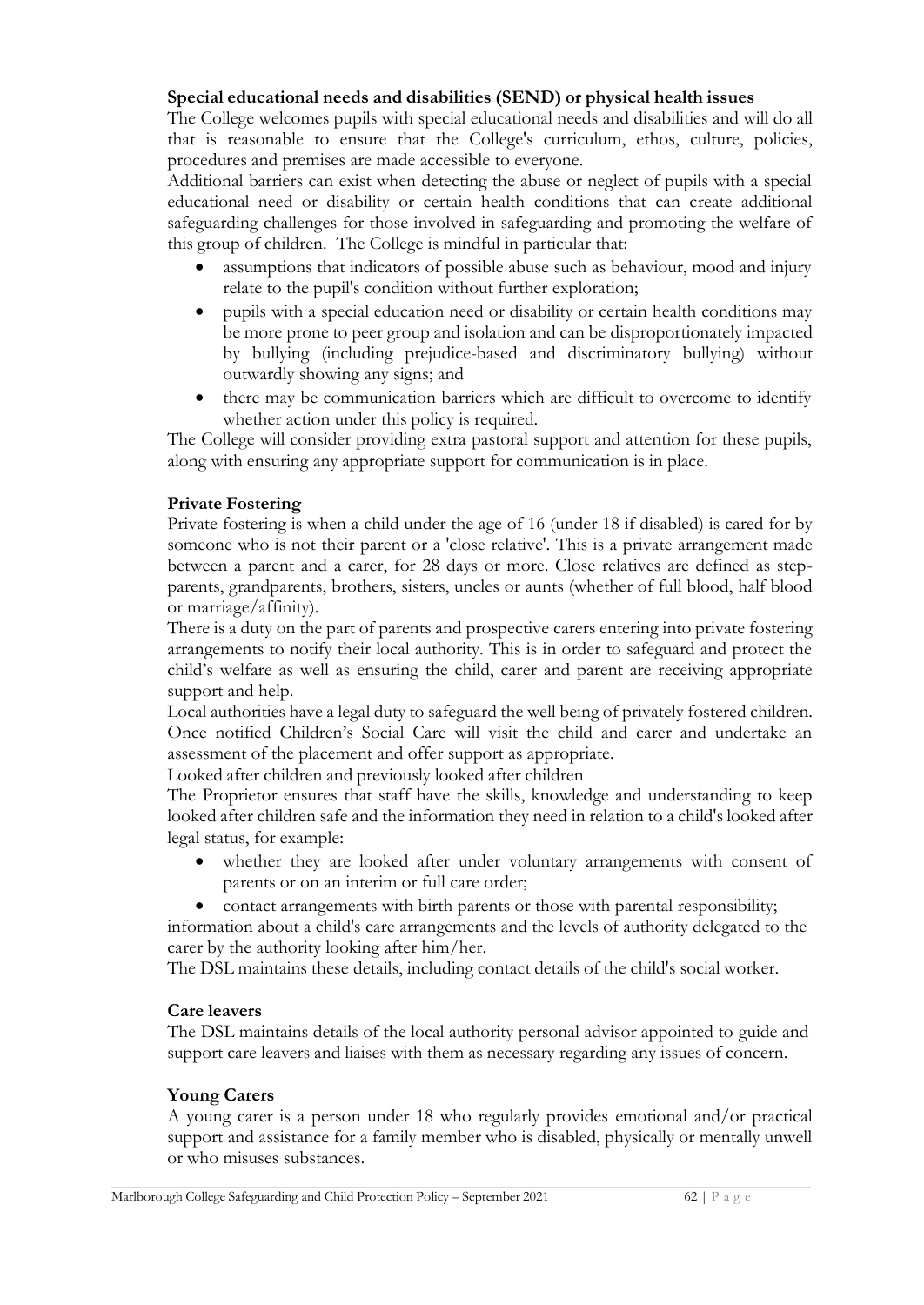**Special educational needs and disabilities (SEND) or physical health issues**

The College welcomes pupils with special educational needs and disabilities and will do all that is reasonable to ensure that the College's curriculum, ethos, culture, policies, procedures and premises are made accessible to everyone.

Additional barriers can exist when detecting the abuse or neglect of pupils with a special educational need or disability or certain health conditions that can create additional safeguarding challenges for those involved in safeguarding and promoting the welfare of this group of children. The College is mindful in particular that:

- assumptions that indicators of possible abuse such as behaviour, mood and injury relate to the pupil's condition without further exploration;
- pupils with a special education need or disability or certain health conditions may be more prone to peer group and isolation and can be disproportionately impacted by bullying (including prejudice-based and discriminatory bullying) without outwardly showing any signs; and
- there may be communication barriers which are difficult to overcome to identify whether action under this policy is required.

The College will consider providing extra pastoral support and attention for these pupils, along with ensuring any appropriate support for communication is in place.

**Private Fostering**

Private fostering is when a child under the age of 16 (under 18 if disabled) is cared for by someone who is not their parent or a 'close relative'. This is a private arrangement made between a parent and a carer, for 28 days or more. Close relatives are defined as step-parents, grandparents, brothers, sisters, uncles or aunts (whether of full blood, half blood or marriage/affinity).

There is a duty on the part of parents and prospective carers entering into private fostering arrangements to notify their local authority. This is in order to safeguard and protect the child's welfare as well as ensuring the child, carer and parent are receiving appropriate support and help.

Local authorities have a legal duty to safeguard the well being of privately fostered children. Once notified Children's Social Care will visit the child and carer and undertake an assessment of the placement and offer support as appropriate.

Looked after children and previously looked after children

The Proprietor ensures that staff have the skills, knowledge and understanding to keep looked after children safe and the information they need in relation to a child's looked after legal status, for example:

- whether they are looked after under voluntary arrangements with consent of parents or on an interim or full care order;
- contact arrangements with birth parents or those with parental responsibility;

information about a child's care arrangements and the levels of authority delegated to the carer by the authority looking after him/her.

The DSL maintains these details, including contact details of the child's social worker.

**Care leavers**

The DSL maintains details of the local authority personal advisor appointed to guide and support care leavers and liaises with them as necessary regarding any issues of concern.

**Young Carers**

A young carer is a person under 18 who regularly provides emotional and/or practical support and assistance for a family member who is disabled, physically or mentally unwell or who misuses substances.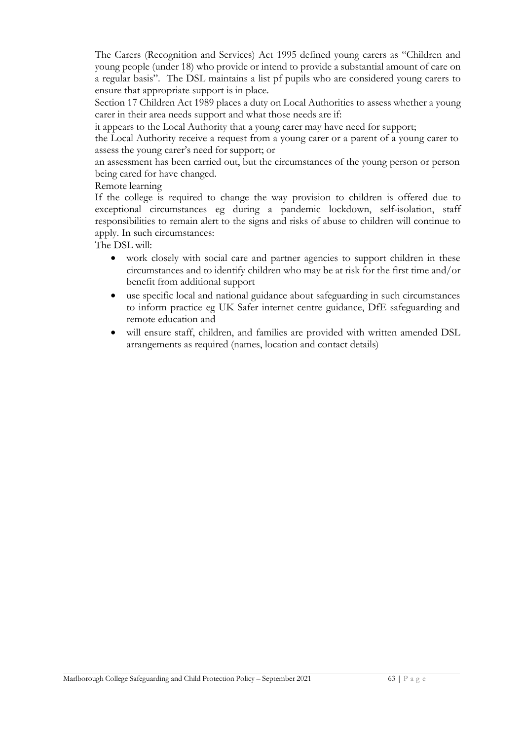The Carers (Recognition and Services) Act 1995 defined young carers as "Children and young people (under 18) who provide or intend to provide a substantial amount of care on a regular basis". The DSL maintains a list pf pupils who are considered young carers to ensure that appropriate support is in place.

Section 17 Children Act 1989 places a duty on Local Authorities to assess whether a young carer in their area needs support and what those needs are if:

it appears to the Local Authority that a young carer may have need for support;

the Local Authority receive a request from a young carer or a parent of a young carer to assess the young carer's need for support; or

an assessment has been carried out, but the circumstances of the young person or person being cared for have changed.

Remote learning

If the college is required to change the way provision to children is offered due to exceptional circumstances eg during a pandemic lockdown, self-isolation, staff responsibilities to remain alert to the signs and risks of abuse to children will continue to apply. In such circumstances:

The DSL will:

- work closely with social care and partner agencies to support children in these circumstances and to identify children who may be at risk for the first time and/or benefit from additional support
- use specific local and national guidance about safeguarding in such circumstances to inform practice eg UK Safer internet centre guidance, DfE safeguarding and remote education and
- will ensure staff, children, and families are provided with written amended DSL arrangements as required (names, location and contact details)